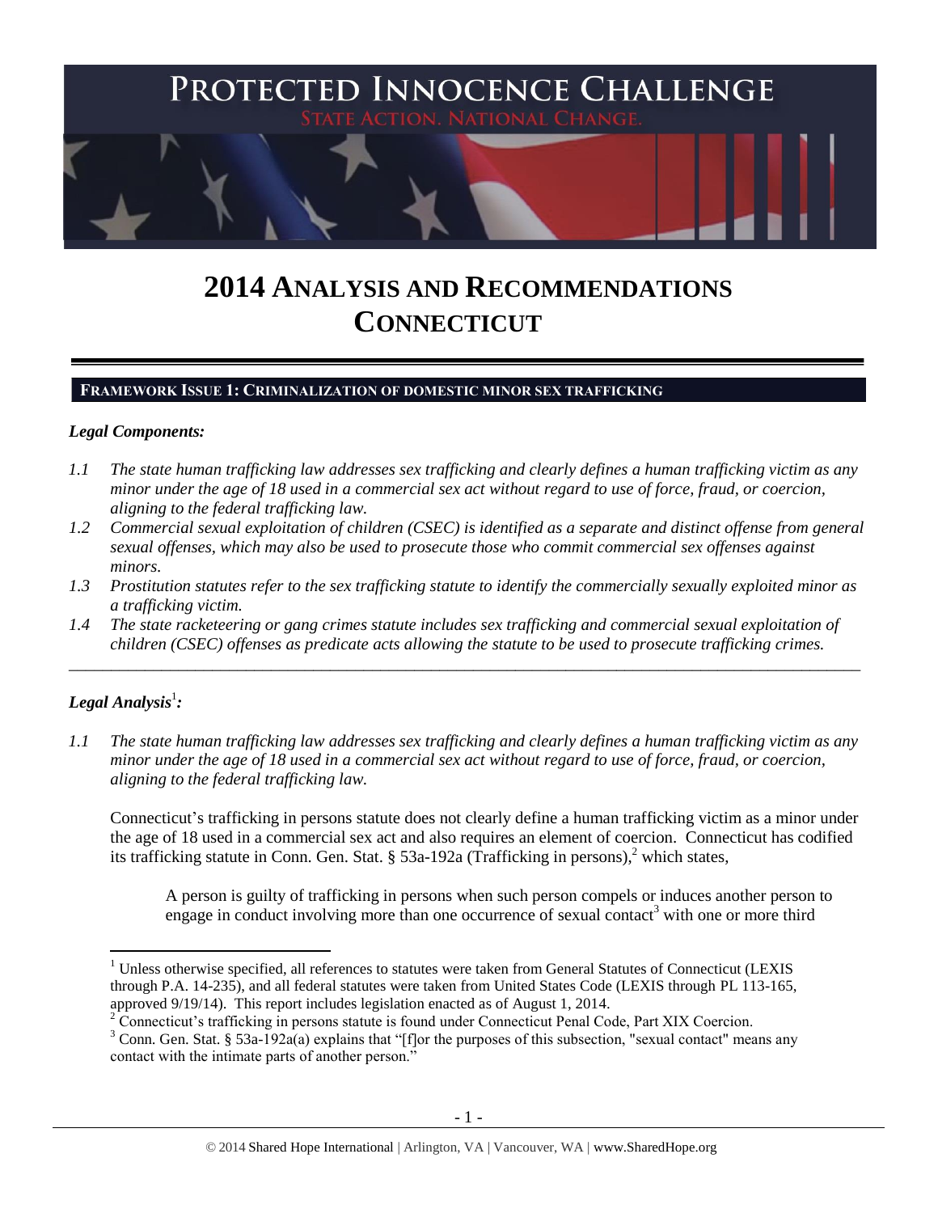# PROTECTED INNOCENCE CHALLENGE

STATE ACTION. NATIONAL CHANGE.

# 2014 ANALYSIS AND RECOMMENDATIONS CONNECTICUT

## FRAMEWORK ISSUE 1: CRIMINALIZATION OF DOMESTIC MINOR SEX TRAFFICKING

### *Legal Components:*

*1.1 The state human trafficking law addresses sex trafficking and clearly defines a human trafficking victim as any minor under the age of 18 used in a commercial sex act without regard to use of force, fraud, or coercion, aligning to the federal trafficking law.*

*1.2 Commercial sexual exploitation of children (CSEC) is identified as a separate and distinct offense from general sexual offenses, which may also be used to prosecute those who commit commercial sex offenses against minors.*

*1.3 Prostitution statutes refer to the sex trafficking statute to identify the commercially sexually exploited minor as a trafficking victim.*

*1.4 The state racketeering or gang crimes statute includes sex trafficking and commercial sexual exploitation of children (CSEC) offenses as predicate acts allowing the statute to be used to prosecute trafficking crimes.*

---

### *Legal Analysis*[1]*:*

*1.1 The state human trafficking law addresses sex trafficking and clearly defines a human trafficking victim as any minor under the age of 18 used in a commercial sex act without regard to use of force, fraud, or coercion, aligning to the federal trafficking law.*

Connecticut's trafficking in persons statute does not clearly define a human trafficking victim as a minor under the age of 18 used in a commercial sex act and also requires an element of coercion. Connecticut has codified its trafficking statute in Conn. Gen. Stat. § 53a-192a (Trafficking in persons),[2] which states,

> A person is guilty of trafficking in persons when such person compels or induces another person to engage in conduct involving more than one occurrence of sexual contact[3] with one or more third

---

[1] Unless otherwise specified, all references to statutes were taken from General Statutes of Connecticut (LEXIS through P.A. 14-235), and all federal statutes were taken from United States Code (LEXIS through PL 113-165, approved 9/19/14). This report includes legislation enacted as of August 1, 2014.

[2] Connecticut's trafficking in persons statute is found under Connecticut Penal Code, Part XIX Coercion.

[3] Conn. Gen. Stat. § 53a-192a(a) explains that "[f]or the purposes of this subsection, "sexual contact" means any contact with the intimate parts of another person."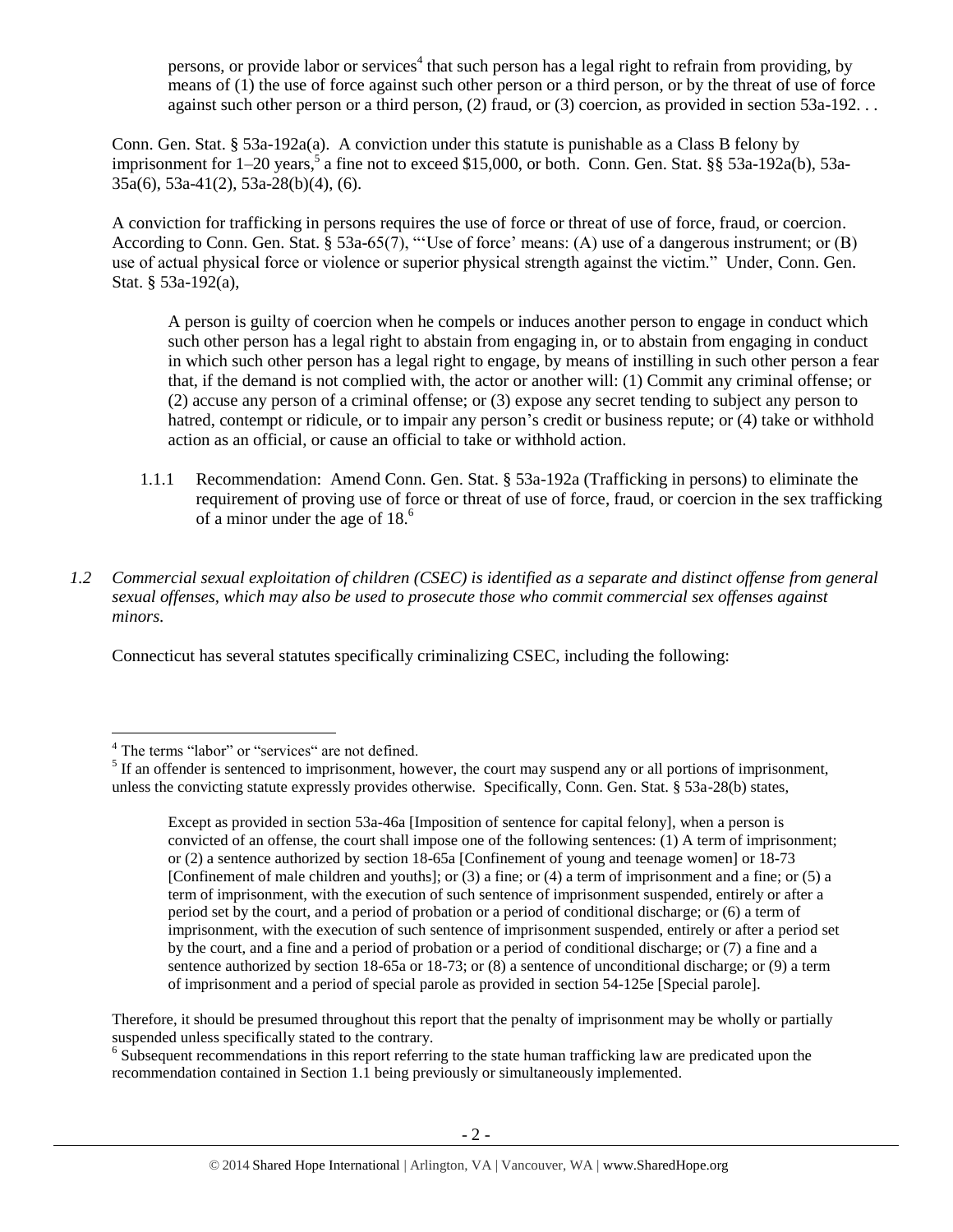> persons, or provide labor or services[4] that such person has a legal right to refrain from providing, by means of (1) the use of force against such other person or a third person, or by the threat of use of force against such other person or a third person, (2) fraud, or (3) coercion, as provided in section 53a-192. . .

Conn. Gen. Stat. § 53a-192a(a). A conviction under this statute is punishable as a Class B felony by imprisonment for 1–20 years,[5] a fine not to exceed $15,000, or both. Conn. Gen. Stat. §§ 53a-192a(b), 53a-35a(6), 53a-41(2), 53a-28(b)(4), (6).

A conviction for trafficking in persons requires the use of force or threat of use of force, fraud, or coercion. According to Conn. Gen. Stat. § 53a-65(7), "'Use of force' means: (A) use of a dangerous instrument; or (B) use of actual physical force or violence or superior physical strength against the victim." Under, Conn. Gen. Stat. § 53a-192(a),

> A person is guilty of coercion when he compels or induces another person to engage in conduct which such other person has a legal right to abstain from engaging in, or to abstain from engaging in conduct in which such other person has a legal right to engage, by means of instilling in such other person a fear that, if the demand is not complied with, the actor or another will: (1) Commit any criminal offense; or (2) accuse any person of a criminal offense; or (3) expose any secret tending to subject any person to hatred, contempt or ridicule, or to impair any person's credit or business repute; or (4) take or withhold action as an official, or cause an official to take or withhold action.

1.1.1 Recommendation: Amend Conn. Gen. Stat. § 53a-192a (Trafficking in persons) to eliminate the requirement of proving use of force or threat of use of force, fraud, or coercion in the sex trafficking of a minor under the age of 18.[6]

*1.2 Commercial sexual exploitation of children (CSEC) is identified as a separate and distinct offense from general sexual offenses, which may also be used to prosecute those who commit commercial sex offenses against minors.*

Connecticut has several statutes specifically criminalizing CSEC, including the following:

---

[4] The terms "labor" or "services" are not defined.

[5] If an offender is sentenced to imprisonment, however, the court may suspend any or all portions of imprisonment, unless the convicting statute expressly provides otherwise. Specifically, Conn. Gen. Stat. § 53a-28(b) states,

> Except as provided in section 53a-46a [Imposition of sentence for capital felony], when a person is convicted of an offense, the court shall impose one of the following sentences: (1) A term of imprisonment; or (2) a sentence authorized by section 18-65a [Confinement of young and teenage women] or 18-73 [Confinement of male children and youths]; or (3) a fine; or (4) a term of imprisonment and a fine; or (5) a term of imprisonment, with the execution of such sentence of imprisonment suspended, entirely or after a period set by the court, and a period of probation or a period of conditional discharge; or (6) a term of imprisonment, with the execution of such sentence of imprisonment suspended, entirely or after a period set by the court, and a fine and a period of probation or a period of conditional discharge; or (7) a fine and a sentence authorized by section 18-65a or 18-73; or (8) a sentence of unconditional discharge; or (9) a term of imprisonment and a period of special parole as provided in section 54-125e [Special parole].

Therefore, it should be presumed throughout this report that the penalty of imprisonment may be wholly or partially suspended unless specifically stated to the contrary.

[6] Subsequent recommendations in this report referring to the state human trafficking law are predicated upon the recommendation contained in Section 1.1 being previously or simultaneously implemented.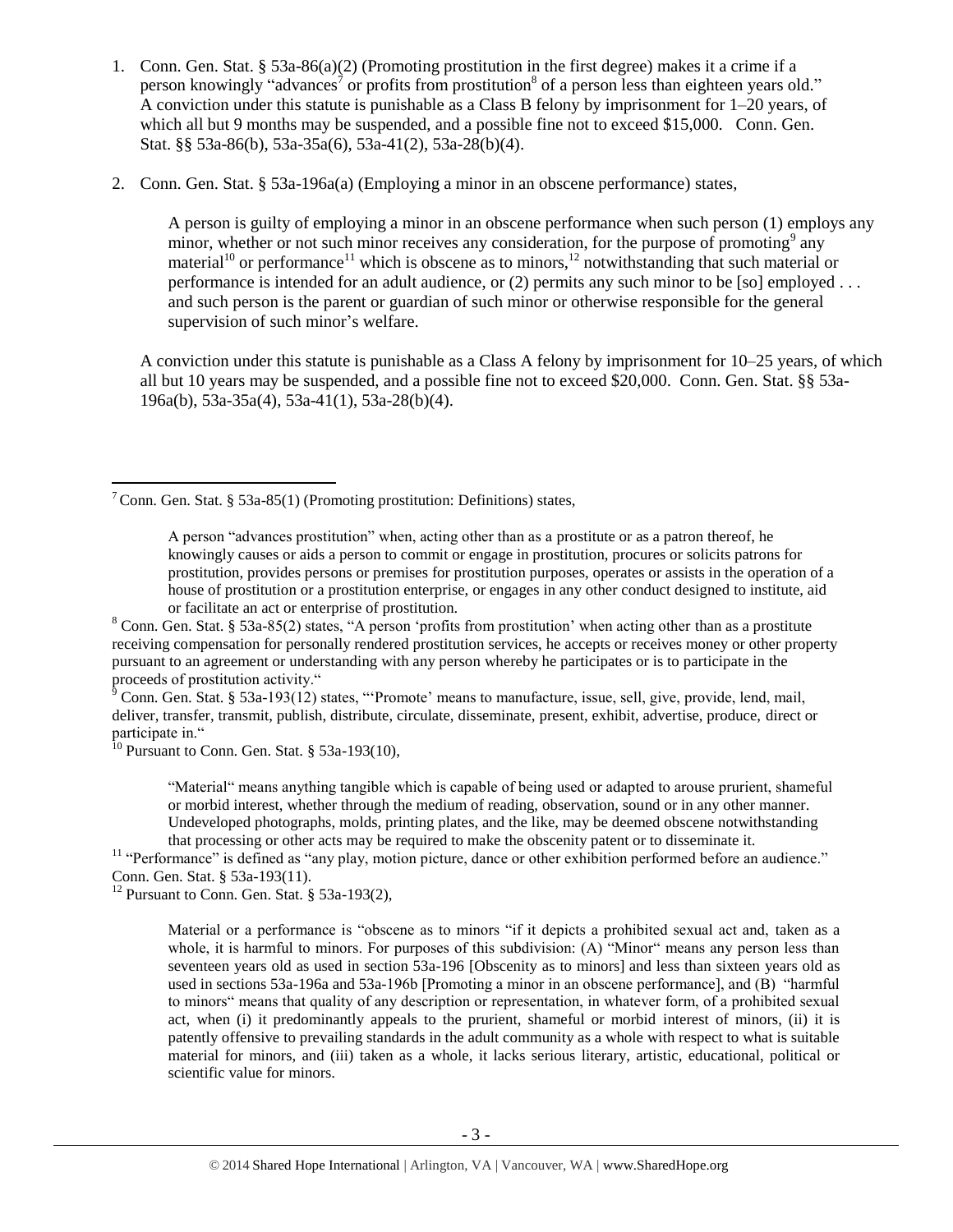1. Conn. Gen. Stat. § 53a-86(a)(2) (Promoting prostitution in the first degree) makes it a crime if a person knowingly "advances[7] or profits from prostitution[8] of a person less than eighteen years old." A conviction under this statute is punishable as a Class B felony by imprisonment for 1–20 years, of which all but 9 months may be suspended, and a possible fine not to exceed $15,000. Conn. Gen. Stat. §§ 53a-86(b), 53a-35a(6), 53a-41(2), 53a-28(b)(4).

2. Conn. Gen. Stat. § 53a-196a(a) (Employing a minor in an obscene performance) states,

   > A person is guilty of employing a minor in an obscene performance when such person (1) employs any minor, whether or not such minor receives any consideration, for the purpose of promoting[9] any material[10] or performance[11] which is obscene as to minors,[12] notwithstanding that such material or performance is intended for an adult audience, or (2) permits any such minor to be [so] employed . . . and such person is the parent or guardian of such minor or otherwise responsible for the general supervision of such minor's welfare.

   A conviction under this statute is punishable as a Class A felony by imprisonment for 10–25 years, of which all but 10 years may be suspended, and a possible fine not to exceed $20,000. Conn. Gen. Stat. §§ 53a-196a(b), 53a-35a(4), 53a-41(1), 53a-28(b)(4).

---

[7] Conn. Gen. Stat. § 53a-85(1) (Promoting prostitution: Definitions) states,

> A person "advances prostitution" when, acting other than as a prostitute or as a patron thereof, he knowingly causes or aids a person to commit or engage in prostitution, procures or solicits patrons for prostitution, provides persons or premises for prostitution purposes, operates or assists in the operation of a house of prostitution or a prostitution enterprise, or engages in any other conduct designed to institute, aid or facilitate an act or enterprise of prostitution.

[8] Conn. Gen. Stat. § 53a-85(2) states, "A person 'profits from prostitution' when acting other than as a prostitute receiving compensation for personally rendered prostitution services, he accepts or receives money or other property pursuant to an agreement or understanding with any person whereby he participates or is to participate in the proceeds of prostitution activity."

[9] Conn. Gen. Stat. § 53a-193(12) states, "'Promote' means to manufacture, issue, sell, give, provide, lend, mail, deliver, transfer, transmit, publish, distribute, circulate, disseminate, present, exhibit, advertise, produce, direct or participate in."

[10] Pursuant to Conn. Gen. Stat. § 53a-193(10),

> "Material" means anything tangible which is capable of being used or adapted to arouse prurient, shameful or morbid interest, whether through the medium of reading, observation, sound or in any other manner. Undeveloped photographs, molds, printing plates, and the like, may be deemed obscene notwithstanding that processing or other acts may be required to make the obscenity patent or to disseminate it.

[11] "Performance" is defined as "any play, motion picture, dance or other exhibition performed before an audience." Conn. Gen. Stat. § 53a-193(11).

[12] Pursuant to Conn. Gen. Stat. § 53a-193(2),

> Material or a performance is "obscene as to minors "if it depicts a prohibited sexual act and, taken as a whole, it is harmful to minors. For purposes of this subdivision: (A) "Minor" means any person less than seventeen years old as used in section 53a-196 [Obscenity as to minors] and less than sixteen years old as used in sections 53a-196a and 53a-196b [Promoting a minor in an obscene performance], and (B) "harmful to minors" means that quality of any description or representation, in whatever form, of a prohibited sexual act, when (i) it predominantly appeals to the prurient, shameful or morbid interest of minors, (ii) it is patently offensive to prevailing standards in the adult community as a whole with respect to what is suitable material for minors, and (iii) taken as a whole, it lacks serious literary, artistic, educational, political or scientific value for minors.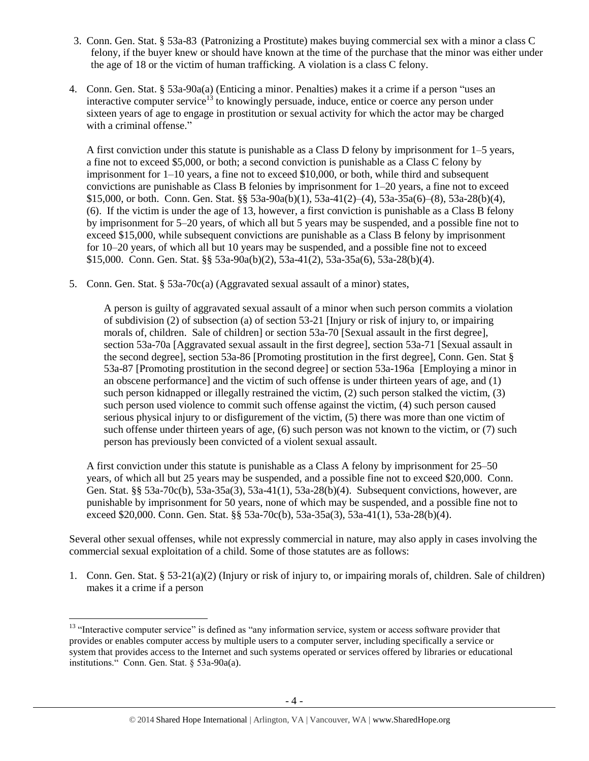3. Conn. Gen. Stat. § 53a-83 (Patronizing a Prostitute) makes buying commercial sex with a minor a class C felony, if the buyer knew or should have known at the time of the purchase that the minor was either under the age of 18 or the victim of human trafficking. A violation is a class C felony.

4. Conn. Gen. Stat. § 53a-90a(a) (Enticing a minor. Penalties) makes it a crime if a person "uses an interactive computer service[13] to knowingly persuade, induce, entice or coerce any person under sixteen years of age to engage in prostitution or sexual activity for which the actor may be charged with a criminal offense."

   A first conviction under this statute is punishable as a Class D felony by imprisonment for 1–5 years, a fine not to exceed $5,000, or both; a second conviction is punishable as a Class C felony by imprisonment for 1–10 years, a fine not to exceed $10,000, or both, while third and subsequent convictions are punishable as Class B felonies by imprisonment for 1–20 years, a fine not to exceed $15,000, or both. Conn. Gen. Stat. §§ 53a-90a(b)(1), 53a-41(2)–(4), 53a-35a(6)–(8), 53a-28(b)(4), (6). If the victim is under the age of 13, however, a first conviction is punishable as a Class B felony by imprisonment for 5–20 years, of which all but 5 years may be suspended, and a possible fine not to exceed $15,000, while subsequent convictions are punishable as a Class B felony by imprisonment for 10–20 years, of which all but 10 years may be suspended, and a possible fine not to exceed $15,000. Conn. Gen. Stat. §§ 53a-90a(b)(2), 53a-41(2), 53a-35a(6), 53a-28(b)(4).

5. Conn. Gen. Stat. § 53a-70c(a) (Aggravated sexual assault of a minor) states,

   > A person is guilty of aggravated sexual assault of a minor when such person commits a violation of subdivision (2) of subsection (a) of section 53-21 [Injury or risk of injury to, or impairing morals of, children. Sale of children] or section 53a-70 [Sexual assault in the first degree], section 53a-70a [Aggravated sexual assault in the first degree], section 53a-71 [Sexual assault in the second degree], section 53a-86 [Promoting prostitution in the first degree], Conn. Gen. Stat § 53a-87 [Promoting prostitution in the second degree] or section 53a-196a [Employing a minor in an obscene performance] and the victim of such offense is under thirteen years of age, and (1) such person kidnapped or illegally restrained the victim, (2) such person stalked the victim, (3) such person used violence to commit such offense against the victim, (4) such person caused serious physical injury to or disfigurement of the victim, (5) there was more than one victim of such offense under thirteen years of age, (6) such person was not known to the victim, or (7) such person has previously been convicted of a violent sexual assault.

   A first conviction under this statute is punishable as a Class A felony by imprisonment for 25–50 years, of which all but 25 years may be suspended, and a possible fine not to exceed $20,000. Conn. Gen. Stat. §§ 53a-70c(b), 53a-35a(3), 53a-41(1), 53a-28(b)(4). Subsequent convictions, however, are punishable by imprisonment for 50 years, none of which may be suspended, and a possible fine not to exceed $20,000. Conn. Gen. Stat. §§ 53a-70c(b), 53a-35a(3), 53a-41(1), 53a-28(b)(4).

Several other sexual offenses, while not expressly commercial in nature, may also apply in cases involving the commercial sexual exploitation of a child. Some of those statutes are as follows:

1. Conn. Gen. Stat. § 53-21(a)(2) (Injury or risk of injury to, or impairing morals of, children. Sale of children) makes it a crime if a person

---

[13] "Interactive computer service" is defined as "any information service, system or access software provider that provides or enables computer access by multiple users to a computer server, including specifically a service or system that provides access to the Internet and such systems operated or services offered by libraries or educational institutions." Conn. Gen. Stat. § 53a-90a(a).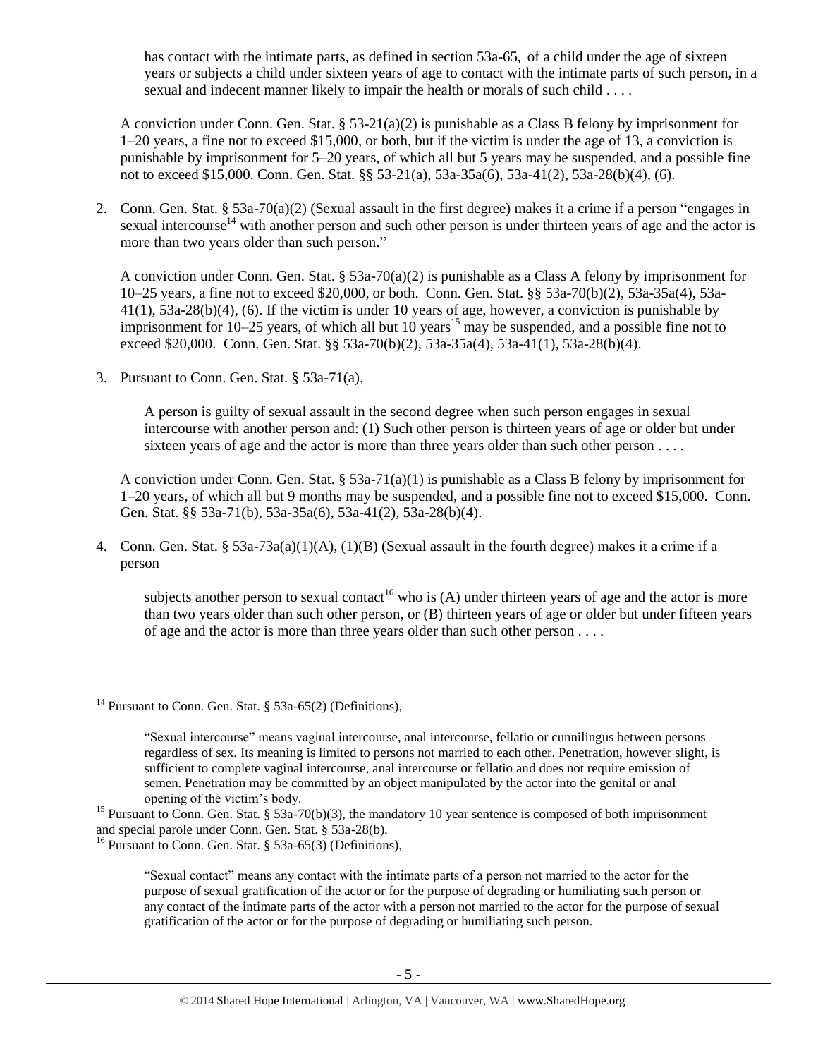> has contact with the intimate parts, as defined in section 53a-65, of a child under the age of sixteen years or subjects a child under sixteen years of age to contact with the intimate parts of such person, in a sexual and indecent manner likely to impair the health or morals of such child . . . .

A conviction under Conn. Gen. Stat. § 53-21(a)(2) is punishable as a Class B felony by imprisonment for 1–20 years, a fine not to exceed $15,000, or both, but if the victim is under the age of 13, a conviction is punishable by imprisonment for 5–20 years, of which all but 5 years may be suspended, and a possible fine not to exceed $15,000. Conn. Gen. Stat. §§ 53-21(a), 53a-35a(6), 53a-41(2), 53a-28(b)(4), (6).

2. Conn. Gen. Stat. § 53a-70(a)(2) (Sexual assault in the first degree) makes it a crime if a person "engages in sexual intercourse[14] with another person and such other person is under thirteen years of age and the actor is more than two years older than such person."

   A conviction under Conn. Gen. Stat. § 53a-70(a)(2) is punishable as a Class A felony by imprisonment for 10–25 years, a fine not to exceed $20,000, or both. Conn. Gen. Stat. §§ 53a-70(b)(2), 53a-35a(4), 53a-41(1), 53a-28(b)(4), (6). If the victim is under 10 years of age, however, a conviction is punishable by imprisonment for 10–25 years, of which all but 10 years[15] may be suspended, and a possible fine not to exceed $20,000. Conn. Gen. Stat. §§ 53a-70(b)(2), 53a-35a(4), 53a-41(1), 53a-28(b)(4).

3. Pursuant to Conn. Gen. Stat. § 53a-71(a),

   > A person is guilty of sexual assault in the second degree when such person engages in sexual intercourse with another person and: (1) Such other person is thirteen years of age or older but under sixteen years of age and the actor is more than three years older than such other person . . . .

   A conviction under Conn. Gen. Stat. § 53a-71(a)(1) is punishable as a Class B felony by imprisonment for 1–20 years, of which all but 9 months may be suspended, and a possible fine not to exceed $15,000. Conn. Gen. Stat. §§ 53a-71(b), 53a-35a(6), 53a-41(2), 53a-28(b)(4).

4. Conn. Gen. Stat. § 53a-73a(a)(1)(A), (1)(B) (Sexual assault in the fourth degree) makes it a crime if a person

   > subjects another person to sexual contact[16] who is (A) under thirteen years of age and the actor is more than two years older than such other person, or (B) thirteen years of age or older but under fifteen years of age and the actor is more than three years older than such other person . . . .

---

[14] Pursuant to Conn. Gen. Stat. § 53a-65(2) (Definitions),

> "Sexual intercourse" means vaginal intercourse, anal intercourse, fellatio or cunnilingus between persons regardless of sex. Its meaning is limited to persons not married to each other. Penetration, however slight, is sufficient to complete vaginal intercourse, anal intercourse or fellatio and does not require emission of semen. Penetration may be committed by an object manipulated by the actor into the genital or anal opening of the victim's body.

[15] Pursuant to Conn. Gen. Stat. § 53a-70(b)(3), the mandatory 10 year sentence is composed of both imprisonment and special parole under Conn. Gen. Stat. § 53a-28(b).

[16] Pursuant to Conn. Gen. Stat. § 53a-65(3) (Definitions),

> "Sexual contact" means any contact with the intimate parts of a person not married to the actor for the purpose of sexual gratification of the actor or for the purpose of degrading or humiliating such person or any contact of the intimate parts of the actor with a person not married to the actor for the purpose of sexual gratification of the actor or for the purpose of degrading or humiliating such person.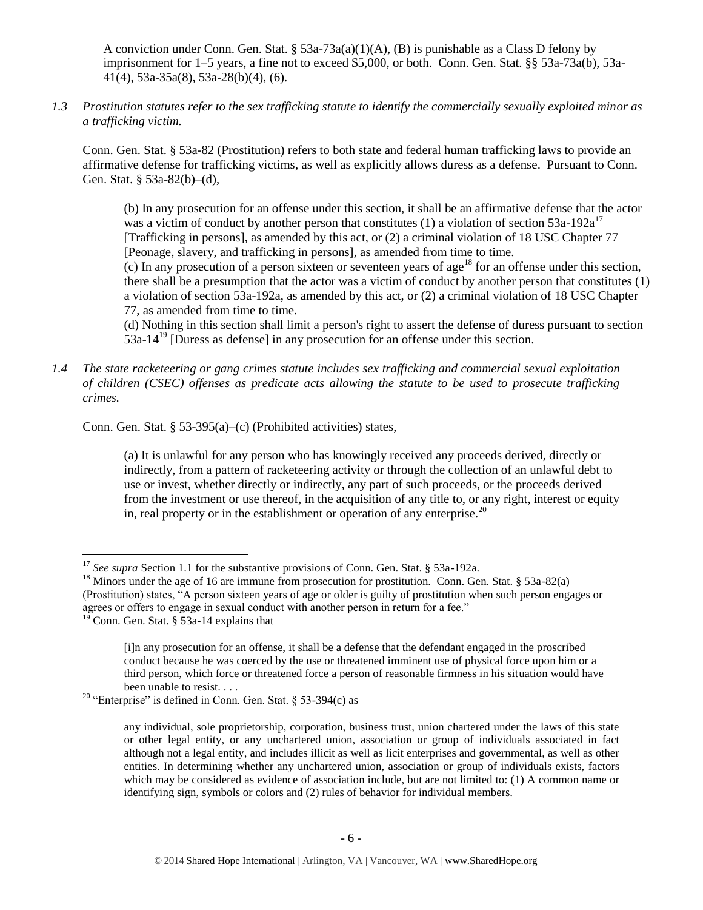A conviction under Conn. Gen. Stat. § 53a-73a(a)(1)(A), (B) is punishable as a Class D felony by imprisonment for 1–5 years, a fine not to exceed $5,000, or both. Conn. Gen. Stat. §§ 53a-73a(b), 53a-41(4), 53a-35a(8), 53a-28(b)(4), (6).

*1.3 Prostitution statutes refer to the sex trafficking statute to identify the commercially sexually exploited minor as a trafficking victim.*

Conn. Gen. Stat. § 53a-82 (Prostitution) refers to both state and federal human trafficking laws to provide an affirmative defense for trafficking victims, as well as explicitly allows duress as a defense. Pursuant to Conn. Gen. Stat. § 53a-82(b)–(d),

> (b) In any prosecution for an offense under this section, it shall be an affirmative defense that the actor was a victim of conduct by another person that constitutes (1) a violation of section 53a-192a[17] [Trafficking in persons], as amended by this act, or (2) a criminal violation of 18 USC Chapter 77 [Peonage, slavery, and trafficking in persons], as amended from time to time.
>
> (c) In any prosecution of a person sixteen or seventeen years of age[18] for an offense under this section, there shall be a presumption that the actor was a victim of conduct by another person that constitutes (1) a violation of section 53a-192a, as amended by this act, or (2) a criminal violation of 18 USC Chapter 77, as amended from time to time.
>
> (d) Nothing in this section shall limit a person's right to assert the defense of duress pursuant to section 53a-14[19] [Duress as defense] in any prosecution for an offense under this section.

*1.4 The state racketeering or gang crimes statute includes sex trafficking and commercial sexual exploitation of children (CSEC) offenses as predicate acts allowing the statute to be used to prosecute trafficking crimes.*

Conn. Gen. Stat. § 53-395(a)–(c) (Prohibited activities) states,

> (a) It is unlawful for any person who has knowingly received any proceeds derived, directly or indirectly, from a pattern of racketeering activity or through the collection of an unlawful debt to use or invest, whether directly or indirectly, any part of such proceeds, or the proceeds derived from the investment or use thereof, in the acquisition of any title to, or any right, interest or equity in, real property or in the establishment or operation of any enterprise.[20]

---

[17] *See supra* Section 1.1 for the substantive provisions of Conn. Gen. Stat. § 53a-192a.

[18] Minors under the age of 16 are immune from prosecution for prostitution. Conn. Gen. Stat. § 53a-82(a) (Prostitution) states, "A person sixteen years of age or older is guilty of prostitution when such person engages or agrees or offers to engage in sexual conduct with another person in return for a fee."

[19] Conn. Gen. Stat. § 53a-14 explains that

> [i]n any prosecution for an offense, it shall be a defense that the defendant engaged in the proscribed conduct because he was coerced by the use or threatened imminent use of physical force upon him or a third person, which force or threatened force a person of reasonable firmness in his situation would have been unable to resist. . . .

[20] "Enterprise" is defined in Conn. Gen. Stat. § 53-394(c) as

> any individual, sole proprietorship, corporation, business trust, union chartered under the laws of this state or other legal entity, or any unchartered union, association or group of individuals associated in fact although not a legal entity, and includes illicit as well as licit enterprises and governmental, as well as other entities. In determining whether any unchartered union, association or group of individuals exists, factors which may be considered as evidence of association include, but are not limited to: (1) A common name or identifying sign, symbols or colors and (2) rules of behavior for individual members.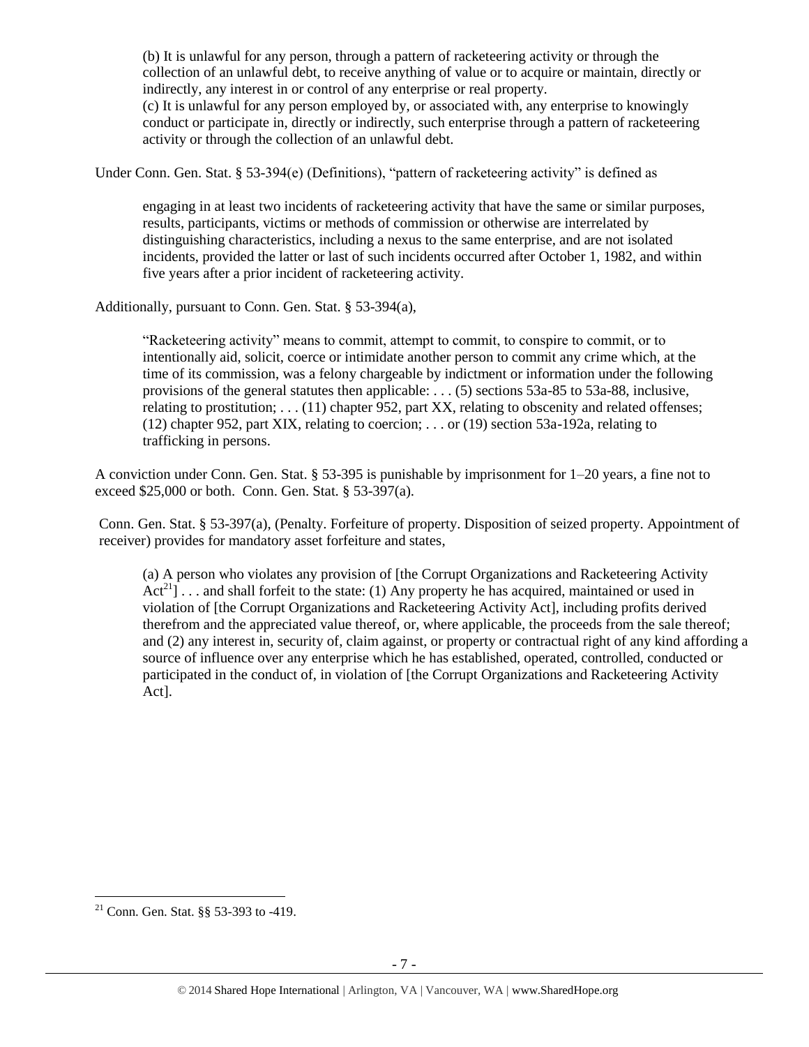> (b) It is unlawful for any person, through a pattern of racketeering activity or through the collection of an unlawful debt, to receive anything of value or to acquire or maintain, directly or indirectly, any interest in or control of any enterprise or real property.
> (c) It is unlawful for any person employed by, or associated with, any enterprise to knowingly conduct or participate in, directly or indirectly, such enterprise through a pattern of racketeering activity or through the collection of an unlawful debt.

Under Conn. Gen. Stat. § 53-394(e) (Definitions), "pattern of racketeering activity" is defined as

> engaging in at least two incidents of racketeering activity that have the same or similar purposes, results, participants, victims or methods of commission or otherwise are interrelated by distinguishing characteristics, including a nexus to the same enterprise, and are not isolated incidents, provided the latter or last of such incidents occurred after October 1, 1982, and within five years after a prior incident of racketeering activity.

Additionally, pursuant to Conn. Gen. Stat. § 53-394(a),

> "Racketeering activity" means to commit, attempt to commit, to conspire to commit, or to intentionally aid, solicit, coerce or intimidate another person to commit any crime which, at the time of its commission, was a felony chargeable by indictment or information under the following provisions of the general statutes then applicable: . . . (5) sections 53a-85 to 53a-88, inclusive, relating to prostitution; . . . (11) chapter 952, part XX, relating to obscenity and related offenses; (12) chapter 952, part XIX, relating to coercion; . . . or (19) section 53a-192a, relating to trafficking in persons.

A conviction under Conn. Gen. Stat. § 53-395 is punishable by imprisonment for 1–20 years, a fine not to exceed $25,000 or both. Conn. Gen. Stat. § 53-397(a).

Conn. Gen. Stat. § 53-397(a), (Penalty. Forfeiture of property. Disposition of seized property. Appointment of receiver) provides for mandatory asset forfeiture and states,

> (a) A person who violates any provision of [the Corrupt Organizations and Racketeering Activity Act[21]] . . . and shall forfeit to the state: (1) Any property he has acquired, maintained or used in violation of [the Corrupt Organizations and Racketeering Activity Act], including profits derived therefrom and the appreciated value thereof, or, where applicable, the proceeds from the sale thereof; and (2) any interest in, security of, claim against, or property or contractual right of any kind affording a source of influence over any enterprise which he has established, operated, controlled, conducted or participated in the conduct of, in violation of [the Corrupt Organizations and Racketeering Activity Act].

---

[21] Conn. Gen. Stat. §§ 53-393 to -419.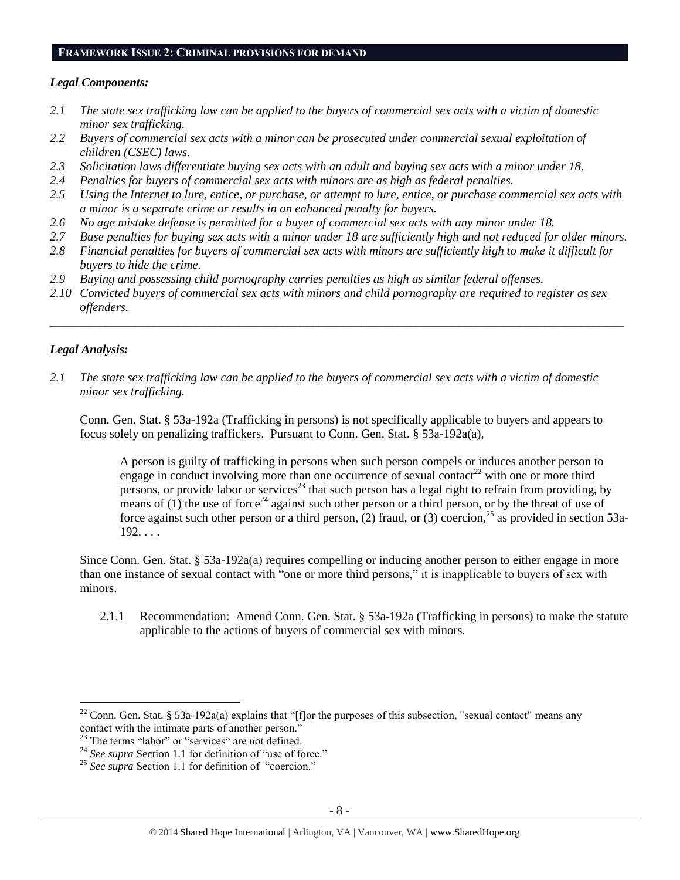## FRAMEWORK ISSUE 2: CRIMINAL PROVISIONS FOR DEMAND

### *Legal Components:*

- *2.1 The state sex trafficking law can be applied to the buyers of commercial sex acts with a victim of domestic minor sex trafficking.*
- *2.2 Buyers of commercial sex acts with a minor can be prosecuted under commercial sexual exploitation of children (CSEC) laws.*
- *2.3 Solicitation laws differentiate buying sex acts with an adult and buying sex acts with a minor under 18.*
- *2.4 Penalties for buyers of commercial sex acts with minors are as high as federal penalties.*
- *2.5 Using the Internet to lure, entice, or purchase, or attempt to lure, entice, or purchase commercial sex acts with a minor is a separate crime or results in an enhanced penalty for buyers.*
- *2.6 No age mistake defense is permitted for a buyer of commercial sex acts with any minor under 18.*
- *2.7 Base penalties for buying sex acts with a minor under 18 are sufficiently high and not reduced for older minors.*
- *2.8 Financial penalties for buyers of commercial sex acts with minors are sufficiently high to make it difficult for buyers to hide the crime.*
- *2.9 Buying and possessing child pornography carries penalties as high as similar federal offenses.*
- *2.10 Convicted buyers of commercial sex acts with minors and child pornography are required to register as sex offenders.*

---

### *Legal Analysis:*

*2.1 The state sex trafficking law can be applied to the buyers of commercial sex acts with a victim of domestic minor sex trafficking.*

Conn. Gen. Stat. § 53a-192a (Trafficking in persons) is not specifically applicable to buyers and appears to focus solely on penalizing traffickers. Pursuant to Conn. Gen. Stat. § 53a-192a(a),

> A person is guilty of trafficking in persons when such person compels or induces another person to engage in conduct involving more than one occurrence of sexual contact[22] with one or more third persons, or provide labor or services[23] that such person has a legal right to refrain from providing, by means of (1) the use of force[24] against such other person or a third person, or by the threat of use of force against such other person or a third person, (2) fraud, or (3) coercion,[25] as provided in section 53a-192. . . .

Since Conn. Gen. Stat. § 53a-192a(a) requires compelling or inducing another person to either engage in more than one instance of sexual contact with "one or more third persons," it is inapplicable to buyers of sex with minors.

2.1.1 Recommendation: Amend Conn. Gen. Stat. § 53a-192a (Trafficking in persons) to make the statute applicable to the actions of buyers of commercial sex with minors.

---

[22] Conn. Gen. Stat. § 53a-192a(a) explains that "[f]or the purposes of this subsection, "sexual contact" means any contact with the intimate parts of another person."

[23] The terms "labor" or "services" are not defined.

[24] *See supra* Section 1.1 for definition of "use of force."

[25] *See supra* Section 1.1 for definition of "coercion."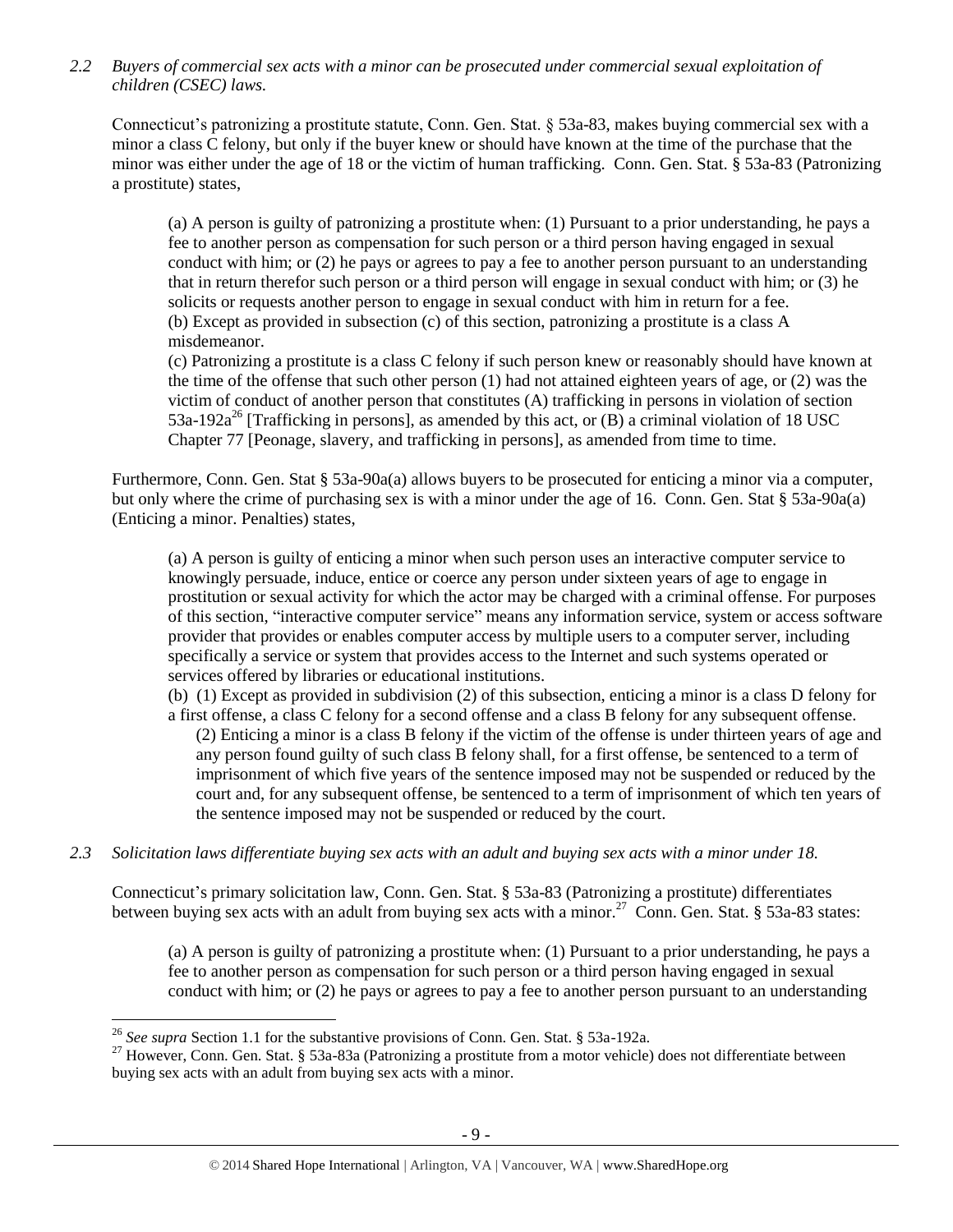*2.2 Buyers of commercial sex acts with a minor can be prosecuted under commercial sexual exploitation of children (CSEC) laws.*

Connecticut's patronizing a prostitute statute, Conn. Gen. Stat. § 53a-83, makes buying commercial sex with a minor a class C felony, but only if the buyer knew or should have known at the time of the purchase that the minor was either under the age of 18 or the victim of human trafficking. Conn. Gen. Stat. § 53a-83 (Patronizing a prostitute) states,

> (a) A person is guilty of patronizing a prostitute when: (1) Pursuant to a prior understanding, he pays a fee to another person as compensation for such person or a third person having engaged in sexual conduct with him; or (2) he pays or agrees to pay a fee to another person pursuant to an understanding that in return therefor such person or a third person will engage in sexual conduct with him; or (3) he solicits or requests another person to engage in sexual conduct with him in return for a fee.
> (b) Except as provided in subsection (c) of this section, patronizing a prostitute is a class A misdemeanor.
> (c) Patronizing a prostitute is a class C felony if such person knew or reasonably should have known at the time of the offense that such other person (1) had not attained eighteen years of age, or (2) was the victim of conduct of another person that constitutes (A) trafficking in persons in violation of section 53a-192a[26] [Trafficking in persons], as amended by this act, or (B) a criminal violation of 18 USC Chapter 77 [Peonage, slavery, and trafficking in persons], as amended from time to time.

Furthermore, Conn. Gen. Stat § 53a-90a(a) allows buyers to be prosecuted for enticing a minor via a computer, but only where the crime of purchasing sex is with a minor under the age of 16. Conn. Gen. Stat § 53a-90a(a) (Enticing a minor. Penalties) states,

> (a) A person is guilty of enticing a minor when such person uses an interactive computer service to knowingly persuade, induce, entice or coerce any person under sixteen years of age to engage in prostitution or sexual activity for which the actor may be charged with a criminal offense. For purposes of this section, "interactive computer service" means any information service, system or access software provider that provides or enables computer access by multiple users to a computer server, including specifically a service or system that provides access to the Internet and such systems operated or services offered by libraries or educational institutions.
> (b) (1) Except as provided in subdivision (2) of this subsection, enticing a minor is a class D felony for a first offense, a class C felony for a second offense and a class B felony for any subsequent offense.
> (2) Enticing a minor is a class B felony if the victim of the offense is under thirteen years of age and any person found guilty of such class B felony shall, for a first offense, be sentenced to a term of imprisonment of which five years of the sentence imposed may not be suspended or reduced by the court and, for any subsequent offense, be sentenced to a term of imprisonment of which ten years of the sentence imposed may not be suspended or reduced by the court.

*2.3 Solicitation laws differentiate buying sex acts with an adult and buying sex acts with a minor under 18.*

Connecticut's primary solicitation law, Conn. Gen. Stat. § 53a-83 (Patronizing a prostitute) differentiates between buying sex acts with an adult from buying sex acts with a minor.[27] Conn. Gen. Stat. § 53a-83 states:

> (a) A person is guilty of patronizing a prostitute when: (1) Pursuant to a prior understanding, he pays a fee to another person as compensation for such person or a third person having engaged in sexual conduct with him; or (2) he pays or agrees to pay a fee to another person pursuant to an understanding

---

[26] *See supra* Section 1.1 for the substantive provisions of Conn. Gen. Stat. § 53a-192a.

[27] However, Conn. Gen. Stat. § 53a-83a (Patronizing a prostitute from a motor vehicle) does not differentiate between buying sex acts with an adult from buying sex acts with a minor.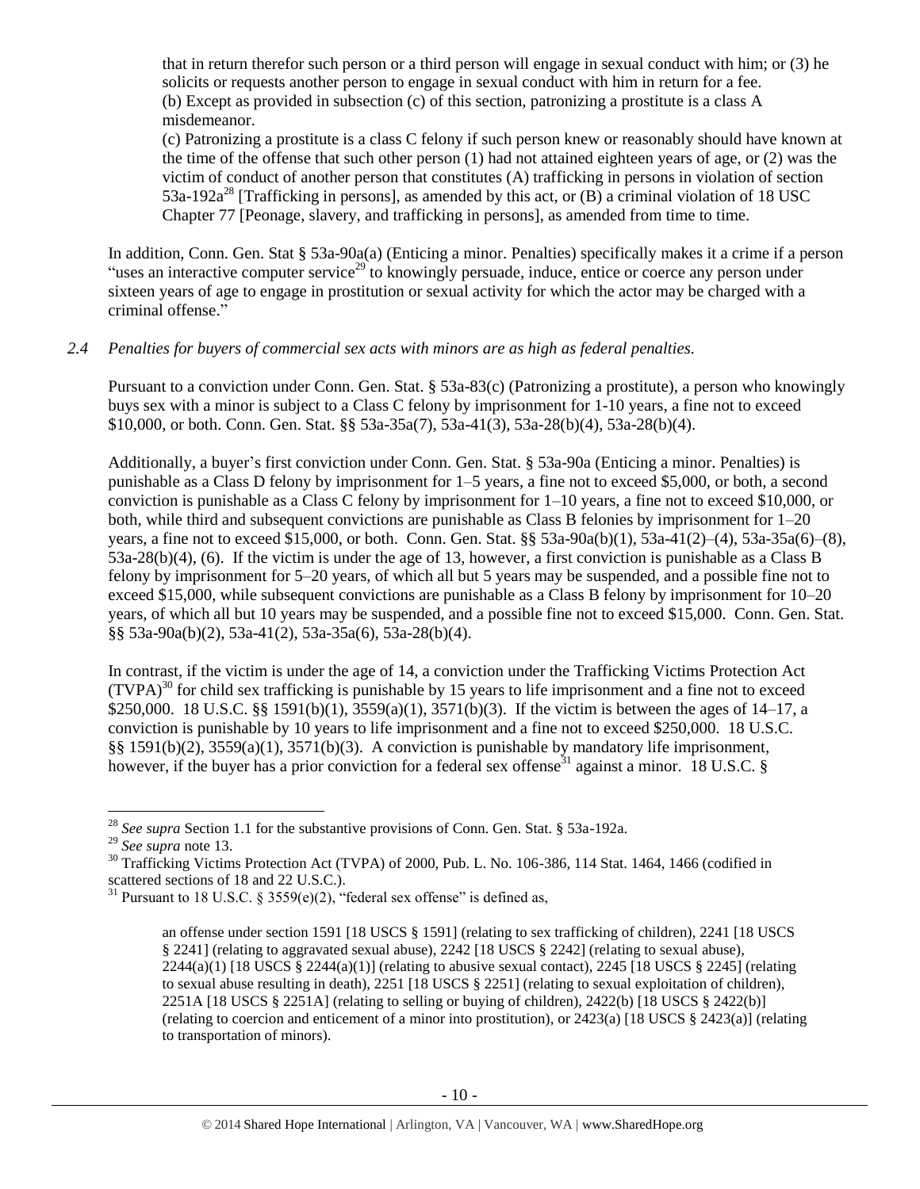that in return therefor such person or a third person will engage in sexual conduct with him; or (3) he solicits or requests another person to engage in sexual conduct with him in return for a fee.
(b) Except as provided in subsection (c) of this section, patronizing a prostitute is a class A misdemeanor.
(c) Patronizing a prostitute is a class C felony if such person knew or reasonably should have known at the time of the offense that such other person (1) had not attained eighteen years of age, or (2) was the victim of conduct of another person that constitutes (A) trafficking in persons in violation of section 53a-192a[28] [Trafficking in persons], as amended by this act, or (B) a criminal violation of 18 USC Chapter 77 [Peonage, slavery, and trafficking in persons], as amended from time to time.

In addition, Conn. Gen. Stat § 53a-90a(a) (Enticing a minor. Penalties) specifically makes it a crime if a person "uses an interactive computer service[29] to knowingly persuade, induce, entice or coerce any person under sixteen years of age to engage in prostitution or sexual activity for which the actor may be charged with a criminal offense."

*2.4 Penalties for buyers of commercial sex acts with minors are as high as federal penalties.*

Pursuant to a conviction under Conn. Gen. Stat. § 53a-83(c) (Patronizing a prostitute), a person who knowingly buys sex with a minor is subject to a Class C felony by imprisonment for 1-10 years, a fine not to exceed $10,000, or both. Conn. Gen. Stat. §§ 53a-35a(7), 53a-41(3), 53a-28(b)(4), 53a-28(b)(4).

Additionally, a buyer's first conviction under Conn. Gen. Stat. § 53a-90a (Enticing a minor. Penalties) is punishable as a Class D felony by imprisonment for 1–5 years, a fine not to exceed $5,000, or both, a second conviction is punishable as a Class C felony by imprisonment for 1–10 years, a fine not to exceed $10,000, or both, while third and subsequent convictions are punishable as Class B felonies by imprisonment for 1–20 years, a fine not to exceed $15,000, or both. Conn. Gen. Stat. §§ 53a-90a(b)(1), 53a-41(2)–(4), 53a-35a(6)–(8), 53a-28(b)(4), (6). If the victim is under the age of 13, however, a first conviction is punishable as a Class B felony by imprisonment for 5–20 years, of which all but 5 years may be suspended, and a possible fine not to exceed $15,000, while subsequent convictions are punishable as a Class B felony by imprisonment for 10–20 years, of which all but 10 years may be suspended, and a possible fine not to exceed $15,000. Conn. Gen. Stat. §§ 53a-90a(b)(2), 53a-41(2), 53a-35a(6), 53a-28(b)(4).

In contrast, if the victim is under the age of 14, a conviction under the Trafficking Victims Protection Act (TVPA)[30] for child sex trafficking is punishable by 15 years to life imprisonment and a fine not to exceed $250,000. 18 U.S.C. §§ 1591(b)(1), 3559(a)(1), 3571(b)(3). If the victim is between the ages of 14–17, a conviction is punishable by 10 years to life imprisonment and a fine not to exceed $250,000. 18 U.S.C. §§ 1591(b)(2), 3559(a)(1), 3571(b)(3). A conviction is punishable by mandatory life imprisonment, however, if the buyer has a prior conviction for a federal sex offense[31] against a minor. 18 U.S.C. §

---

[28] *See supra* Section 1.1 for the substantive provisions of Conn. Gen. Stat. § 53a-192a.

[29] *See supra* note 13.

[30] Trafficking Victims Protection Act (TVPA) of 2000, Pub. L. No. 106-386, 114 Stat. 1464, 1466 (codified in scattered sections of 18 and 22 U.S.C.).

[31] Pursuant to 18 U.S.C. § 3559(e)(2), "federal sex offense" is defined as,

> an offense under section 1591 [18 USCS § 1591] (relating to sex trafficking of children), 2241 [18 USCS § 2241] (relating to aggravated sexual abuse), 2242 [18 USCS § 2242] (relating to sexual abuse), 2244(a)(1) [18 USCS § 2244(a)(1)] (relating to abusive sexual contact), 2245 [18 USCS § 2245] (relating to sexual abuse resulting in death), 2251 [18 USCS § 2251] (relating to sexual exploitation of children), 2251A [18 USCS § 2251A] (relating to selling or buying of children), 2422(b) [18 USCS § 2422(b)] (relating to coercion and enticement of a minor into prostitution), or 2423(a) [18 USCS § 2423(a)] (relating to transportation of minors).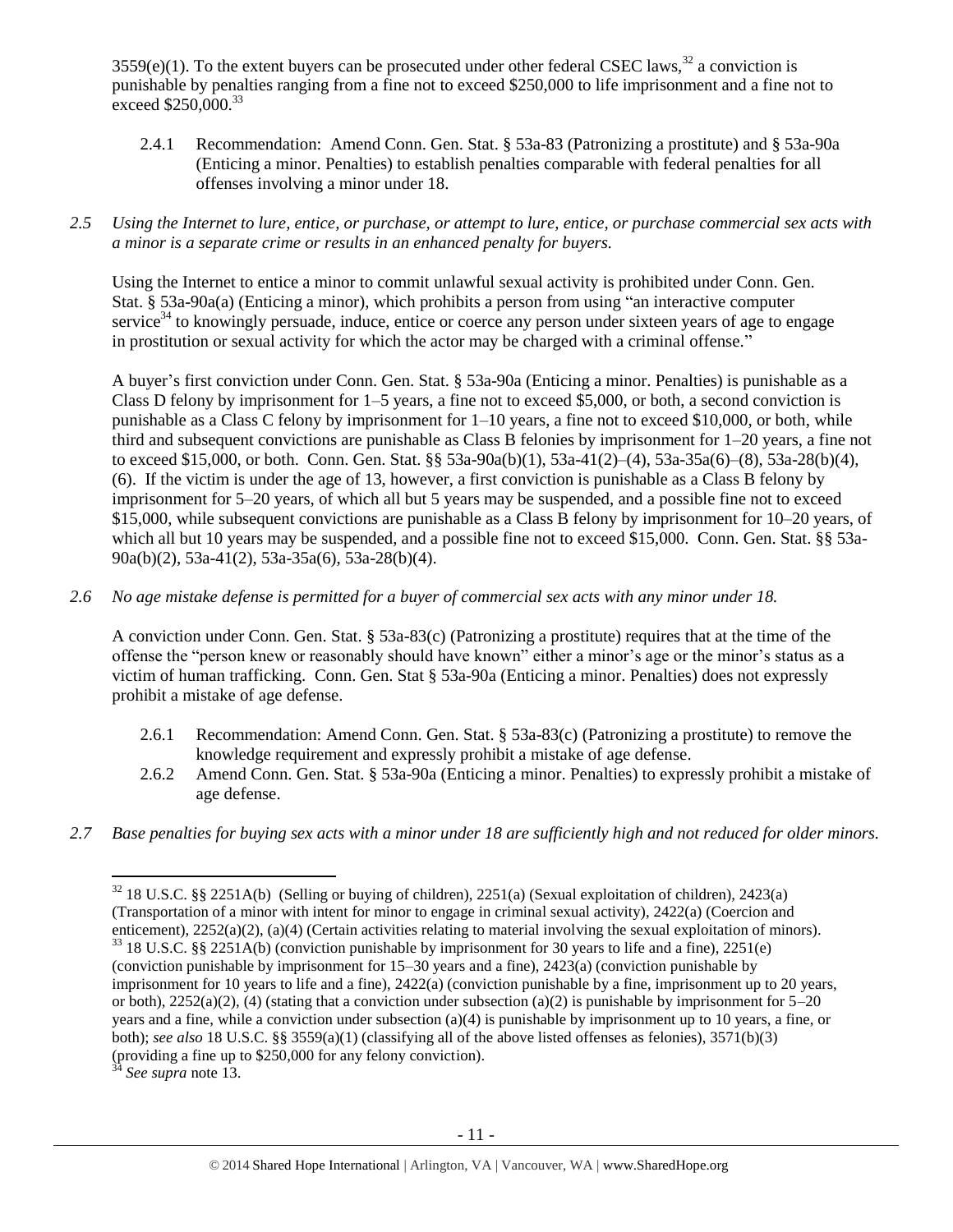3559(e)(1). To the extent buyers can be prosecuted under other federal CSEC laws,[32] a conviction is punishable by penalties ranging from a fine not to exceed $250,000 to life imprisonment and a fine not to exceed $250,000.[33]

2.4.1 Recommendation: Amend Conn. Gen. Stat. § 53a-83 (Patronizing a prostitute) and § 53a-90a (Enticing a minor. Penalties) to establish penalties comparable with federal penalties for all offenses involving a minor under 18.

*2.5 Using the Internet to lure, entice, or purchase, or attempt to lure, entice, or purchase commercial sex acts with a minor is a separate crime or results in an enhanced penalty for buyers.*

Using the Internet to entice a minor to commit unlawful sexual activity is prohibited under Conn. Gen. Stat. § 53a-90a(a) (Enticing a minor), which prohibits a person from using "an interactive computer service[34] to knowingly persuade, induce, entice or coerce any person under sixteen years of age to engage in prostitution or sexual activity for which the actor may be charged with a criminal offense."

A buyer's first conviction under Conn. Gen. Stat. § 53a-90a (Enticing a minor. Penalties) is punishable as a Class D felony by imprisonment for 1–5 years, a fine not to exceed $5,000, or both, a second conviction is punishable as a Class C felony by imprisonment for 1–10 years, a fine not to exceed $10,000, or both, while third and subsequent convictions are punishable as Class B felonies by imprisonment for 1–20 years, a fine not to exceed $15,000, or both. Conn. Gen. Stat. §§ 53a-90a(b)(1), 53a-41(2)–(4), 53a-35a(6)–(8), 53a-28(b)(4), (6). If the victim is under the age of 13, however, a first conviction is punishable as a Class B felony by imprisonment for 5–20 years, of which all but 5 years may be suspended, and a possible fine not to exceed $15,000, while subsequent convictions are punishable as a Class B felony by imprisonment for 10–20 years, of which all but 10 years may be suspended, and a possible fine not to exceed $15,000. Conn. Gen. Stat. §§ 53a-90a(b)(2), 53a-41(2), 53a-35a(6), 53a-28(b)(4).

*2.6 No age mistake defense is permitted for a buyer of commercial sex acts with any minor under 18.*

A conviction under Conn. Gen. Stat. § 53a-83(c) (Patronizing a prostitute) requires that at the time of the offense the "person knew or reasonably should have known" either a minor's age or the minor's status as a victim of human trafficking. Conn. Gen Stat § 53a-90a (Enticing a minor. Penalties) does not expressly prohibit a mistake of age defense.

2.6.1 Recommendation: Amend Conn. Gen. Stat. § 53a-83(c) (Patronizing a prostitute) to remove the knowledge requirement and expressly prohibit a mistake of age defense.

2.6.2 Amend Conn. Gen. Stat. § 53a-90a (Enticing a minor. Penalties) to expressly prohibit a mistake of age defense.

*2.7 Base penalties for buying sex acts with a minor under 18 are sufficiently high and not reduced for older minors.*

---

[32] 18 U.S.C. §§ 2251A(b) (Selling or buying of children), 2251(a) (Sexual exploitation of children), 2423(a) (Transportation of a minor with intent for minor to engage in criminal sexual activity), 2422(a) (Coercion and enticement), 2252(a)(2), (a)(4) (Certain activities relating to material involving the sexual exploitation of minors).

[33] 18 U.S.C. §§ 2251A(b) (conviction punishable by imprisonment for 30 years to life and a fine), 2251(e) (conviction punishable by imprisonment for 15–30 years and a fine), 2423(a) (conviction punishable by imprisonment for 10 years to life and a fine), 2422(a) (conviction punishable by a fine, imprisonment up to 20 years, or both), 2252(a)(2), (4) (stating that a conviction under subsection (a)(2) is punishable by imprisonment for 5–20 years and a fine, while a conviction under subsection (a)(4) is punishable by imprisonment up to 10 years, a fine, or both); *see also* 18 U.S.C. §§ 3559(a)(1) (classifying all of the above listed offenses as felonies), 3571(b)(3) (providing a fine up to $250,000 for any felony conviction).

[34] *See supra* note 13.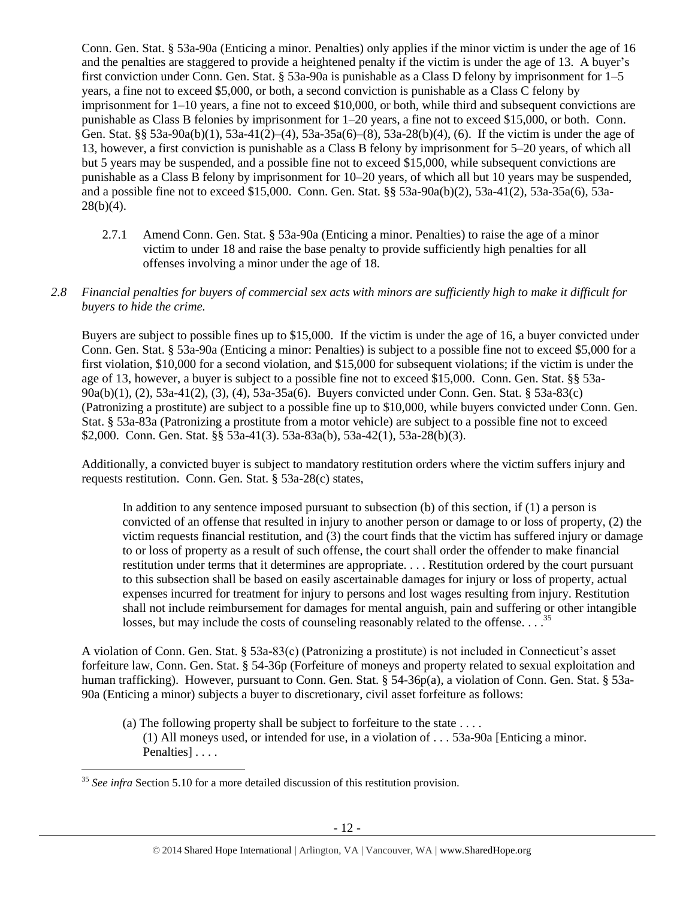Conn. Gen. Stat. § 53a-90a (Enticing a minor. Penalties) only applies if the minor victim is under the age of 16 and the penalties are staggered to provide a heightened penalty if the victim is under the age of 13. A buyer's first conviction under Conn. Gen. Stat. § 53a-90a is punishable as a Class D felony by imprisonment for 1–5 years, a fine not to exceed $5,000, or both, a second conviction is punishable as a Class C felony by imprisonment for 1–10 years, a fine not to exceed $10,000, or both, while third and subsequent convictions are punishable as Class B felonies by imprisonment for 1–20 years, a fine not to exceed $15,000, or both. Conn. Gen. Stat. §§ 53a-90a(b)(1), 53a-41(2)–(4), 53a-35a(6)–(8), 53a-28(b)(4), (6). If the victim is under the age of 13, however, a first conviction is punishable as a Class B felony by imprisonment for 5–20 years, of which all but 5 years may be suspended, and a possible fine not to exceed $15,000, while subsequent convictions are punishable as a Class B felony by imprisonment for 10–20 years, of which all but 10 years may be suspended, and a possible fine not to exceed $15,000. Conn. Gen. Stat. §§ 53a-90a(b)(2), 53a-41(2), 53a-35a(6), 53a-28(b)(4).

2.7.1 Amend Conn. Gen. Stat. § 53a-90a (Enticing a minor. Penalties) to raise the age of a minor victim to under 18 and raise the base penalty to provide sufficiently high penalties for all offenses involving a minor under the age of 18.

*2.8 Financial penalties for buyers of commercial sex acts with minors are sufficiently high to make it difficult for buyers to hide the crime.*

Buyers are subject to possible fines up to $15,000. If the victim is under the age of 16, a buyer convicted under Conn. Gen. Stat. § 53a-90a (Enticing a minor: Penalties) is subject to a possible fine not to exceed $5,000 for a first violation, $10,000 for a second violation, and $15,000 for subsequent violations; if the victim is under the age of 13, however, a buyer is subject to a possible fine not to exceed $15,000. Conn. Gen. Stat. §§ 53a-90a(b)(1), (2), 53a-41(2), (3), (4), 53a-35a(6). Buyers convicted under Conn. Gen. Stat. § 53a-83(c) (Patronizing a prostitute) are subject to a possible fine up to $10,000, while buyers convicted under Conn. Gen. Stat. § 53a-83a (Patronizing a prostitute from a motor vehicle) are subject to a possible fine not to exceed $2,000. Conn. Gen. Stat. §§ 53a-41(3). 53a-83a(b), 53a-42(1), 53a-28(b)(3).

Additionally, a convicted buyer is subject to mandatory restitution orders where the victim suffers injury and requests restitution. Conn. Gen. Stat. § 53a-28(c) states,

> In addition to any sentence imposed pursuant to subsection (b) of this section, if (1) a person is convicted of an offense that resulted in injury to another person or damage to or loss of property, (2) the victim requests financial restitution, and (3) the court finds that the victim has suffered injury or damage to or loss of property as a result of such offense, the court shall order the offender to make financial restitution under terms that it determines are appropriate. . . . Restitution ordered by the court pursuant to this subsection shall be based on easily ascertainable damages for injury or loss of property, actual expenses incurred for treatment for injury to persons and lost wages resulting from injury. Restitution shall not include reimbursement for damages for mental anguish, pain and suffering or other intangible losses, but may include the costs of counseling reasonably related to the offense. . . .[35]

A violation of Conn. Gen. Stat. § 53a-83(c) (Patronizing a prostitute) is not included in Connecticut's asset forfeiture law, Conn. Gen. Stat. § 54-36p (Forfeiture of moneys and property related to sexual exploitation and human trafficking). However, pursuant to Conn. Gen. Stat. § 54-36p(a), a violation of Conn. Gen. Stat. § 53a-90a (Enticing a minor) subjects a buyer to discretionary, civil asset forfeiture as follows:

> (a) The following property shall be subject to forfeiture to the state . . . .
> (1) All moneys used, or intended for use, in a violation of . . . 53a-90a [Enticing a minor. Penalties] . . . .

[35] *See infra* Section 5.10 for a more detailed discussion of this restitution provision.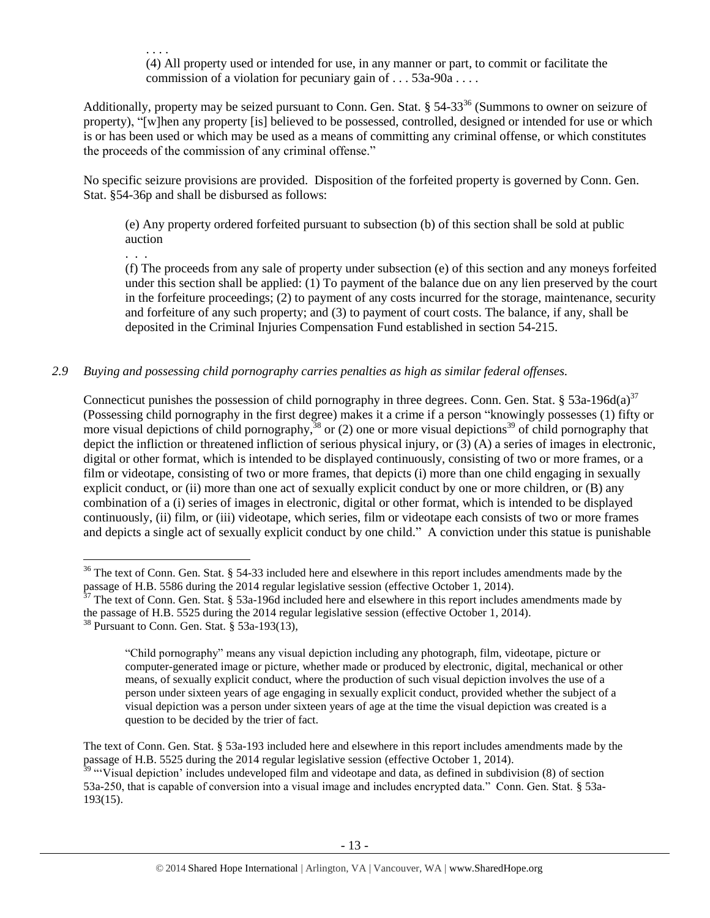. . . .

(4) All property used or intended for use, in any manner or part, to commit or facilitate the commission of a violation for pecuniary gain of . . . 53a-90a . . . .

Additionally, property may be seized pursuant to Conn. Gen. Stat. § 54-33[36] (Summons to owner on seizure of property), "[w]hen any property [is] believed to be possessed, controlled, designed or intended for use or which is or has been used or which may be used as a means of committing any criminal offense, or which constitutes the proceeds of the commission of any criminal offense."

No specific seizure provisions are provided. Disposition of the forfeited property is governed by Conn. Gen. Stat. §54-36p and shall be disbursed as follows:

> (e) Any property ordered forfeited pursuant to subsection (b) of this section shall be sold at public auction
>
> . . .
>
> (f) The proceeds from any sale of property under subsection (e) of this section and any moneys forfeited under this section shall be applied: (1) To payment of the balance due on any lien preserved by the court in the forfeiture proceedings; (2) to payment of any costs incurred for the storage, maintenance, security and forfeiture of any such property; and (3) to payment of court costs. The balance, if any, shall be deposited in the Criminal Injuries Compensation Fund established in section 54-215.

*2.9 Buying and possessing child pornography carries penalties as high as similar federal offenses.*

Connecticut punishes the possession of child pornography in three degrees. Conn. Gen. Stat. § 53a-196d(a)[37] (Possessing child pornography in the first degree) makes it a crime if a person "knowingly possesses (1) fifty or more visual depictions of child pornography,[38] or (2) one or more visual depictions[39] of child pornography that depict the infliction or threatened infliction of serious physical injury, or (3) (A) a series of images in electronic, digital or other format, which is intended to be displayed continuously, consisting of two or more frames, or a film or videotape, consisting of two or more frames, that depicts (i) more than one child engaging in sexually explicit conduct, or (ii) more than one act of sexually explicit conduct by one or more children, or (B) any combination of a (i) series of images in electronic, digital or other format, which is intended to be displayed continuously, (ii) film, or (iii) videotape, which series, film or videotape each consists of two or more frames and depicts a single act of sexually explicit conduct by one child." A conviction under this statue is punishable

---

[36] The text of Conn. Gen. Stat. § 54-33 included here and elsewhere in this report includes amendments made by the passage of H.B. 5586 during the 2014 regular legislative session (effective October 1, 2014).

[37] The text of Conn. Gen. Stat. § 53a-196d included here and elsewhere in this report includes amendments made by the passage of H.B. 5525 during the 2014 regular legislative session (effective October 1, 2014).

[38] Pursuant to Conn. Gen. Stat. § 53a-193(13),

> "Child pornography" means any visual depiction including any photograph, film, videotape, picture or computer-generated image or picture, whether made or produced by electronic, digital, mechanical or other means, of sexually explicit conduct, where the production of such visual depiction involves the use of a person under sixteen years of age engaging in sexually explicit conduct, provided whether the subject of a visual depiction was a person under sixteen years of age at the time the visual depiction was created is a question to be decided by the trier of fact.

The text of Conn. Gen. Stat. § 53a-193 included here and elsewhere in this report includes amendments made by the passage of H.B. 5525 during the 2014 regular legislative session (effective October 1, 2014).

[39] "'Visual depiction' includes undeveloped film and videotape and data, as defined in subdivision (8) of section 53a-250, that is capable of conversion into a visual image and includes encrypted data." Conn. Gen. Stat. § 53a-193(15).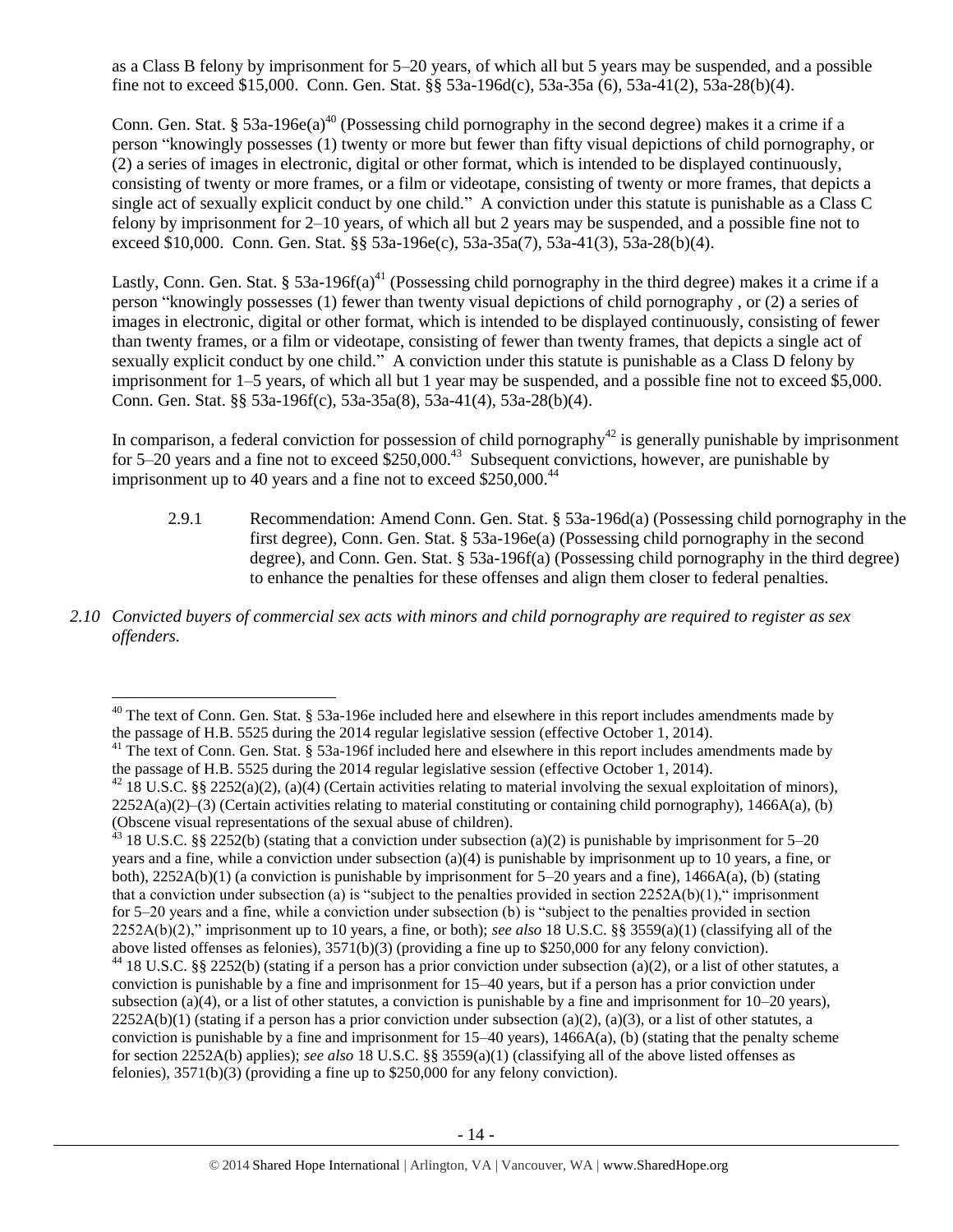as a Class B felony by imprisonment for 5–20 years, of which all but 5 years may be suspended, and a possible fine not to exceed $15,000. Conn. Gen. Stat. §§ 53a-196d(c), 53a-35a (6), 53a-41(2), 53a-28(b)(4).

Conn. Gen. Stat. § 53a-196e(a)[40] (Possessing child pornography in the second degree) makes it a crime if a person "knowingly possesses (1) twenty or more but fewer than fifty visual depictions of child pornography, or (2) a series of images in electronic, digital or other format, which is intended to be displayed continuously, consisting of twenty or more frames, or a film or videotape, consisting of twenty or more frames, that depicts a single act of sexually explicit conduct by one child." A conviction under this statute is punishable as a Class C felony by imprisonment for 2–10 years, of which all but 2 years may be suspended, and a possible fine not to exceed $10,000. Conn. Gen. Stat. §§ 53a-196e(c), 53a-35a(7), 53a-41(3), 53a-28(b)(4).

Lastly, Conn. Gen. Stat. § 53a-196f(a)[41] (Possessing child pornography in the third degree) makes it a crime if a person "knowingly possesses (1) fewer than twenty visual depictions of child pornography , or (2) a series of images in electronic, digital or other format, which is intended to be displayed continuously, consisting of fewer than twenty frames, or a film or videotape, consisting of fewer than twenty frames, that depicts a single act of sexually explicit conduct by one child." A conviction under this statute is punishable as a Class D felony by imprisonment for 1–5 years, of which all but 1 year may be suspended, and a possible fine not to exceed $5,000. Conn. Gen. Stat. §§ 53a-196f(c), 53a-35a(8), 53a-41(4), 53a-28(b)(4).

In comparison, a federal conviction for possession of child pornography[42] is generally punishable by imprisonment for 5–20 years and a fine not to exceed $250,000.[43] Subsequent convictions, however, are punishable by imprisonment up to 40 years and a fine not to exceed $250,000.[44]

2.9.1 Recommendation: Amend Conn. Gen. Stat. § 53a-196d(a) (Possessing child pornography in the first degree), Conn. Gen. Stat. § 53a-196e(a) (Possessing child pornography in the second degree), and Conn. Gen. Stat. § 53a-196f(a) (Possessing child pornography in the third degree) to enhance the penalties for these offenses and align them closer to federal penalties.

*2.10 Convicted buyers of commercial sex acts with minors and child pornography are required to register as sex offenders.*

---

[40] The text of Conn. Gen. Stat. § 53a-196e included here and elsewhere in this report includes amendments made by the passage of H.B. 5525 during the 2014 regular legislative session (effective October 1, 2014).

[41] The text of Conn. Gen. Stat. § 53a-196f included here and elsewhere in this report includes amendments made by the passage of H.B. 5525 during the 2014 regular legislative session (effective October 1, 2014).

[42] 18 U.S.C. §§ 2252(a)(2), (a)(4) (Certain activities relating to material involving the sexual exploitation of minors), 2252A(a)(2)–(3) (Certain activities relating to material constituting or containing child pornography), 1466A(a), (b) (Obscene visual representations of the sexual abuse of children).

[43] 18 U.S.C. §§ 2252(b) (stating that a conviction under subsection (a)(2) is punishable by imprisonment for 5–20 years and a fine, while a conviction under subsection (a)(4) is punishable by imprisonment up to 10 years, a fine, or both), 2252A(b)(1) (a conviction is punishable by imprisonment for 5–20 years and a fine), 1466A(a), (b) (stating that a conviction under subsection (a) is "subject to the penalties provided in section 2252A(b)(1)," imprisonment for 5–20 years and a fine, while a conviction under subsection (b) is "subject to the penalties provided in section 2252A(b)(2)," imprisonment up to 10 years, a fine, or both); *see also* 18 U.S.C. §§ 3559(a)(1) (classifying all of the above listed offenses as felonies), 3571(b)(3) (providing a fine up to $250,000 for any felony conviction).

[44] 18 U.S.C. §§ 2252(b) (stating if a person has a prior conviction under subsection (a)(2), or a list of other statutes, a conviction is punishable by a fine and imprisonment for 15–40 years, but if a person has a prior conviction under subsection (a)(4), or a list of other statutes, a conviction is punishable by a fine and imprisonment for 10–20 years), 2252A(b)(1) (stating if a person has a prior conviction under subsection (a)(2), (a)(3), or a list of other statutes, a conviction is punishable by a fine and imprisonment for 15–40 years), 1466A(a), (b) (stating that the penalty scheme for section 2252A(b) applies); *see also* 18 U.S.C. §§ 3559(a)(1) (classifying all of the above listed offenses as felonies), 3571(b)(3) (providing a fine up to $250,000 for any felony conviction).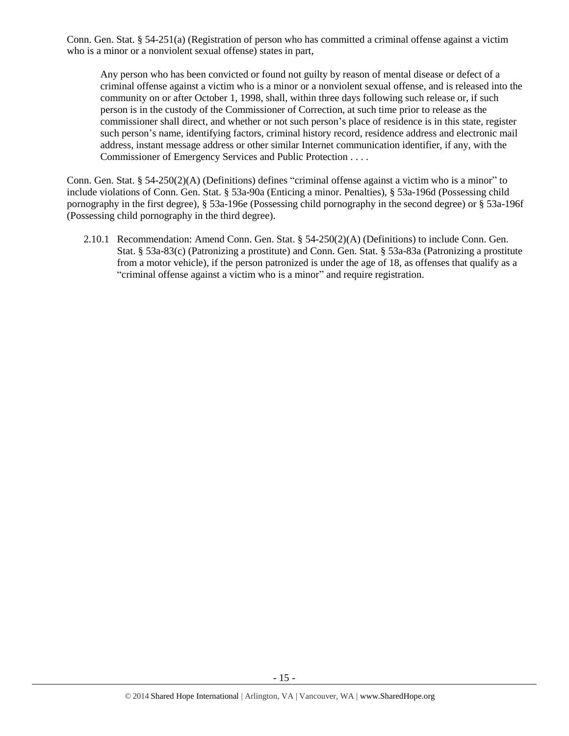Conn. Gen. Stat. § 54-251(a) (Registration of person who has committed a criminal offense against a victim who is a minor or a nonviolent sexual offense) states in part,

> Any person who has been convicted or found not guilty by reason of mental disease or defect of a criminal offense against a victim who is a minor or a nonviolent sexual offense, and is released into the community on or after October 1, 1998, shall, within three days following such release or, if such person is in the custody of the Commissioner of Correction, at such time prior to release as the commissioner shall direct, and whether or not such person's place of residence is in this state, register such person's name, identifying factors, criminal history record, residence address and electronic mail address, instant message address or other similar Internet communication identifier, if any, with the Commissioner of Emergency Services and Public Protection . . . .

Conn. Gen. Stat. § 54-250(2)(A) (Definitions) defines "criminal offense against a victim who is a minor" to include violations of Conn. Gen. Stat. § 53a-90a (Enticing a minor. Penalties), § 53a-196d (Possessing child pornography in the first degree), § 53a-196e (Possessing child pornography in the second degree) or § 53a-196f (Possessing child pornography in the third degree).

2.10.1 Recommendation: Amend Conn. Gen. Stat. § 54-250(2)(A) (Definitions) to include Conn. Gen. Stat. § 53a-83(c) (Patronizing a prostitute) and Conn. Gen. Stat. § 53a-83a (Patronizing a prostitute from a motor vehicle), if the person patronized is under the age of 18, as offenses that qualify as a "criminal offense against a victim who is a minor" and require registration.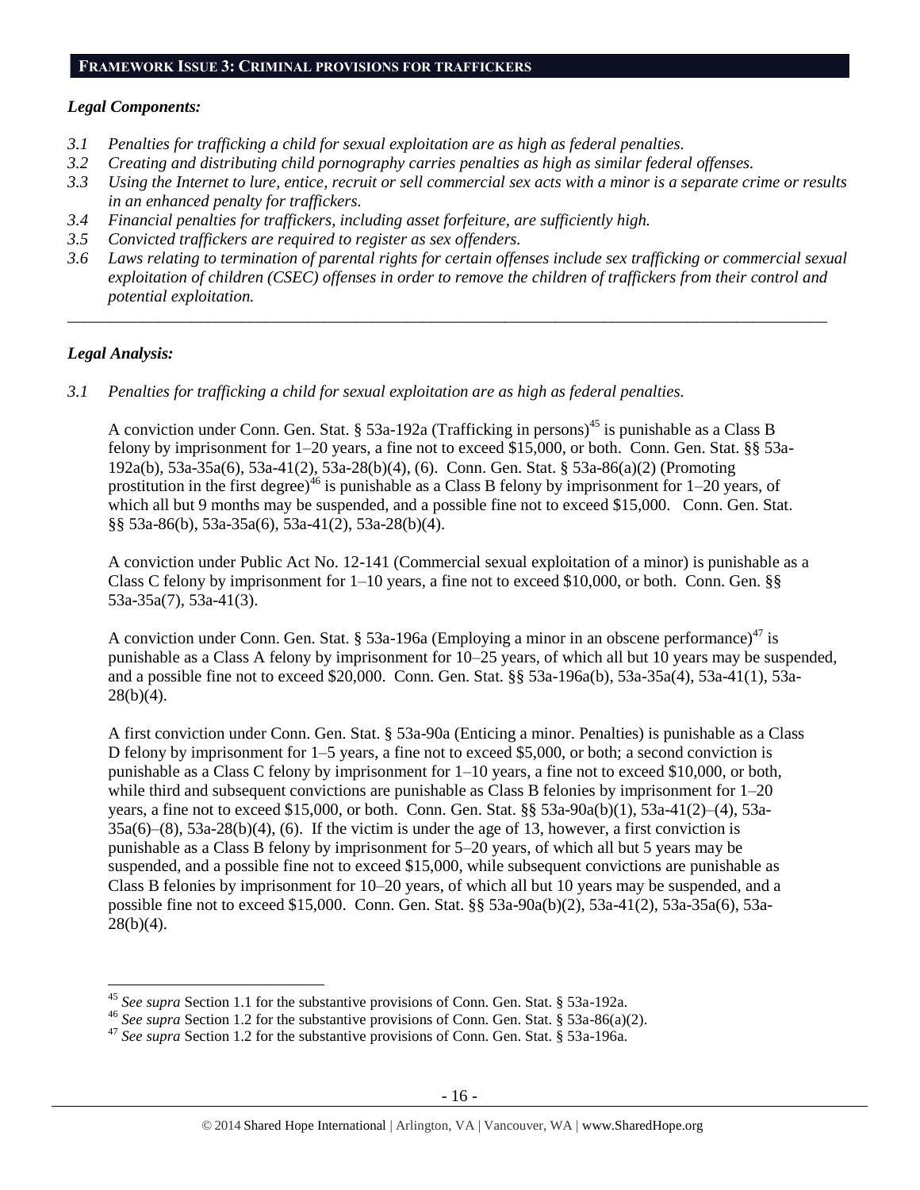## **Framework Issue 3: Criminal provisions for traffickers**

### *Legal Components:*

*3.1 Penalties for trafficking a child for sexual exploitation are as high as federal penalties.*
*3.2 Creating and distributing child pornography carries penalties as high as similar federal offenses.*
*3.3 Using the Internet to lure, entice, recruit or sell commercial sex acts with a minor is a separate crime or results in an enhanced penalty for traffickers.*
*3.4 Financial penalties for traffickers, including asset forfeiture, are sufficiently high.*
*3.5 Convicted traffickers are required to register as sex offenders.*
*3.6 Laws relating to termination of parental rights for certain offenses include sex trafficking or commercial sexual exploitation of children (CSEC) offenses in order to remove the children of traffickers from their control and potential exploitation.*

---

### *Legal Analysis:*

*3.1 Penalties for trafficking a child for sexual exploitation are as high as federal penalties.*

A conviction under Conn. Gen. Stat. § 53a-192a (Trafficking in persons)[45] is punishable as a Class B felony by imprisonment for 1–20 years, a fine not to exceed $15,000, or both. Conn. Gen. Stat. §§ 53a-192a(b), 53a-35a(6), 53a-41(2), 53a-28(b)(4), (6). Conn. Gen. Stat. § 53a-86(a)(2) (Promoting prostitution in the first degree)[46] is punishable as a Class B felony by imprisonment for 1–20 years, of which all but 9 months may be suspended, and a possible fine not to exceed $15,000. Conn. Gen. Stat. §§ 53a-86(b), 53a-35a(6), 53a-41(2), 53a-28(b)(4).

A conviction under Public Act No. 12-141 (Commercial sexual exploitation of a minor) is punishable as a Class C felony by imprisonment for 1–10 years, a fine not to exceed $10,000, or both. Conn. Gen. §§ 53a-35a(7), 53a-41(3).

A conviction under Conn. Gen. Stat. § 53a-196a (Employing a minor in an obscene performance)[47] is punishable as a Class A felony by imprisonment for 10–25 years, of which all but 10 years may be suspended, and a possible fine not to exceed $20,000. Conn. Gen. Stat. §§ 53a-196a(b), 53a-35a(4), 53a-41(1), 53a-28(b)(4).

A first conviction under Conn. Gen. Stat. § 53a-90a (Enticing a minor. Penalties) is punishable as a Class D felony by imprisonment for 1–5 years, a fine not to exceed $5,000, or both; a second conviction is punishable as a Class C felony by imprisonment for 1–10 years, a fine not to exceed $10,000, or both, while third and subsequent convictions are punishable as Class B felonies by imprisonment for 1–20 years, a fine not to exceed $15,000, or both. Conn. Gen. Stat. §§ 53a-90a(b)(1), 53a-41(2)–(4), 53a-35a(6)–(8), 53a-28(b)(4), (6). If the victim is under the age of 13, however, a first conviction is punishable as a Class B felony by imprisonment for 5–20 years, of which all but 5 years may be suspended, and a possible fine not to exceed $15,000, while subsequent convictions are punishable as Class B felonies by imprisonment for 10–20 years, of which all but 10 years may be suspended, and a possible fine not to exceed $15,000. Conn. Gen. Stat. §§ 53a-90a(b)(2), 53a-41(2), 53a-35a(6), 53a-28(b)(4).

---

[45] *See supra* Section 1.1 for the substantive provisions of Conn. Gen. Stat. § 53a-192a.
[46] *See supra* Section 1.2 for the substantive provisions of Conn. Gen. Stat. § 53a-86(a)(2).
[47] *See supra* Section 1.2 for the substantive provisions of Conn. Gen. Stat. § 53a-196a.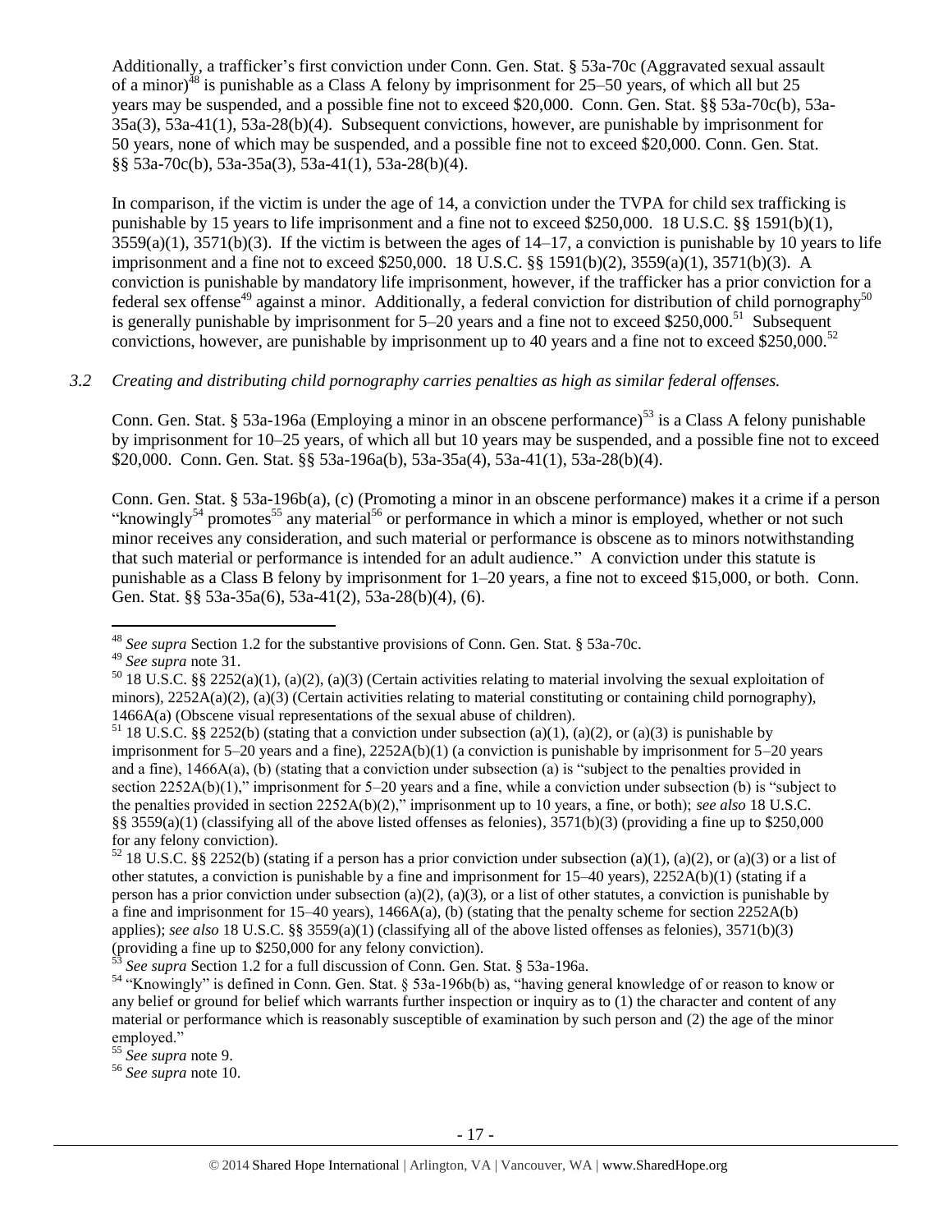Additionally, a trafficker's first conviction under Conn. Gen. Stat. § 53a-70c (Aggravated sexual assault of a minor)[48] is punishable as a Class A felony by imprisonment for 25–50 years, of which all but 25 years may be suspended, and a possible fine not to exceed $20,000. Conn. Gen. Stat. §§ 53a-70c(b), 53a-35a(3), 53a-41(1), 53a-28(b)(4). Subsequent convictions, however, are punishable by imprisonment for 50 years, none of which may be suspended, and a possible fine not to exceed $20,000. Conn. Gen. Stat. §§ 53a-70c(b), 53a-35a(3), 53a-41(1), 53a-28(b)(4).

In comparison, if the victim is under the age of 14, a conviction under the TVPA for child sex trafficking is punishable by 15 years to life imprisonment and a fine not to exceed $250,000. 18 U.S.C. §§ 1591(b)(1), 3559(a)(1), 3571(b)(3). If the victim is between the ages of 14–17, a conviction is punishable by 10 years to life imprisonment and a fine not to exceed $250,000. 18 U.S.C. §§ 1591(b)(2), 3559(a)(1), 3571(b)(3). A conviction is punishable by mandatory life imprisonment, however, if the trafficker has a prior conviction for a federal sex offense[49] against a minor. Additionally, a federal conviction for distribution of child pornography[50] is generally punishable by imprisonment for 5–20 years and a fine not to exceed $250,000.[51] Subsequent convictions, however, are punishable by imprisonment up to 40 years and a fine not to exceed $250,000.[52]

*3.2 Creating and distributing child pornography carries penalties as high as similar federal offenses.*

Conn. Gen. Stat. § 53a-196a (Employing a minor in an obscene performance)[53] is a Class A felony punishable by imprisonment for 10–25 years, of which all but 10 years may be suspended, and a possible fine not to exceed $20,000. Conn. Gen. Stat. §§ 53a-196a(b), 53a-35a(4), 53a-41(1), 53a-28(b)(4).

Conn. Gen. Stat. § 53a-196b(a), (c) (Promoting a minor in an obscene performance) makes it a crime if a person "knowingly[54] promotes[55] any material[56] or performance in which a minor is employed, whether or not such minor receives any consideration, and such material or performance is obscene as to minors notwithstanding that such material or performance is intended for an adult audience." A conviction under this statute is punishable as a Class B felony by imprisonment for 1–20 years, a fine not to exceed $15,000, or both. Conn. Gen. Stat. §§ 53a-35a(6), 53a-41(2), 53a-28(b)(4), (6).

[48] *See supra* Section 1.2 for the substantive provisions of Conn. Gen. Stat. § 53a-70c.

[49] *See supra* note 31.

[50] 18 U.S.C. §§ 2252(a)(1), (a)(2), (a)(3) (Certain activities relating to material involving the sexual exploitation of minors), 2252A(a)(2), (a)(3) (Certain activities relating to material constituting or containing child pornography), 1466A(a) (Obscene visual representations of the sexual abuse of children).

[51] 18 U.S.C. §§ 2252(b) (stating that a conviction under subsection (a)(1), (a)(2), or (a)(3) is punishable by imprisonment for 5–20 years and a fine), 2252A(b)(1) (a conviction is punishable by imprisonment for 5–20 years and a fine), 1466A(a), (b) (stating that a conviction under subsection (a) is "subject to the penalties provided in section 2252A(b)(1)," imprisonment for 5–20 years and a fine, while a conviction under subsection (b) is "subject to the penalties provided in section 2252A(b)(2)," imprisonment up to 10 years, a fine, or both); *see also* 18 U.S.C. §§ 3559(a)(1) (classifying all of the above listed offenses as felonies), 3571(b)(3) (providing a fine up to $250,000 for any felony conviction).

[52] 18 U.S.C. §§ 2252(b) (stating if a person has a prior conviction under subsection (a)(1), (a)(2), or (a)(3) or a list of other statutes, a conviction is punishable by a fine and imprisonment for 15–40 years), 2252A(b)(1) (stating if a person has a prior conviction under subsection (a)(2), (a)(3), or a list of other statutes, a conviction is punishable by a fine and imprisonment for 15–40 years), 1466A(a), (b) (stating that the penalty scheme for section 2252A(b) applies); *see also* 18 U.S.C. §§ 3559(a)(1) (classifying all of the above listed offenses as felonies), 3571(b)(3) (providing a fine up to $250,000 for any felony conviction).

[53] *See supra* Section 1.2 for a full discussion of Conn. Gen. Stat. § 53a-196a.

[54] "Knowingly" is defined in Conn. Gen. Stat. § 53a-196b(b) as, "having general knowledge of or reason to know or any belief or ground for belief which warrants further inspection or inquiry as to (1) the character and content of any material or performance which is reasonably susceptible of examination by such person and (2) the age of the minor employed."

[55] *See supra* note 9.

[56] *See supra* note 10.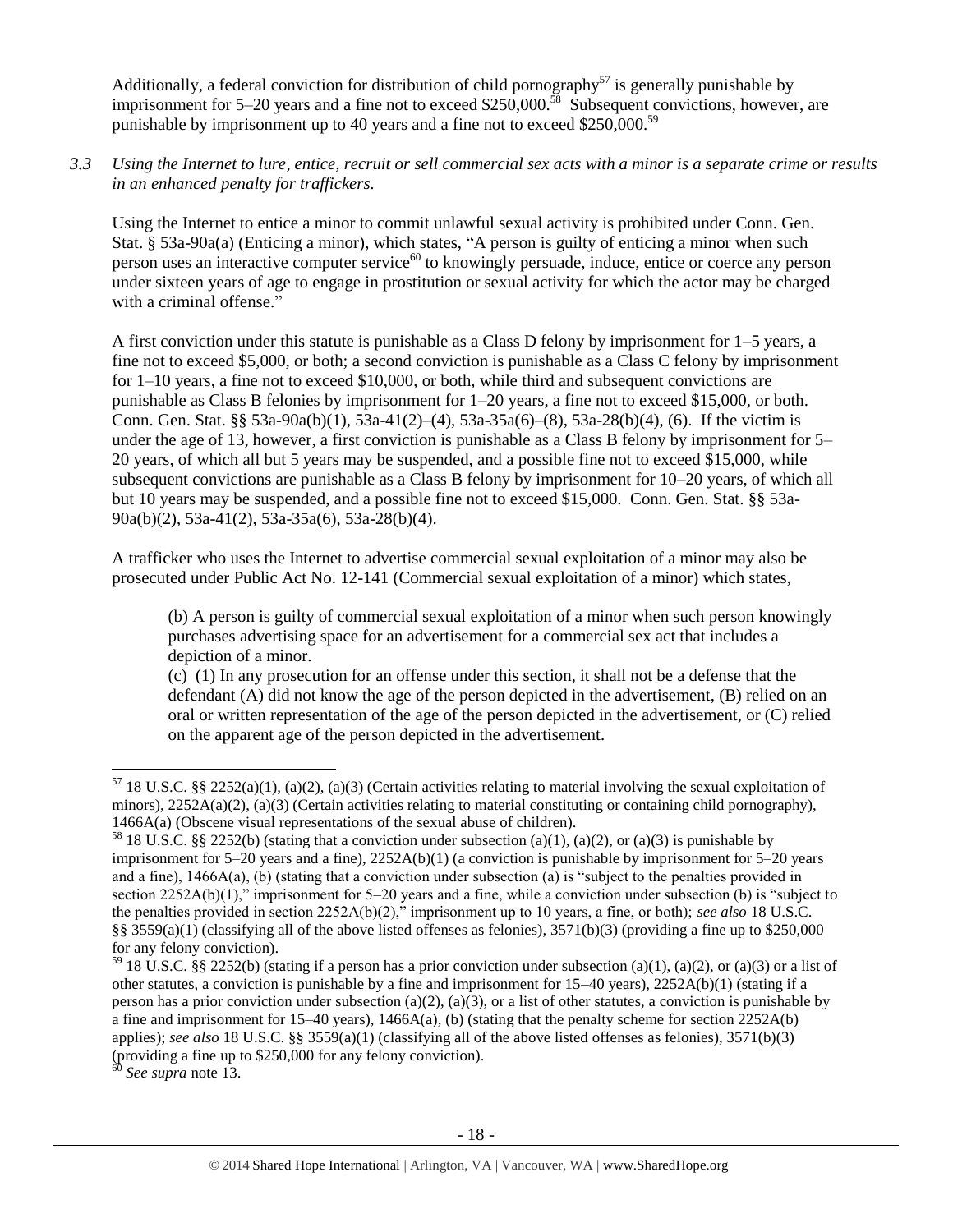Additionally, a federal conviction for distribution of child pornography[57] is generally punishable by imprisonment for 5–20 years and a fine not to exceed $250,000.[58] Subsequent convictions, however, are punishable by imprisonment up to 40 years and a fine not to exceed $250,000.[59]

*3.3 Using the Internet to lure, entice, recruit or sell commercial sex acts with a minor is a separate crime or results in an enhanced penalty for traffickers.*

Using the Internet to entice a minor to commit unlawful sexual activity is prohibited under Conn. Gen. Stat. § 53a-90a(a) (Enticing a minor), which states, "A person is guilty of enticing a minor when such person uses an interactive computer service[60] to knowingly persuade, induce, entice or coerce any person under sixteen years of age to engage in prostitution or sexual activity for which the actor may be charged with a criminal offense."

A first conviction under this statute is punishable as a Class D felony by imprisonment for 1–5 years, a fine not to exceed $5,000, or both; a second conviction is punishable as a Class C felony by imprisonment for 1–10 years, a fine not to exceed $10,000, or both, while third and subsequent convictions are punishable as Class B felonies by imprisonment for 1–20 years, a fine not to exceed $15,000, or both. Conn. Gen. Stat. §§ 53a-90a(b)(1), 53a-41(2)–(4), 53a-35a(6)–(8), 53a-28(b)(4), (6). If the victim is under the age of 13, however, a first conviction is punishable as a Class B felony by imprisonment for 5–20 years, of which all but 5 years may be suspended, and a possible fine not to exceed $15,000, while subsequent convictions are punishable as a Class B felony by imprisonment for 10–20 years, of which all but 10 years may be suspended, and a possible fine not to exceed $15,000. Conn. Gen. Stat. §§ 53a-90a(b)(2), 53a-41(2), 53a-35a(6), 53a-28(b)(4).

A trafficker who uses the Internet to advertise commercial sexual exploitation of a minor may also be prosecuted under Public Act No. 12-141 (Commercial sexual exploitation of a minor) which states,

> (b) A person is guilty of commercial sexual exploitation of a minor when such person knowingly purchases advertising space for an advertisement for a commercial sex act that includes a depiction of a minor.
>
> (c) (1) In any prosecution for an offense under this section, it shall not be a defense that the defendant (A) did not know the age of the person depicted in the advertisement, (B) relied on an oral or written representation of the age of the person depicted in the advertisement, or (C) relied on the apparent age of the person depicted in the advertisement.

---

[57] 18 U.S.C. §§ 2252(a)(1), (a)(2), (a)(3) (Certain activities relating to material involving the sexual exploitation of minors), 2252A(a)(2), (a)(3) (Certain activities relating to material constituting or containing child pornography), 1466A(a) (Obscene visual representations of the sexual abuse of children).

[58] 18 U.S.C. §§ 2252(b) (stating that a conviction under subsection (a)(1), (a)(2), or (a)(3) is punishable by imprisonment for 5–20 years and a fine), 2252A(b)(1) (a conviction is punishable by imprisonment for 5–20 years and a fine), 1466A(a), (b) (stating that a conviction under subsection (a) is "subject to the penalties provided in section 2252A(b)(1)," imprisonment for 5–20 years and a fine, while a conviction under subsection (b) is "subject to the penalties provided in section 2252A(b)(2)," imprisonment up to 10 years, a fine, or both); *see also* 18 U.S.C. §§ 3559(a)(1) (classifying all of the above listed offenses as felonies), 3571(b)(3) (providing a fine up to $250,000 for any felony conviction).

[59] 18 U.S.C. §§ 2252(b) (stating if a person has a prior conviction under subsection (a)(1), (a)(2), or (a)(3) or a list of other statutes, a conviction is punishable by a fine and imprisonment for 15–40 years), 2252A(b)(1) (stating if a person has a prior conviction under subsection (a)(2), (a)(3), or a list of other statutes, a conviction is punishable by a fine and imprisonment for 15–40 years), 1466A(a), (b) (stating that the penalty scheme for section 2252A(b) applies); *see also* 18 U.S.C. §§ 3559(a)(1) (classifying all of the above listed offenses as felonies), 3571(b)(3) (providing a fine up to $250,000 for any felony conviction).

[60] *See supra* note 13.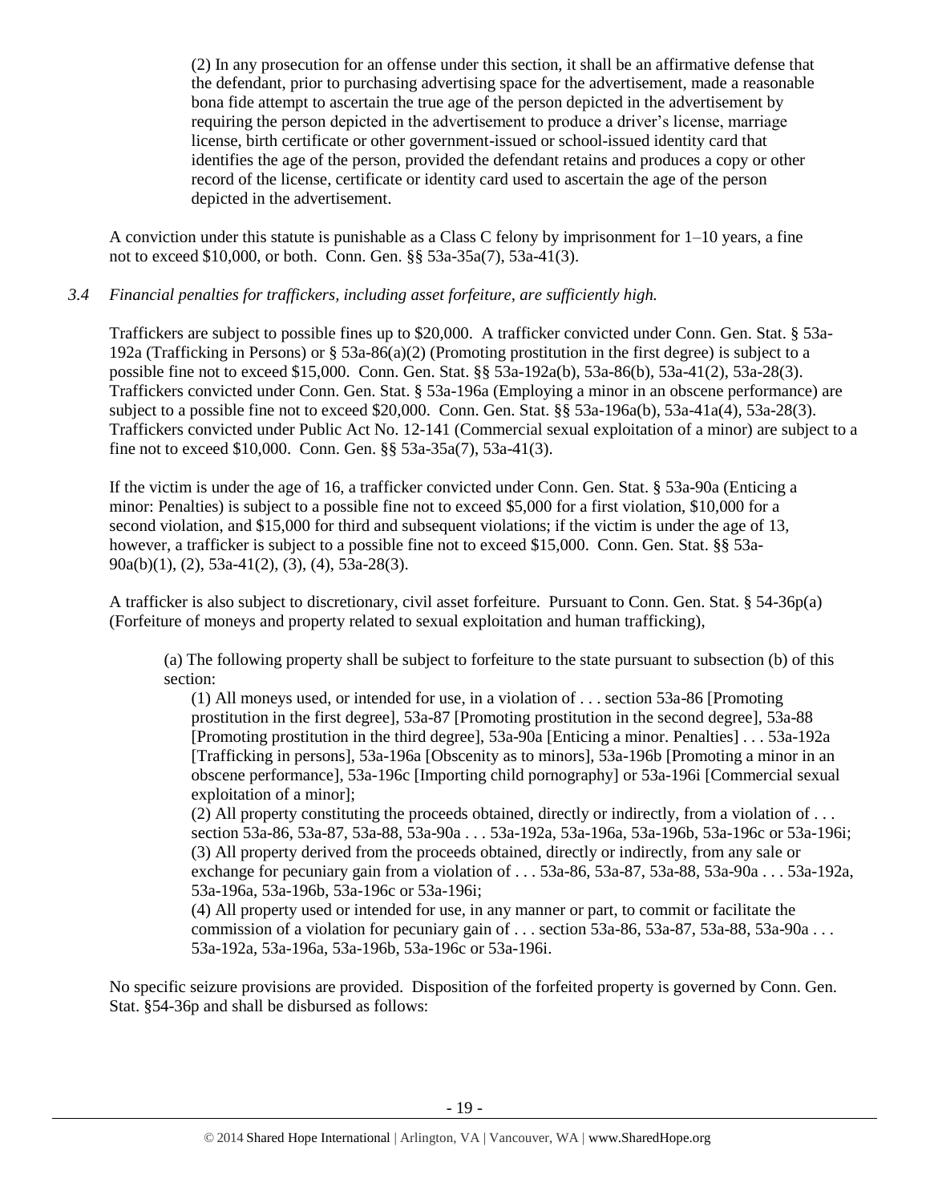> (2) In any prosecution for an offense under this section, it shall be an affirmative defense that the defendant, prior to purchasing advertising space for the advertisement, made a reasonable bona fide attempt to ascertain the true age of the person depicted in the advertisement by requiring the person depicted in the advertisement to produce a driver's license, marriage license, birth certificate or other government-issued or school-issued identity card that identifies the age of the person, provided the defendant retains and produces a copy or other record of the license, certificate or identity card used to ascertain the age of the person depicted in the advertisement.

A conviction under this statute is punishable as a Class C felony by imprisonment for 1–10 years, a fine not to exceed $10,000, or both. Conn. Gen. §§ 53a-35a(7), 53a-41(3).

*3.4 Financial penalties for traffickers, including asset forfeiture, are sufficiently high.*

Traffickers are subject to possible fines up to $20,000. A trafficker convicted under Conn. Gen. Stat. § 53a-192a (Trafficking in Persons) or § 53a-86(a)(2) (Promoting prostitution in the first degree) is subject to a possible fine not to exceed $15,000. Conn. Gen. Stat. §§ 53a-192a(b), 53a-86(b), 53a-41(2), 53a-28(3). Traffickers convicted under Conn. Gen. Stat. § 53a-196a (Employing a minor in an obscene performance) are subject to a possible fine not to exceed $20,000. Conn. Gen. Stat. §§ 53a-196a(b), 53a-41a(4), 53a-28(3). Traffickers convicted under Public Act No. 12-141 (Commercial sexual exploitation of a minor) are subject to a fine not to exceed $10,000. Conn. Gen. §§ 53a-35a(7), 53a-41(3).

If the victim is under the age of 16, a trafficker convicted under Conn. Gen. Stat. § 53a-90a (Enticing a minor: Penalties) is subject to a possible fine not to exceed $5,000 for a first violation, $10,000 for a second violation, and $15,000 for third and subsequent violations; if the victim is under the age of 13, however, a trafficker is subject to a possible fine not to exceed $15,000. Conn. Gen. Stat. §§ 53a-90a(b)(1), (2), 53a-41(2), (3), (4), 53a-28(3).

A trafficker is also subject to discretionary, civil asset forfeiture. Pursuant to Conn. Gen. Stat. § 54-36p(a) (Forfeiture of moneys and property related to sexual exploitation and human trafficking),

> (a) The following property shall be subject to forfeiture to the state pursuant to subsection (b) of this section:
>
> (1) All moneys used, or intended for use, in a violation of . . . section 53a-86 [Promoting prostitution in the first degree], 53a-87 [Promoting prostitution in the second degree], 53a-88 [Promoting prostitution in the third degree], 53a-90a [Enticing a minor. Penalties] . . . 53a-192a [Trafficking in persons], 53a-196a [Obscenity as to minors], 53a-196b [Promoting a minor in an obscene performance], 53a-196c [Importing child pornography] or 53a-196i [Commercial sexual exploitation of a minor];
>
> (2) All property constituting the proceeds obtained, directly or indirectly, from a violation of . . . section 53a-86, 53a-87, 53a-88, 53a-90a . . . 53a-192a, 53a-196a, 53a-196b, 53a-196c or 53a-196i;
>
> (3) All property derived from the proceeds obtained, directly or indirectly, from any sale or exchange for pecuniary gain from a violation of . . . 53a-86, 53a-87, 53a-88, 53a-90a . . . 53a-192a, 53a-196a, 53a-196b, 53a-196c or 53a-196i;
>
> (4) All property used or intended for use, in any manner or part, to commit or facilitate the commission of a violation for pecuniary gain of . . . section 53a-86, 53a-87, 53a-88, 53a-90a . . . 53a-192a, 53a-196a, 53a-196b, 53a-196c or 53a-196i.

No specific seizure provisions are provided. Disposition of the forfeited property is governed by Conn. Gen. Stat. §54-36p and shall be disbursed as follows: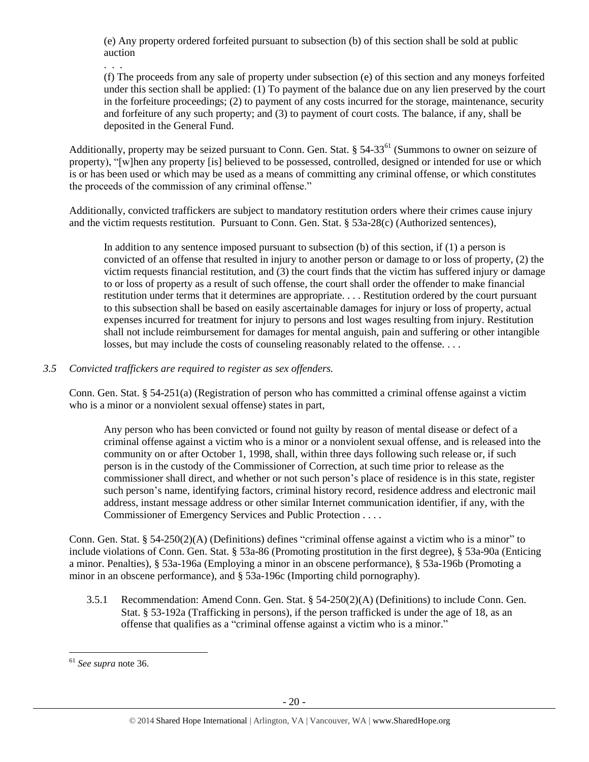(e) Any property ordered forfeited pursuant to subsection (b) of this section shall be sold at public auction

. . .

(f) The proceeds from any sale of property under subsection (e) of this section and any moneys forfeited under this section shall be applied: (1) To payment of the balance due on any lien preserved by the court in the forfeiture proceedings; (2) to payment of any costs incurred for the storage, maintenance, security and forfeiture of any such property; and (3) to payment of court costs. The balance, if any, shall be deposited in the General Fund.

Additionally, property may be seized pursuant to Conn. Gen. Stat. § 54-33[61] (Summons to owner on seizure of property), "[w]hen any property [is] believed to be possessed, controlled, designed or intended for use or which is or has been used or which may be used as a means of committing any criminal offense, or which constitutes the proceeds of the commission of any criminal offense."

Additionally, convicted traffickers are subject to mandatory restitution orders where their crimes cause injury and the victim requests restitution. Pursuant to Conn. Gen. Stat. § 53a-28(c) (Authorized sentences),

> In addition to any sentence imposed pursuant to subsection (b) of this section, if (1) a person is convicted of an offense that resulted in injury to another person or damage to or loss of property, (2) the victim requests financial restitution, and (3) the court finds that the victim has suffered injury or damage to or loss of property as a result of such offense, the court shall order the offender to make financial restitution under terms that it determines are appropriate. . . . Restitution ordered by the court pursuant to this subsection shall be based on easily ascertainable damages for injury or loss of property, actual expenses incurred for treatment for injury to persons and lost wages resulting from injury. Restitution shall not include reimbursement for damages for mental anguish, pain and suffering or other intangible losses, but may include the costs of counseling reasonably related to the offense. . . .

*3.5 Convicted traffickers are required to register as sex offenders.*

Conn. Gen. Stat. § 54-251(a) (Registration of person who has committed a criminal offense against a victim who is a minor or a nonviolent sexual offense) states in part,

> Any person who has been convicted or found not guilty by reason of mental disease or defect of a criminal offense against a victim who is a minor or a nonviolent sexual offense, and is released into the community on or after October 1, 1998, shall, within three days following such release or, if such person is in the custody of the Commissioner of Correction, at such time prior to release as the commissioner shall direct, and whether or not such person's place of residence is in this state, register such person's name, identifying factors, criminal history record, residence address and electronic mail address, instant message address or other similar Internet communication identifier, if any, with the Commissioner of Emergency Services and Public Protection . . . .

Conn. Gen. Stat. § 54-250(2)(A) (Definitions) defines "criminal offense against a victim who is a minor" to include violations of Conn. Gen. Stat. § 53a-86 (Promoting prostitution in the first degree), § 53a-90a (Enticing a minor. Penalties), § 53a-196a (Employing a minor in an obscene performance), § 53a-196b (Promoting a minor in an obscene performance), and § 53a-196c (Importing child pornography).

3.5.1 Recommendation: Amend Conn. Gen. Stat. § 54-250(2)(A) (Definitions) to include Conn. Gen. Stat. § 53-192a (Trafficking in persons), if the person trafficked is under the age of 18, as an offense that qualifies as a "criminal offense against a victim who is a minor."

---

[61] *See supra* note 36.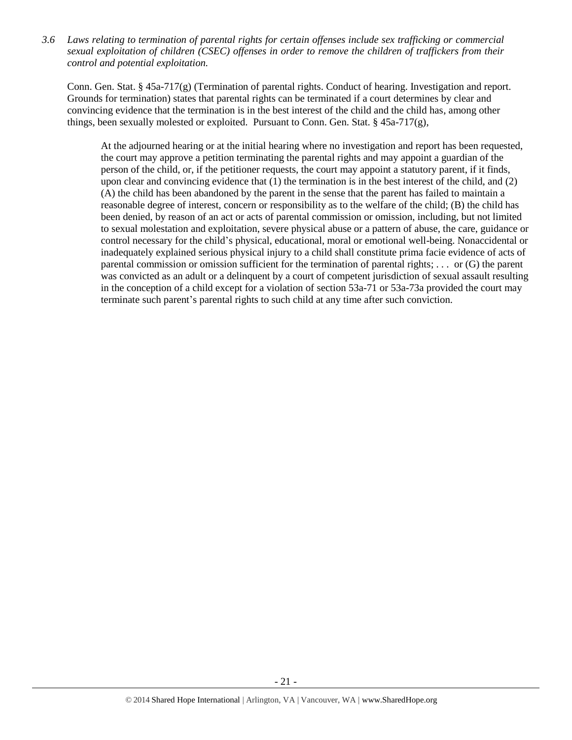*3.6 Laws relating to termination of parental rights for certain offenses include sex trafficking or commercial sexual exploitation of children (CSEC) offenses in order to remove the children of traffickers from their control and potential exploitation.*

Conn. Gen. Stat. § 45a-717(g) (Termination of parental rights. Conduct of hearing. Investigation and report. Grounds for termination) states that parental rights can be terminated if a court determines by clear and convincing evidence that the termination is in the best interest of the child and the child has, among other things, been sexually molested or exploited. Pursuant to Conn. Gen. Stat. § 45a-717(g),

> At the adjourned hearing or at the initial hearing where no investigation and report has been requested, the court may approve a petition terminating the parental rights and may appoint a guardian of the person of the child, or, if the petitioner requests, the court may appoint a statutory parent, if it finds, upon clear and convincing evidence that (1) the termination is in the best interest of the child, and (2) (A) the child has been abandoned by the parent in the sense that the parent has failed to maintain a reasonable degree of interest, concern or responsibility as to the welfare of the child; (B) the child has been denied, by reason of an act or acts of parental commission or omission, including, but not limited to sexual molestation and exploitation, severe physical abuse or a pattern of abuse, the care, guidance or control necessary for the child's physical, educational, moral or emotional well-being. Nonaccidental or inadequately explained serious physical injury to a child shall constitute prima facie evidence of acts of parental commission or omission sufficient for the termination of parental rights; . . . or (G) the parent was convicted as an adult or a delinquent by a court of competent jurisdiction of sexual assault resulting in the conception of a child except for a violation of section 53a-71 or 53a-73a provided the court may terminate such parent's parental rights to such child at any time after such conviction.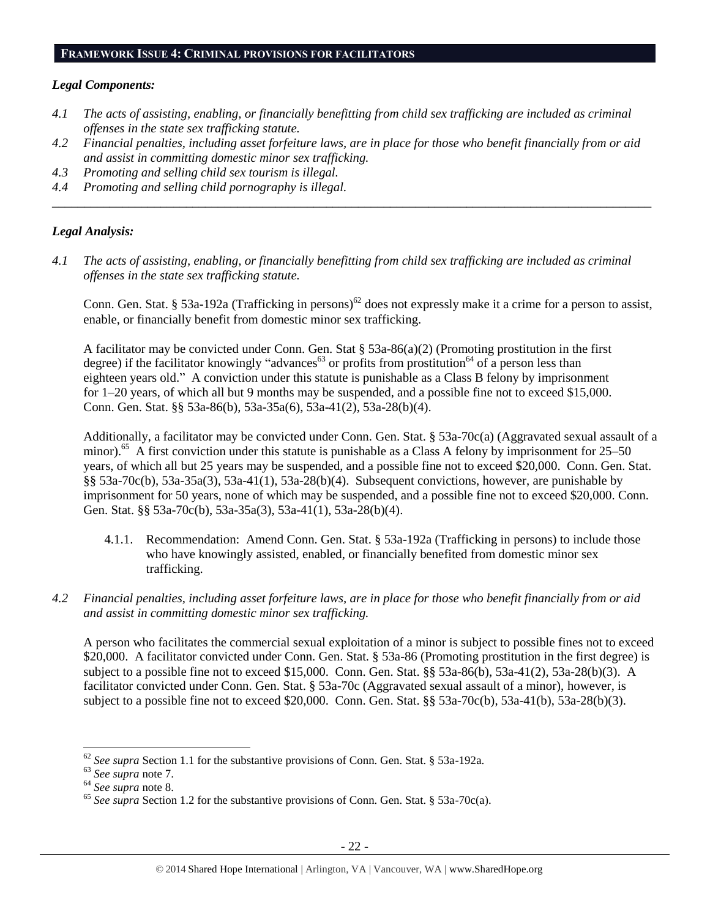## FRAMEWORK ISSUE 4: CRIMINAL PROVISIONS FOR FACILITATORS

### *Legal Components:*

*4.1 The acts of assisting, enabling, or financially benefitting from child sex trafficking are included as criminal offenses in the state sex trafficking statute.*

*4.2 Financial penalties, including asset forfeiture laws, are in place for those who benefit financially from or aid and assist in committing domestic minor sex trafficking.*

*4.3 Promoting and selling child sex tourism is illegal.*

*4.4 Promoting and selling child pornography is illegal.*

---

### *Legal Analysis:*

*4.1 The acts of assisting, enabling, or financially benefitting from child sex trafficking are included as criminal offenses in the state sex trafficking statute.*

Conn. Gen. Stat. § 53a-192a (Trafficking in persons)[62] does not expressly make it a crime for a person to assist, enable, or financially benefit from domestic minor sex trafficking.

A facilitator may be convicted under Conn. Gen. Stat § 53a-86(a)(2) (Promoting prostitution in the first degree) if the facilitator knowingly "advances[63] or profits from prostitution[64] of a person less than eighteen years old." A conviction under this statute is punishable as a Class B felony by imprisonment for 1–20 years, of which all but 9 months may be suspended, and a possible fine not to exceed $15,000. Conn. Gen. Stat. §§ 53a-86(b), 53a-35a(6), 53a-41(2), 53a-28(b)(4).

Additionally, a facilitator may be convicted under Conn. Gen. Stat. § 53a-70c(a) (Aggravated sexual assault of a minor).[65] A first conviction under this statute is punishable as a Class A felony by imprisonment for 25–50 years, of which all but 25 years may be suspended, and a possible fine not to exceed $20,000. Conn. Gen. Stat. §§ 53a-70c(b), 53a-35a(3), 53a-41(1), 53a-28(b)(4). Subsequent convictions, however, are punishable by imprisonment for 50 years, none of which may be suspended, and a possible fine not to exceed $20,000. Conn. Gen. Stat. §§ 53a-70c(b), 53a-35a(3), 53a-41(1), 53a-28(b)(4).

4.1.1. Recommendation: Amend Conn. Gen. Stat. § 53a-192a (Trafficking in persons) to include those who have knowingly assisted, enabled, or financially benefited from domestic minor sex trafficking.

*4.2 Financial penalties, including asset forfeiture laws, are in place for those who benefit financially from or aid and assist in committing domestic minor sex trafficking.*

A person who facilitates the commercial sexual exploitation of a minor is subject to possible fines not to exceed $20,000. A facilitator convicted under Conn. Gen. Stat. § 53a-86 (Promoting prostitution in the first degree) is subject to a possible fine not to exceed $15,000. Conn. Gen. Stat. §§ 53a-86(b), 53a-41(2), 53a-28(b)(3). A facilitator convicted under Conn. Gen. Stat. § 53a-70c (Aggravated sexual assault of a minor), however, is subject to a possible fine not to exceed $20,000. Conn. Gen. Stat. §§ 53a-70c(b), 53a-41(b), 53a-28(b)(3).

---

[62] *See supra* Section 1.1 for the substantive provisions of Conn. Gen. Stat. § 53a-192a.

[63] *See supra* note 7.

[64] *See supra* note 8.

[65] *See supra* Section 1.2 for the substantive provisions of Conn. Gen. Stat. § 53a-70c(a).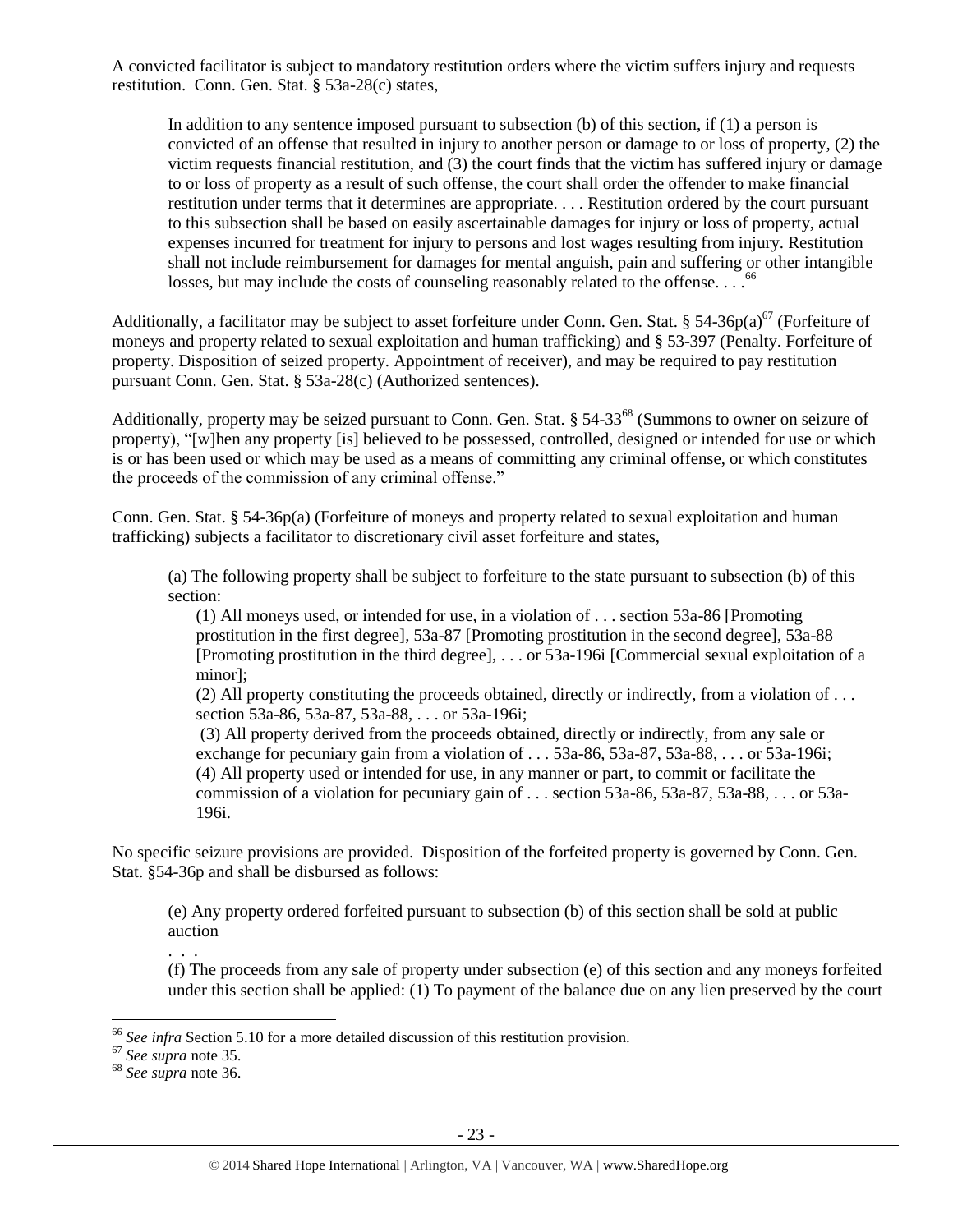A convicted facilitator is subject to mandatory restitution orders where the victim suffers injury and requests restitution. Conn. Gen. Stat. § 53a-28(c) states,

> In addition to any sentence imposed pursuant to subsection (b) of this section, if (1) a person is convicted of an offense that resulted in injury to another person or damage to or loss of property, (2) the victim requests financial restitution, and (3) the court finds that the victim has suffered injury or damage to or loss of property as a result of such offense, the court shall order the offender to make financial restitution under terms that it determines are appropriate. . . . Restitution ordered by the court pursuant to this subsection shall be based on easily ascertainable damages for injury or loss of property, actual expenses incurred for treatment for injury to persons and lost wages resulting from injury. Restitution shall not include reimbursement for damages for mental anguish, pain and suffering or other intangible losses, but may include the costs of counseling reasonably related to the offense. . . .[66]

Additionally, a facilitator may be subject to asset forfeiture under Conn. Gen. Stat. § 54-36p(a)[67] (Forfeiture of moneys and property related to sexual exploitation and human trafficking) and § 53-397 (Penalty. Forfeiture of property. Disposition of seized property. Appointment of receiver), and may be required to pay restitution pursuant Conn. Gen. Stat. § 53a-28(c) (Authorized sentences).

Additionally, property may be seized pursuant to Conn. Gen. Stat. § 54-33[68] (Summons to owner on seizure of property), "[w]hen any property [is] believed to be possessed, controlled, designed or intended for use or which is or has been used or which may be used as a means of committing any criminal offense, or which constitutes the proceeds of the commission of any criminal offense."

Conn. Gen. Stat. § 54-36p(a) (Forfeiture of moneys and property related to sexual exploitation and human trafficking) subjects a facilitator to discretionary civil asset forfeiture and states,

> (a) The following property shall be subject to forfeiture to the state pursuant to subsection (b) of this section:
>
> (1) All moneys used, or intended for use, in a violation of . . . section 53a-86 [Promoting prostitution in the first degree], 53a-87 [Promoting prostitution in the second degree], 53a-88 [Promoting prostitution in the third degree], . . . or 53a-196i [Commercial sexual exploitation of a minor];
>
> (2) All property constituting the proceeds obtained, directly or indirectly, from a violation of . . . section 53a-86, 53a-87, 53a-88, . . . or 53a-196i;
>
> (3) All property derived from the proceeds obtained, directly or indirectly, from any sale or exchange for pecuniary gain from a violation of . . . 53a-86, 53a-87, 53a-88, . . . or 53a-196i;
>
> (4) All property used or intended for use, in any manner or part, to commit or facilitate the commission of a violation for pecuniary gain of . . . section 53a-86, 53a-87, 53a-88, . . . or 53a-196i.

No specific seizure provisions are provided. Disposition of the forfeited property is governed by Conn. Gen. Stat. §54-36p and shall be disbursed as follows:

> (e) Any property ordered forfeited pursuant to subsection (b) of this section shall be sold at public auction
>
> . . .
>
> (f) The proceeds from any sale of property under subsection (e) of this section and any moneys forfeited under this section shall be applied: (1) To payment of the balance due on any lien preserved by the court

---

[66] *See infra* Section 5.10 for a more detailed discussion of this restitution provision.

[67] *See supra* note 35.

[68] *See supra* note 36.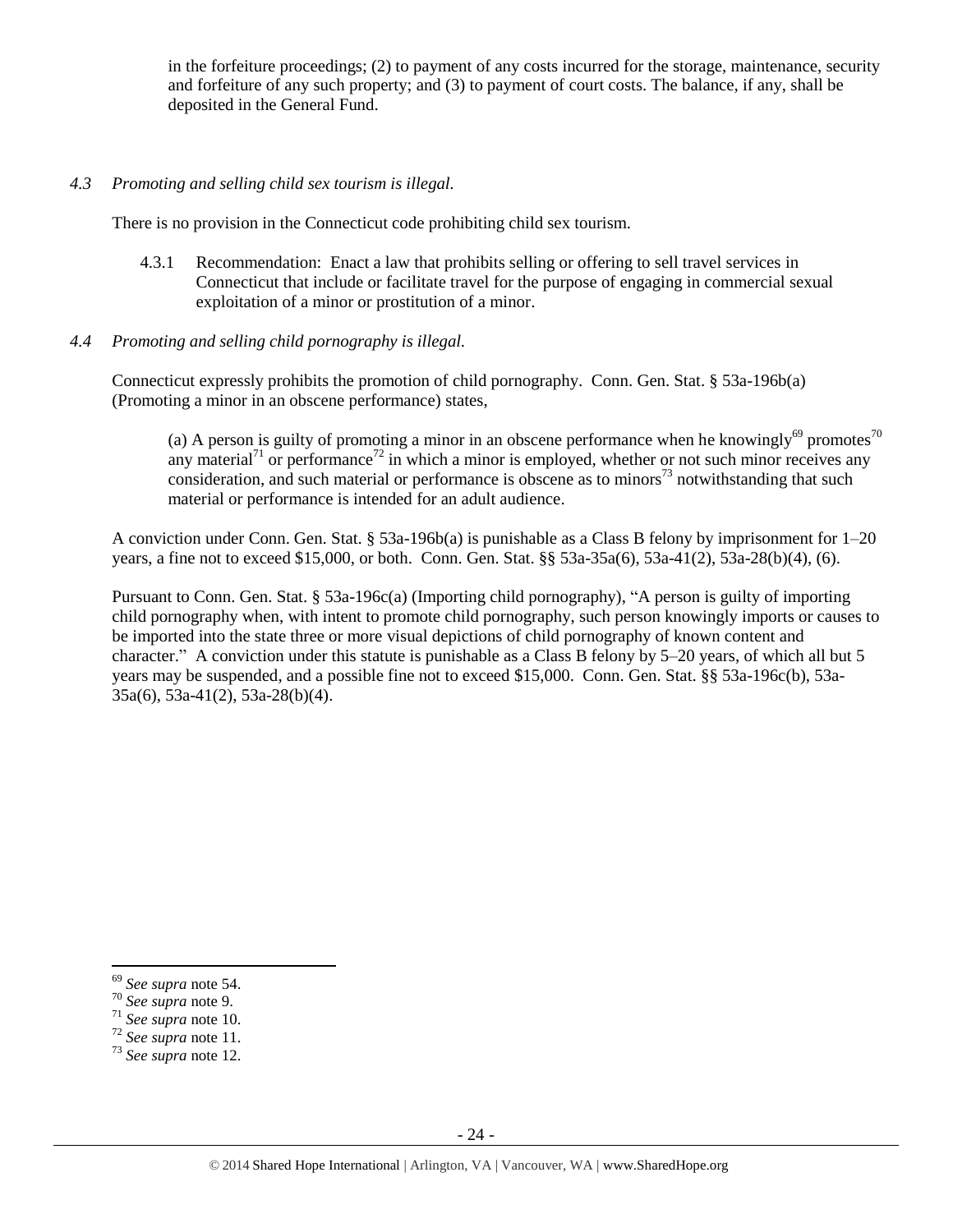in the forfeiture proceedings; (2) to payment of any costs incurred for the storage, maintenance, security and forfeiture of any such property; and (3) to payment of court costs. The balance, if any, shall be deposited in the General Fund.

*4.3 Promoting and selling child sex tourism is illegal.*

There is no provision in the Connecticut code prohibiting child sex tourism.

4.3.1 Recommendation: Enact a law that prohibits selling or offering to sell travel services in Connecticut that include or facilitate travel for the purpose of engaging in commercial sexual exploitation of a minor or prostitution of a minor.

*4.4 Promoting and selling child pornography is illegal.*

Connecticut expressly prohibits the promotion of child pornography. Conn. Gen. Stat. § 53a-196b(a) (Promoting a minor in an obscene performance) states,

> (a) A person is guilty of promoting a minor in an obscene performance when he knowingly[69] promotes[70] any material[71] or performance[72] in which a minor is employed, whether or not such minor receives any consideration, and such material or performance is obscene as to minors[73] notwithstanding that such material or performance is intended for an adult audience.

A conviction under Conn. Gen. Stat. § 53a-196b(a) is punishable as a Class B felony by imprisonment for 1–20 years, a fine not to exceed $15,000, or both. Conn. Gen. Stat. §§ 53a-35a(6), 53a-41(2), 53a-28(b)(4), (6).

Pursuant to Conn. Gen. Stat. § 53a-196c(a) (Importing child pornography), "A person is guilty of importing child pornography when, with intent to promote child pornography, such person knowingly imports or causes to be imported into the state three or more visual depictions of child pornography of known content and character." A conviction under this statute is punishable as a Class B felony by 5–20 years, of which all but 5 years may be suspended, and a possible fine not to exceed $15,000. Conn. Gen. Stat. §§ 53a-196c(b), 53a-35a(6), 53a-41(2), 53a-28(b)(4).

---

[69] *See supra* note 54.

[70] *See supra* note 9.

[71] *See supra* note 10.

[72] *See supra* note 11.

[73] *See supra* note 12.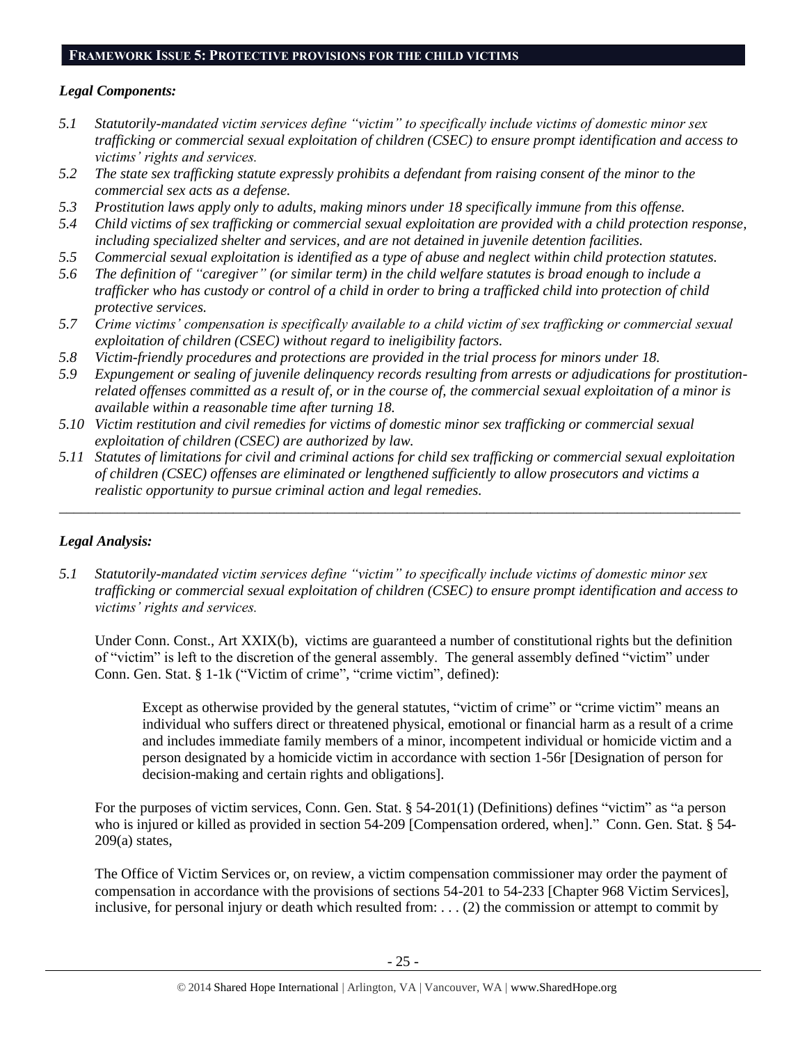## FRAMEWORK ISSUE 5: PROTECTIVE PROVISIONS FOR THE CHILD VICTIMS

### *Legal Components:*

*5.1 Statutorily-mandated victim services define "victim" to specifically include victims of domestic minor sex trafficking or commercial sexual exploitation of children (CSEC) to ensure prompt identification and access to victims' rights and services.*

*5.2 The state sex trafficking statute expressly prohibits a defendant from raising consent of the minor to the commercial sex acts as a defense.*

*5.3 Prostitution laws apply only to adults, making minors under 18 specifically immune from this offense.*

*5.4 Child victims of sex trafficking or commercial sexual exploitation are provided with a child protection response, including specialized shelter and services, and are not detained in juvenile detention facilities.*

*5.5 Commercial sexual exploitation is identified as a type of abuse and neglect within child protection statutes.*

*5.6 The definition of "caregiver" (or similar term) in the child welfare statutes is broad enough to include a trafficker who has custody or control of a child in order to bring a trafficked child into protection of child protective services.*

*5.7 Crime victims' compensation is specifically available to a child victim of sex trafficking or commercial sexual exploitation of children (CSEC) without regard to ineligibility factors.*

*5.8 Victim-friendly procedures and protections are provided in the trial process for minors under 18.*

*5.9 Expungement or sealing of juvenile delinquency records resulting from arrests or adjudications for prostitution-related offenses committed as a result of, or in the course of, the commercial sexual exploitation of a minor is available within a reasonable time after turning 18.*

*5.10 Victim restitution and civil remedies for victims of domestic minor sex trafficking or commercial sexual exploitation of children (CSEC) are authorized by law.*

*5.11 Statutes of limitations for civil and criminal actions for child sex trafficking or commercial sexual exploitation of children (CSEC) offenses are eliminated or lengthened sufficiently to allow prosecutors and victims a realistic opportunity to pursue criminal action and legal remedies.*

---

### *Legal Analysis:*

*5.1 Statutorily-mandated victim services define "victim" to specifically include victims of domestic minor sex trafficking or commercial sexual exploitation of children (CSEC) to ensure prompt identification and access to victims' rights and services.*

Under Conn. Const., Art XXIX(b), victims are guaranteed a number of constitutional rights but the definition of "victim" is left to the discretion of the general assembly. The general assembly defined "victim" under Conn. Gen. Stat. § 1-1k ("Victim of crime", "crime victim", defined):

> Except as otherwise provided by the general statutes, "victim of crime" or "crime victim" means an individual who suffers direct or threatened physical, emotional or financial harm as a result of a crime and includes immediate family members of a minor, incompetent individual or homicide victim and a person designated by a homicide victim in accordance with section 1-56r [Designation of person for decision-making and certain rights and obligations].

For the purposes of victim services, Conn. Gen. Stat. § 54-201(1) (Definitions) defines "victim" as "a person who is injured or killed as provided in section 54-209 [Compensation ordered, when]." Conn. Gen. Stat. § 54-209(a) states,

The Office of Victim Services or, on review, a victim compensation commissioner may order the payment of compensation in accordance with the provisions of sections 54-201 to 54-233 [Chapter 968 Victim Services], inclusive, for personal injury or death which resulted from: . . . (2) the commission or attempt to commit by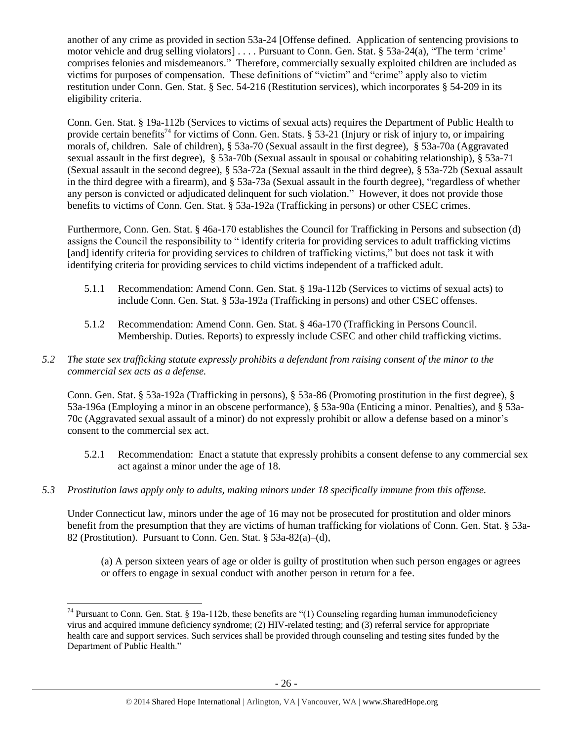another of any crime as provided in section 53a-24 [Offense defined. Application of sentencing provisions to motor vehicle and drug selling violators] . . . . Pursuant to Conn. Gen. Stat. § 53a-24(a), "The term 'crime' comprises felonies and misdemeanors." Therefore, commercially sexually exploited children are included as victims for purposes of compensation. These definitions of "victim" and "crime" apply also to victim restitution under Conn. Gen. Stat. § Sec. 54-216 (Restitution services), which incorporates § 54-209 in its eligibility criteria.

Conn. Gen. Stat. § 19a-112b (Services to victims of sexual acts) requires the Department of Public Health to provide certain benefits[74] for victims of Conn. Gen. Stats. § 53-21 (Injury or risk of injury to, or impairing morals of, children. Sale of children), § 53a-70 (Sexual assault in the first degree), § 53a-70a (Aggravated sexual assault in the first degree), § 53a-70b (Sexual assault in spousal or cohabiting relationship), § 53a-71 (Sexual assault in the second degree), § 53a-72a (Sexual assault in the third degree), § 53a-72b (Sexual assault in the third degree with a firearm), and § 53a-73a (Sexual assault in the fourth degree), "regardless of whether any person is convicted or adjudicated delinquent for such violation." However, it does not provide those benefits to victims of Conn. Gen. Stat. § 53a-192a (Trafficking in persons) or other CSEC crimes.

Furthermore, Conn. Gen. Stat. § 46a-170 establishes the Council for Trafficking in Persons and subsection (d) assigns the Council the responsibility to " identify criteria for providing services to adult trafficking victims [and] identify criteria for providing services to children of trafficking victims," but does not task it with identifying criteria for providing services to child victims independent of a trafficked adult.

5.1.1 Recommendation: Amend Conn. Gen. Stat. § 19a-112b (Services to victims of sexual acts) to include Conn. Gen. Stat. § 53a-192a (Trafficking in persons) and other CSEC offenses.

5.1.2 Recommendation: Amend Conn. Gen. Stat. § 46a-170 (Trafficking in Persons Council. Membership. Duties. Reports) to expressly include CSEC and other child trafficking victims.

*5.2 The state sex trafficking statute expressly prohibits a defendant from raising consent of the minor to the commercial sex acts as a defense.*

Conn. Gen. Stat. § 53a-192a (Trafficking in persons), § 53a-86 (Promoting prostitution in the first degree), § 53a-196a (Employing a minor in an obscene performance), § 53a-90a (Enticing a minor. Penalties), and § 53a-70c (Aggravated sexual assault of a minor) do not expressly prohibit or allow a defense based on a minor's consent to the commercial sex act.

5.2.1 Recommendation: Enact a statute that expressly prohibits a consent defense to any commercial sex act against a minor under the age of 18.

*5.3 Prostitution laws apply only to adults, making minors under 18 specifically immune from this offense.*

Under Connecticut law, minors under the age of 16 may not be prosecuted for prostitution and older minors benefit from the presumption that they are victims of human trafficking for violations of Conn. Gen. Stat. § 53a-82 (Prostitution). Pursuant to Conn. Gen. Stat. § 53a-82(a)–(d),

> (a) A person sixteen years of age or older is guilty of prostitution when such person engages or agrees or offers to engage in sexual conduct with another person in return for a fee.

---

[74] Pursuant to Conn. Gen. Stat. § 19a-112b, these benefits are "(1) Counseling regarding human immunodeficiency virus and acquired immune deficiency syndrome; (2) HIV-related testing; and (3) referral service for appropriate health care and support services. Such services shall be provided through counseling and testing sites funded by the Department of Public Health."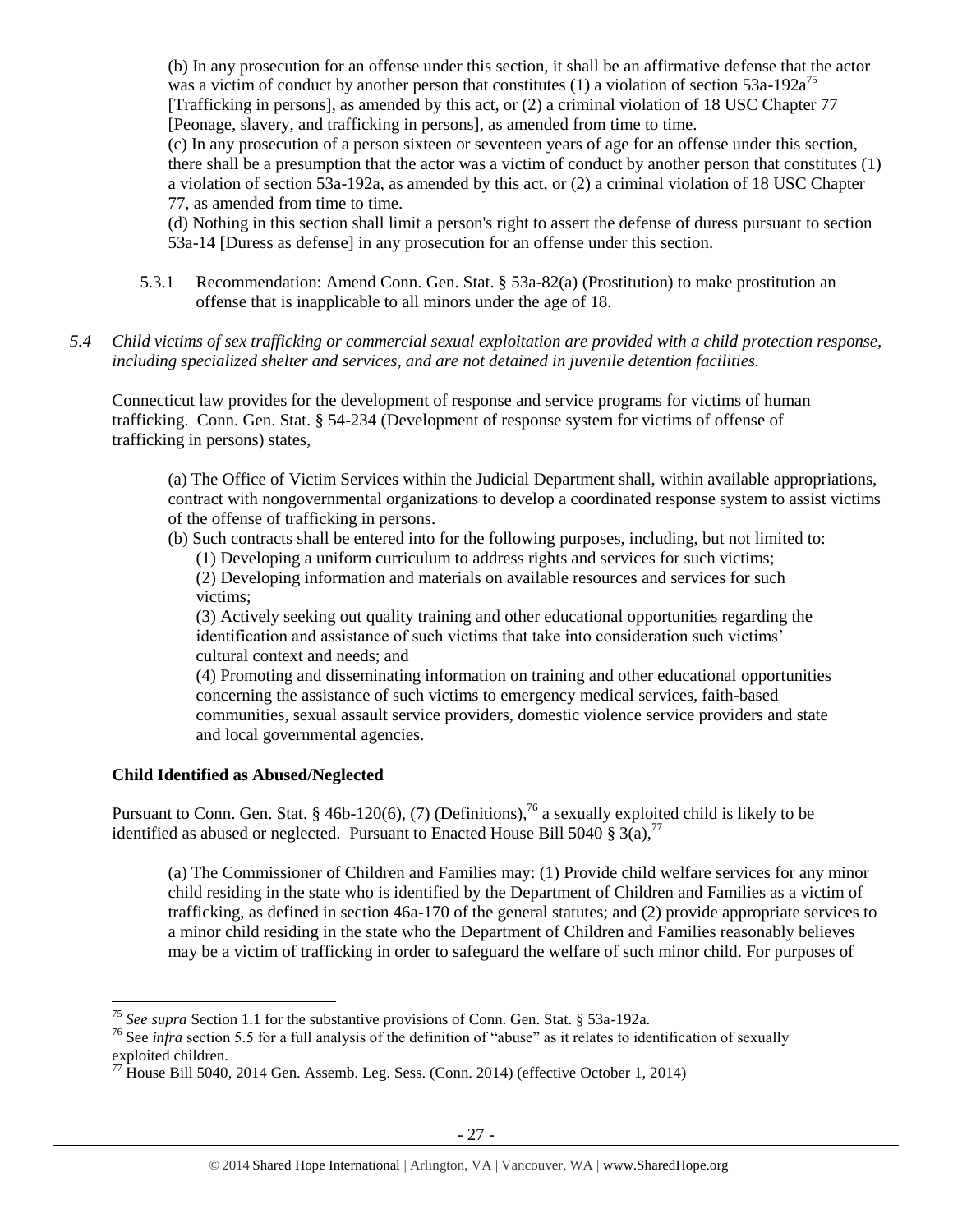(b) In any prosecution for an offense under this section, it shall be an affirmative defense that the actor was a victim of conduct by another person that constitutes (1) a violation of section 53a-192a[75] [Trafficking in persons], as amended by this act, or (2) a criminal violation of 18 USC Chapter 77 [Peonage, slavery, and trafficking in persons], as amended from time to time.

(c) In any prosecution of a person sixteen or seventeen years of age for an offense under this section, there shall be a presumption that the actor was a victim of conduct by another person that constitutes (1) a violation of section 53a-192a, as amended by this act, or (2) a criminal violation of 18 USC Chapter 77, as amended from time to time.

(d) Nothing in this section shall limit a person's right to assert the defense of duress pursuant to section 53a-14 [Duress as defense] in any prosecution for an offense under this section.

5.3.1 Recommendation: Amend Conn. Gen. Stat. § 53a-82(a) (Prostitution) to make prostitution an offense that is inapplicable to all minors under the age of 18.

*5.4 Child victims of sex trafficking or commercial sexual exploitation are provided with a child protection response, including specialized shelter and services, and are not detained in juvenile detention facilities.*

Connecticut law provides for the development of response and service programs for victims of human trafficking. Conn. Gen. Stat. § 54-234 (Development of response system for victims of offense of trafficking in persons) states,

> (a) The Office of Victim Services within the Judicial Department shall, within available appropriations, contract with nongovernmental organizations to develop a coordinated response system to assist victims of the offense of trafficking in persons.
>
> (b) Such contracts shall be entered into for the following purposes, including, but not limited to:
>
> (1) Developing a uniform curriculum to address rights and services for such victims;
>
> (2) Developing information and materials on available resources and services for such victims;
>
> (3) Actively seeking out quality training and other educational opportunities regarding the identification and assistance of such victims that take into consideration such victims' cultural context and needs; and
>
> (4) Promoting and disseminating information on training and other educational opportunities concerning the assistance of such victims to emergency medical services, faith-based communities, sexual assault service providers, domestic violence service providers and state and local governmental agencies.

**Child Identified as Abused/Neglected**

Pursuant to Conn. Gen. Stat. § 46b-120(6), (7) (Definitions),[76] a sexually exploited child is likely to be identified as abused or neglected. Pursuant to Enacted House Bill 5040 § 3(a),[77]

> (a) The Commissioner of Children and Families may: (1) Provide child welfare services for any minor child residing in the state who is identified by the Department of Children and Families as a victim of trafficking, as defined in section 46a-170 of the general statutes; and (2) provide appropriate services to a minor child residing in the state who the Department of Children and Families reasonably believes may be a victim of trafficking in order to safeguard the welfare of such minor child. For purposes of

---

[75] *See supra* Section 1.1 for the substantive provisions of Conn. Gen. Stat. § 53a-192a.

[76] See *infra* section 5.5 for a full analysis of the definition of "abuse" as it relates to identification of sexually exploited children.

[77] House Bill 5040, 2014 Gen. Assemb. Leg. Sess. (Conn. 2014) (effective October 1, 2014)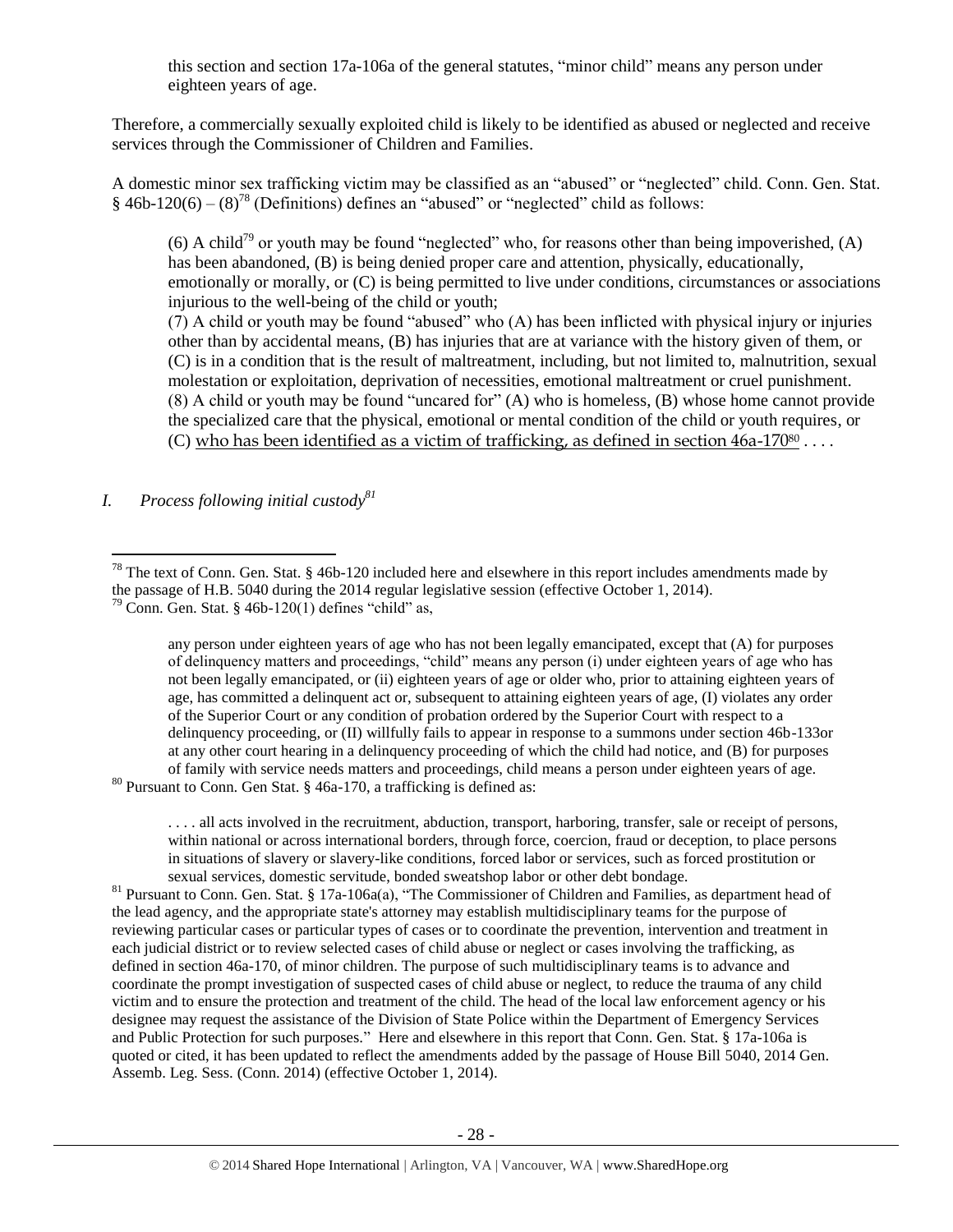this section and section 17a-106a of the general statutes, "minor child" means any person under eighteen years of age.

Therefore, a commercially sexually exploited child is likely to be identified as abused or neglected and receive services through the Commissioner of Children and Families.

A domestic minor sex trafficking victim may be classified as an "abused" or "neglected" child. Conn. Gen. Stat. § 46b-120(6) – (8)[78] (Definitions) defines an "abused" or "neglected" child as follows:

> (6) A child[79] or youth may be found "neglected" who, for reasons other than being impoverished, (A) has been abandoned, (B) is being denied proper care and attention, physically, educationally, emotionally or morally, or (C) is being permitted to live under conditions, circumstances or associations injurious to the well-being of the child or youth;
>
> (7) A child or youth may be found "abused" who (A) has been inflicted with physical injury or injuries other than by accidental means, (B) has injuries that are at variance with the history given of them, or (C) is in a condition that is the result of maltreatment, including, but not limited to, malnutrition, sexual molestation or exploitation, deprivation of necessities, emotional maltreatment or cruel punishment.
>
> (8) A child or youth may be found "uncared for" (A) who is homeless, (B) whose home cannot provide the specialized care that the physical, emotional or mental condition of the child or youth requires, or (C) who has been identified as a victim of trafficking, as defined in section 46a-170[80] . . . .

*I. Process following initial custody[81]*

---

[78] The text of Conn. Gen. Stat. § 46b-120 included here and elsewhere in this report includes amendments made by the passage of H.B. 5040 during the 2014 regular legislative session (effective October 1, 2014).

[79] Conn. Gen. Stat. § 46b-120(1) defines "child" as,

> any person under eighteen years of age who has not been legally emancipated, except that (A) for purposes of delinquency matters and proceedings, "child" means any person (i) under eighteen years of age who has not been legally emancipated, or (ii) eighteen years of age or older who, prior to attaining eighteen years of age, has committed a delinquent act or, subsequent to attaining eighteen years of age, (I) violates any order of the Superior Court or any condition of probation ordered by the Superior Court with respect to a delinquency proceeding, or (II) willfully fails to appear in response to a summons under section 46b-133or at any other court hearing in a delinquency proceeding of which the child had notice, and (B) for purposes of family with service needs matters and proceedings, child means a person under eighteen years of age.

[80] Pursuant to Conn. Gen Stat. § 46a-170, a trafficking is defined as:

> . . . . all acts involved in the recruitment, abduction, transport, harboring, transfer, sale or receipt of persons, within national or across international borders, through force, coercion, fraud or deception, to place persons in situations of slavery or slavery-like conditions, forced labor or services, such as forced prostitution or sexual services, domestic servitude, bonded sweatshop labor or other debt bondage.

[81] Pursuant to Conn. Gen. Stat. § 17a-106a(a), "The Commissioner of Children and Families, as department head of the lead agency, and the appropriate state's attorney may establish multidisciplinary teams for the purpose of reviewing particular cases or particular types of cases or to coordinate the prevention, intervention and treatment in each judicial district or to review selected cases of child abuse or neglect or cases involving the trafficking, as defined in section 46a-170, of minor children. The purpose of such multidisciplinary teams is to advance and coordinate the prompt investigation of suspected cases of child abuse or neglect, to reduce the trauma of any child victim and to ensure the protection and treatment of the child. The head of the local law enforcement agency or his designee may request the assistance of the Division of State Police within the Department of Emergency Services and Public Protection for such purposes." Here and elsewhere in this report that Conn. Gen. Stat. § 17a-106a is quoted or cited, it has been updated to reflect the amendments added by the passage of House Bill 5040, 2014 Gen. Assemb. Leg. Sess. (Conn. 2014) (effective October 1, 2014).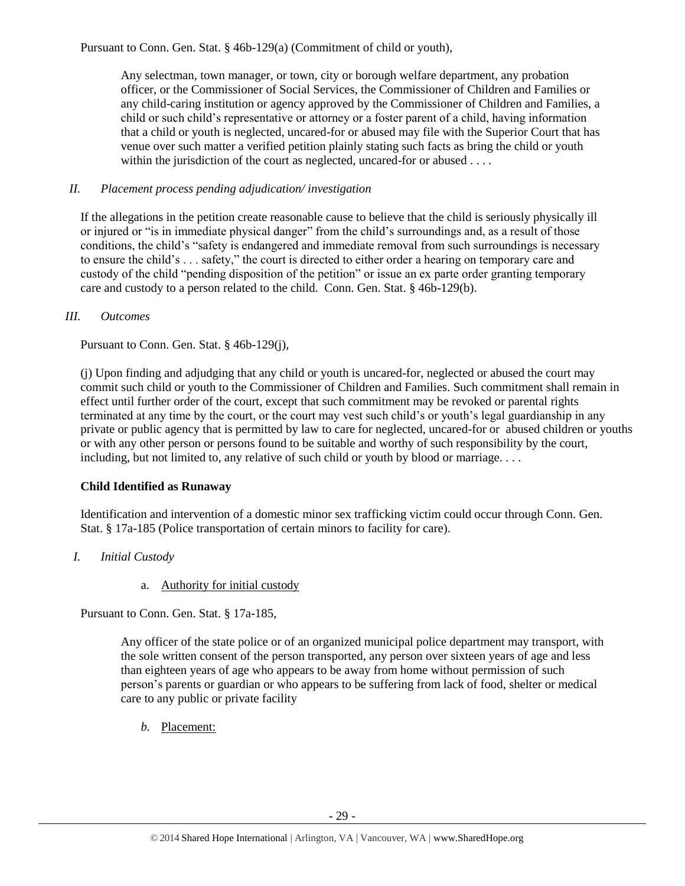Pursuant to Conn. Gen. Stat. § 46b-129(a) (Commitment of child or youth),

> Any selectman, town manager, or town, city or borough welfare department, any probation officer, or the Commissioner of Social Services, the Commissioner of Children and Families or any child-caring institution or agency approved by the Commissioner of Children and Families, a child or such child's representative or attorney or a foster parent of a child, having information that a child or youth is neglected, uncared-for or abused may file with the Superior Court that has venue over such matter a verified petition plainly stating such facts as bring the child or youth within the jurisdiction of the court as neglected, uncared-for or abused . . . .

*II. Placement process pending adjudication/ investigation*

If the allegations in the petition create reasonable cause to believe that the child is seriously physically ill or injured or "is in immediate physical danger" from the child's surroundings and, as a result of those conditions, the child's "safety is endangered and immediate removal from such surroundings is necessary to ensure the child's . . . safety," the court is directed to either order a hearing on temporary care and custody of the child "pending disposition of the petition" or issue an ex parte order granting temporary care and custody to a person related to the child. Conn. Gen. Stat. § 46b-129(b).

*III. Outcomes*

Pursuant to Conn. Gen. Stat. § 46b-129(j),

(j) Upon finding and adjudging that any child or youth is uncared-for, neglected or abused the court may commit such child or youth to the Commissioner of Children and Families. Such commitment shall remain in effect until further order of the court, except that such commitment may be revoked or parental rights terminated at any time by the court, or the court may vest such child's or youth's legal guardianship in any private or public agency that is permitted by law to care for neglected, uncared-for or abused children or youths or with any other person or persons found to be suitable and worthy of such responsibility by the court, including, but not limited to, any relative of such child or youth by blood or marriage. . . .

**Child Identified as Runaway**

Identification and intervention of a domestic minor sex trafficking victim could occur through Conn. Gen. Stat. § 17a-185 (Police transportation of certain minors to facility for care).

*I. Initial Custody*

a. Authority for initial custody

Pursuant to Conn. Gen. Stat. § 17a-185,

> Any officer of the state police or of an organized municipal police department may transport, with the sole written consent of the person transported, any person over sixteen years of age and less than eighteen years of age who appears to be away from home without permission of such person's parents or guardian or who appears to be suffering from lack of food, shelter or medical care to any public or private facility

*b.* Placement: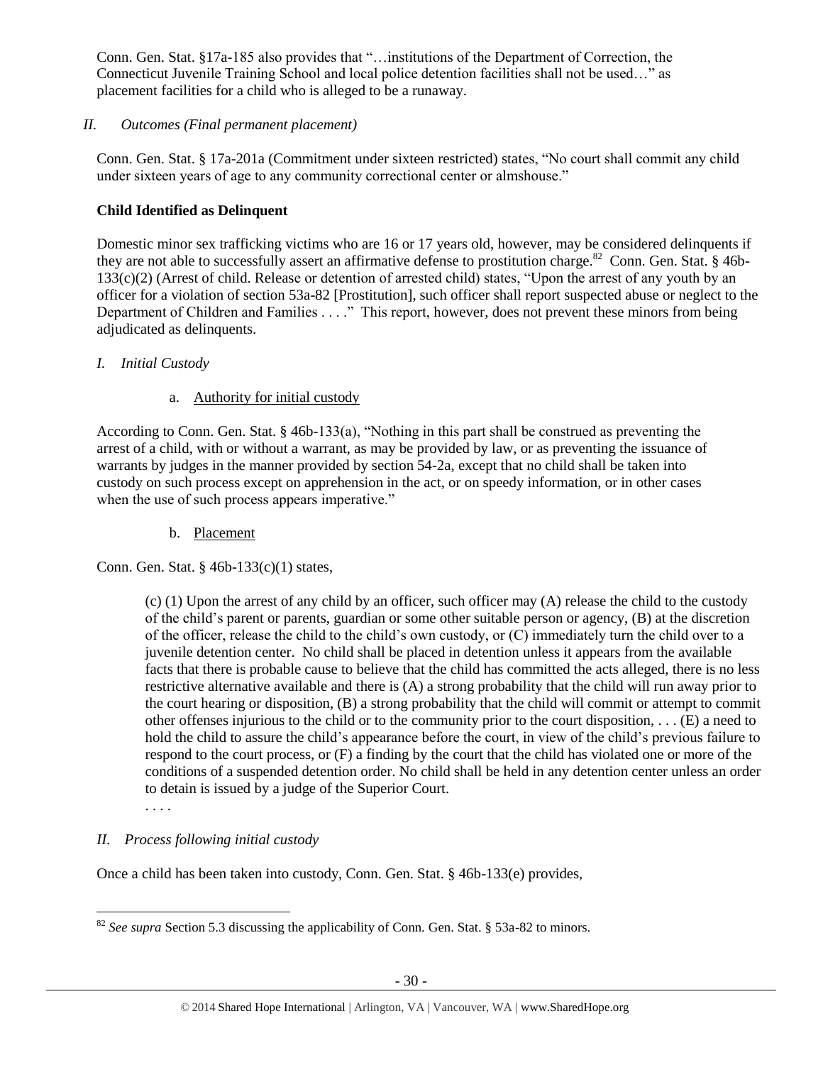Conn. Gen. Stat. §17a-185 also provides that "…institutions of the Department of Correction, the Connecticut Juvenile Training School and local police detention facilities shall not be used…" as placement facilities for a child who is alleged to be a runaway.

*II. Outcomes (Final permanent placement)*

Conn. Gen. Stat. § 17a-201a (Commitment under sixteen restricted) states, "No court shall commit any child under sixteen years of age to any community correctional center or almshouse."

**Child Identified as Delinquent**

Domestic minor sex trafficking victims who are 16 or 17 years old, however, may be considered delinquents if they are not able to successfully assert an affirmative defense to prostitution charge.[82] Conn. Gen. Stat. § 46b-133(c)(2) (Arrest of child. Release or detention of arrested child) states, "Upon the arrest of any youth by an officer for a violation of section 53a-82 [Prostitution], such officer shall report suspected abuse or neglect to the Department of Children and Families . . . ." This report, however, does not prevent these minors from being adjudicated as delinquents.

*I. Initial Custody*

a. Authority for initial custody

According to Conn. Gen. Stat. § 46b-133(a), "Nothing in this part shall be construed as preventing the arrest of a child, with or without a warrant, as may be provided by law, or as preventing the issuance of warrants by judges in the manner provided by section 54-2a, except that no child shall be taken into custody on such process except on apprehension in the act, or on speedy information, or in other cases when the use of such process appears imperative."

b. Placement

Conn. Gen. Stat. § 46b-133(c)(1) states,

> (c) (1) Upon the arrest of any child by an officer, such officer may (A) release the child to the custody of the child's parent or parents, guardian or some other suitable person or agency, (B) at the discretion of the officer, release the child to the child's own custody, or (C) immediately turn the child over to a juvenile detention center. No child shall be placed in detention unless it appears from the available facts that there is probable cause to believe that the child has committed the acts alleged, there is no less restrictive alternative available and there is (A) a strong probability that the child will run away prior to the court hearing or disposition, (B) a strong probability that the child will commit or attempt to commit other offenses injurious to the child or to the community prior to the court disposition, . . . (E) a need to hold the child to assure the child's appearance before the court, in view of the child's previous failure to respond to the court process, or (F) a finding by the court that the child has violated one or more of the conditions of a suspended detention order. No child shall be held in any detention center unless an order to detain is issued by a judge of the Superior Court.
>
> . . . .

*II. Process following initial custody*

Once a child has been taken into custody, Conn. Gen. Stat. § 46b-133(e) provides,

[82] *See supra* Section 5.3 discussing the applicability of Conn. Gen. Stat. § 53a-82 to minors.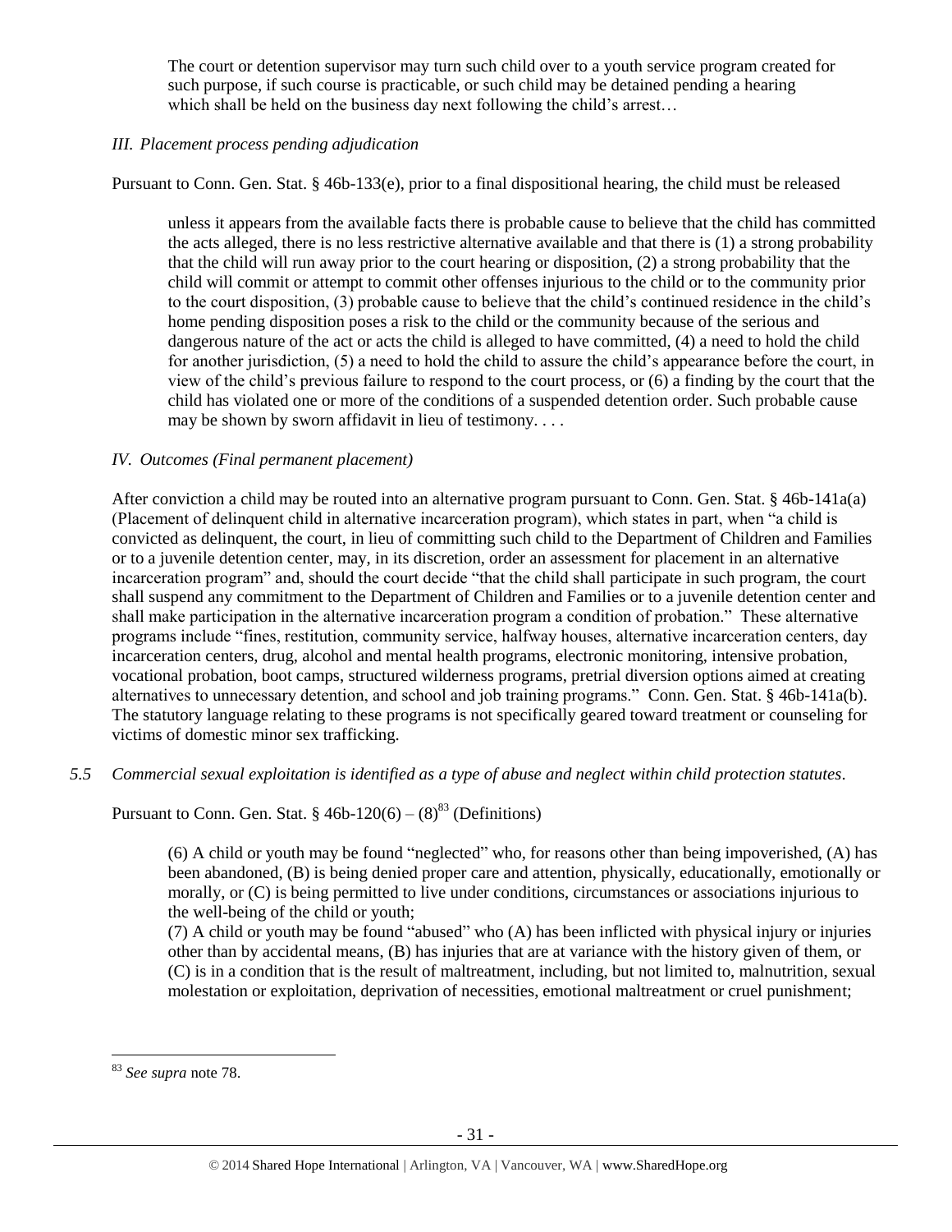> The court or detention supervisor may turn such child over to a youth service program created for such purpose, if such course is practicable, or such child may be detained pending a hearing which shall be held on the business day next following the child's arrest…

*III. Placement process pending adjudication*

Pursuant to Conn. Gen. Stat. § 46b-133(e), prior to a final dispositional hearing, the child must be released

> unless it appears from the available facts there is probable cause to believe that the child has committed the acts alleged, there is no less restrictive alternative available and that there is (1) a strong probability that the child will run away prior to the court hearing or disposition, (2) a strong probability that the child will commit or attempt to commit other offenses injurious to the child or to the community prior to the court disposition, (3) probable cause to believe that the child's continued residence in the child's home pending disposition poses a risk to the child or the community because of the serious and dangerous nature of the act or acts the child is alleged to have committed, (4) a need to hold the child for another jurisdiction, (5) a need to hold the child to assure the child's appearance before the court, in view of the child's previous failure to respond to the court process, or (6) a finding by the court that the child has violated one or more of the conditions of a suspended detention order. Such probable cause may be shown by sworn affidavit in lieu of testimony. . . .

*IV. Outcomes (Final permanent placement)*

After conviction a child may be routed into an alternative program pursuant to Conn. Gen. Stat. § 46b-141a(a) (Placement of delinquent child in alternative incarceration program), which states in part, when "a child is convicted as delinquent, the court, in lieu of committing such child to the Department of Children and Families or to a juvenile detention center, may, in its discretion, order an assessment for placement in an alternative incarceration program" and, should the court decide "that the child shall participate in such program, the court shall suspend any commitment to the Department of Children and Families or to a juvenile detention center and shall make participation in the alternative incarceration program a condition of probation." These alternative programs include "fines, restitution, community service, halfway houses, alternative incarceration centers, day incarceration centers, drug, alcohol and mental health programs, electronic monitoring, intensive probation, vocational probation, boot camps, structured wilderness programs, pretrial diversion options aimed at creating alternatives to unnecessary detention, and school and job training programs." Conn. Gen. Stat. § 46b-141a(b). The statutory language relating to these programs is not specifically geared toward treatment or counseling for victims of domestic minor sex trafficking.

*5.5 Commercial sexual exploitation is identified as a type of abuse and neglect within child protection statutes.*

Pursuant to Conn. Gen. Stat. § 46b-120(6) – (8)[83] (Definitions)

> (6) A child or youth may be found "neglected" who, for reasons other than being impoverished, (A) has been abandoned, (B) is being denied proper care and attention, physically, educationally, emotionally or morally, or (C) is being permitted to live under conditions, circumstances or associations injurious to the well-being of the child or youth;
>
> (7) A child or youth may be found "abused" who (A) has been inflicted with physical injury or injuries other than by accidental means, (B) has injuries that are at variance with the history given of them, or (C) is in a condition that is the result of maltreatment, including, but not limited to, malnutrition, sexual molestation or exploitation, deprivation of necessities, emotional maltreatment or cruel punishment;

[83] *See supra* note 78.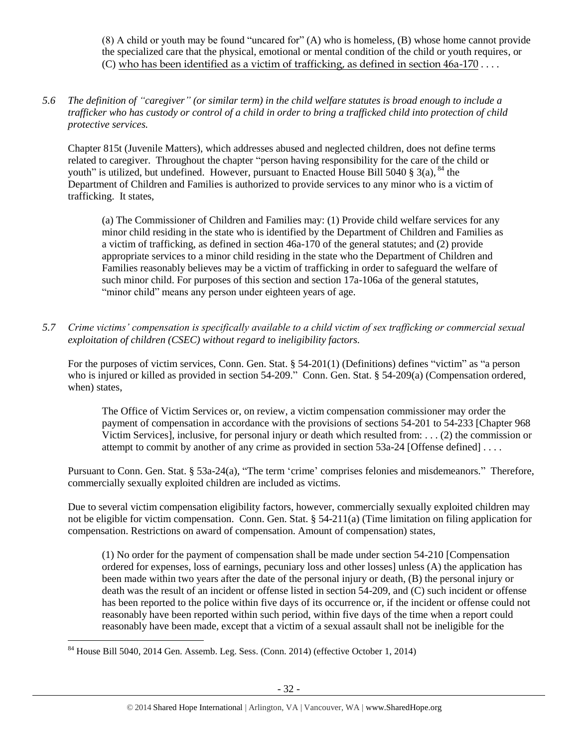(8) A child or youth may be found "uncared for" (A) who is homeless, (B) whose home cannot provide the specialized care that the physical, emotional or mental condition of the child or youth requires, or (C) who has been identified as a victim of trafficking, as defined in section 46a-170 . . . .

*5.6 The definition of "caregiver" (or similar term) in the child welfare statutes is broad enough to include a trafficker who has custody or control of a child in order to bring a trafficked child into protection of child protective services.*

Chapter 815t (Juvenile Matters), which addresses abused and neglected children, does not define terms related to caregiver. Throughout the chapter "person having responsibility for the care of the child or youth" is utilized, but undefined. However, pursuant to Enacted House Bill 5040 § 3(a), [84] the Department of Children and Families is authorized to provide services to any minor who is a victim of trafficking. It states,

> (a) The Commissioner of Children and Families may: (1) Provide child welfare services for any minor child residing in the state who is identified by the Department of Children and Families as a victim of trafficking, as defined in section 46a-170 of the general statutes; and (2) provide appropriate services to a minor child residing in the state who the Department of Children and Families reasonably believes may be a victim of trafficking in order to safeguard the welfare of such minor child. For purposes of this section and section 17a-106a of the general statutes, "minor child" means any person under eighteen years of age.

*5.7 Crime victims' compensation is specifically available to a child victim of sex trafficking or commercial sexual exploitation of children (CSEC) without regard to ineligibility factors.*

For the purposes of victim services, Conn. Gen. Stat. § 54-201(1) (Definitions) defines "victim" as "a person who is injured or killed as provided in section 54-209." Conn. Gen. Stat. § 54-209(a) (Compensation ordered, when) states,

> The Office of Victim Services or, on review, a victim compensation commissioner may order the payment of compensation in accordance with the provisions of sections 54-201 to 54-233 [Chapter 968 Victim Services], inclusive, for personal injury or death which resulted from: . . . (2) the commission or attempt to commit by another of any crime as provided in section 53a-24 [Offense defined] . . . .

Pursuant to Conn. Gen. Stat. § 53a-24(a), "The term 'crime' comprises felonies and misdemeanors." Therefore, commercially sexually exploited children are included as victims.

Due to several victim compensation eligibility factors, however, commercially sexually exploited children may not be eligible for victim compensation. Conn. Gen. Stat. § 54-211(a) (Time limitation on filing application for compensation. Restrictions on award of compensation. Amount of compensation) states,

> (1) No order for the payment of compensation shall be made under section 54-210 [Compensation ordered for expenses, loss of earnings, pecuniary loss and other losses] unless (A) the application has been made within two years after the date of the personal injury or death, (B) the personal injury or death was the result of an incident or offense listed in section 54-209, and (C) such incident or offense has been reported to the police within five days of its occurrence or, if the incident or offense could not reasonably have been reported within such period, within five days of the time when a report could reasonably have been made, except that a victim of a sexual assault shall not be ineligible for the

[84] House Bill 5040, 2014 Gen. Assemb. Leg. Sess. (Conn. 2014) (effective October 1, 2014)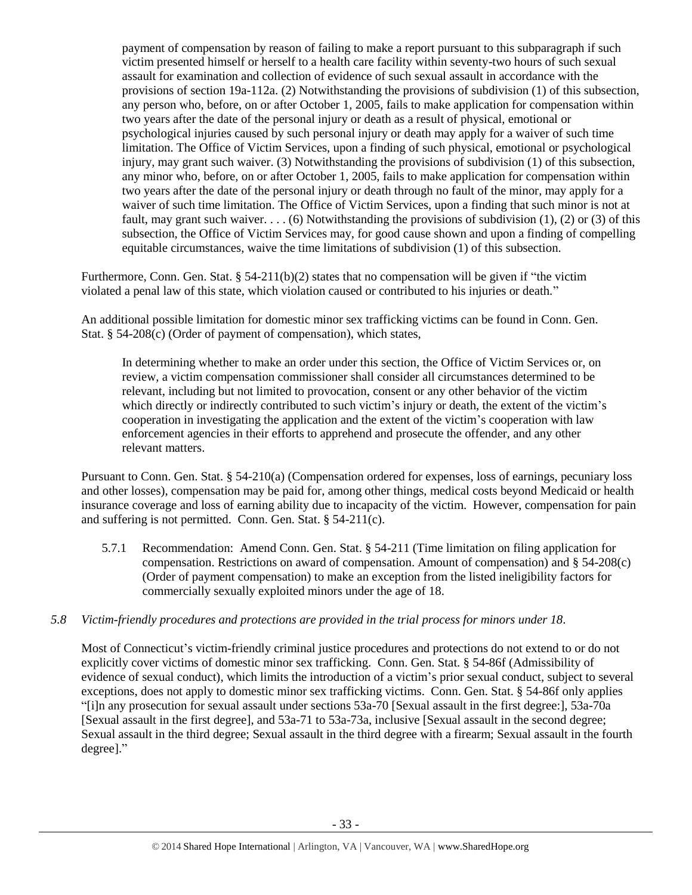payment of compensation by reason of failing to make a report pursuant to this subparagraph if such victim presented himself or herself to a health care facility within seventy-two hours of such sexual assault for examination and collection of evidence of such sexual assault in accordance with the provisions of section 19a-112a. (2) Notwithstanding the provisions of subdivision (1) of this subsection, any person who, before, on or after October 1, 2005, fails to make application for compensation within two years after the date of the personal injury or death as a result of physical, emotional or psychological injuries caused by such personal injury or death may apply for a waiver of such time limitation. The Office of Victim Services, upon a finding of such physical, emotional or psychological injury, may grant such waiver. (3) Notwithstanding the provisions of subdivision (1) of this subsection, any minor who, before, on or after October 1, 2005, fails to make application for compensation within two years after the date of the personal injury or death through no fault of the minor, may apply for a waiver of such time limitation. The Office of Victim Services, upon a finding that such minor is not at fault, may grant such waiver. . . . (6) Notwithstanding the provisions of subdivision (1), (2) or (3) of this subsection, the Office of Victim Services may, for good cause shown and upon a finding of compelling equitable circumstances, waive the time limitations of subdivision (1) of this subsection.

Furthermore, Conn. Gen. Stat. § 54-211(b)(2) states that no compensation will be given if "the victim violated a penal law of this state, which violation caused or contributed to his injuries or death."

An additional possible limitation for domestic minor sex trafficking victims can be found in Conn. Gen. Stat. § 54-208(c) (Order of payment of compensation), which states,

> In determining whether to make an order under this section, the Office of Victim Services or, on review, a victim compensation commissioner shall consider all circumstances determined to be relevant, including but not limited to provocation, consent or any other behavior of the victim which directly or indirectly contributed to such victim's injury or death, the extent of the victim's cooperation in investigating the application and the extent of the victim's cooperation with law enforcement agencies in their efforts to apprehend and prosecute the offender, and any other relevant matters.

Pursuant to Conn. Gen. Stat. § 54-210(a) (Compensation ordered for expenses, loss of earnings, pecuniary loss and other losses), compensation may be paid for, among other things, medical costs beyond Medicaid or health insurance coverage and loss of earning ability due to incapacity of the victim. However, compensation for pain and suffering is not permitted. Conn. Gen. Stat. § 54-211(c).

5.7.1 Recommendation: Amend Conn. Gen. Stat. § 54-211 (Time limitation on filing application for compensation. Restrictions on award of compensation. Amount of compensation) and § 54-208(c) (Order of payment compensation) to make an exception from the listed ineligibility factors for commercially sexually exploited minors under the age of 18.

*5.8 Victim-friendly procedures and protections are provided in the trial process for minors under 18.*

Most of Connecticut's victim-friendly criminal justice procedures and protections do not extend to or do not explicitly cover victims of domestic minor sex trafficking. Conn. Gen. Stat. § 54-86f (Admissibility of evidence of sexual conduct), which limits the introduction of a victim's prior sexual conduct, subject to several exceptions, does not apply to domestic minor sex trafficking victims. Conn. Gen. Stat. § 54-86f only applies "[i]n any prosecution for sexual assault under sections 53a-70 [Sexual assault in the first degree:], 53a-70a [Sexual assault in the first degree], and 53a-71 to 53a-73a, inclusive [Sexual assault in the second degree; Sexual assault in the third degree; Sexual assault in the third degree with a firearm; Sexual assault in the fourth degree]."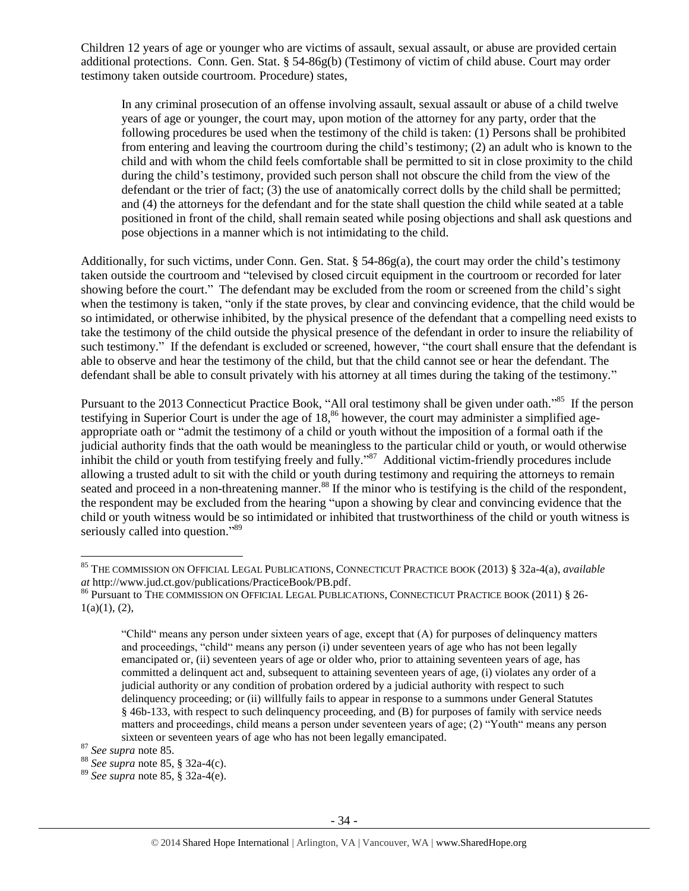Children 12 years of age or younger who are victims of assault, sexual assault, or abuse are provided certain additional protections. Conn. Gen. Stat. § 54-86g(b) (Testimony of victim of child abuse. Court may order testimony taken outside courtroom. Procedure) states,

> In any criminal prosecution of an offense involving assault, sexual assault or abuse of a child twelve years of age or younger, the court may, upon motion of the attorney for any party, order that the following procedures be used when the testimony of the child is taken: (1) Persons shall be prohibited from entering and leaving the courtroom during the child's testimony; (2) an adult who is known to the child and with whom the child feels comfortable shall be permitted to sit in close proximity to the child during the child's testimony, provided such person shall not obscure the child from the view of the defendant or the trier of fact; (3) the use of anatomically correct dolls by the child shall be permitted; and (4) the attorneys for the defendant and for the state shall question the child while seated at a table positioned in front of the child, shall remain seated while posing objections and shall ask questions and pose objections in a manner which is not intimidating to the child.

Additionally, for such victims, under Conn. Gen. Stat. § 54-86g(a), the court may order the child's testimony taken outside the courtroom and "televised by closed circuit equipment in the courtroom or recorded for later showing before the court." The defendant may be excluded from the room or screened from the child's sight when the testimony is taken, "only if the state proves, by clear and convincing evidence, that the child would be so intimidated, or otherwise inhibited, by the physical presence of the defendant that a compelling need exists to take the testimony of the child outside the physical presence of the defendant in order to insure the reliability of such testimony." If the defendant is excluded or screened, however, "the court shall ensure that the defendant is able to observe and hear the testimony of the child, but that the child cannot see or hear the defendant. The defendant shall be able to consult privately with his attorney at all times during the taking of the testimony."

Pursuant to the 2013 Connecticut Practice Book, "All oral testimony shall be given under oath."[85] If the person testifying in Superior Court is under the age of 18,[86] however, the court may administer a simplified age-appropriate oath or "admit the testimony of a child or youth without the imposition of a formal oath if the judicial authority finds that the oath would be meaningless to the particular child or youth, or would otherwise inhibit the child or youth from testifying freely and fully."[87] Additional victim-friendly procedures include allowing a trusted adult to sit with the child or youth during testimony and requiring the attorneys to remain seated and proceed in a non-threatening manner.[88] If the minor who is testifying is the child of the respondent, the respondent may be excluded from the hearing "upon a showing by clear and convincing evidence that the child or youth witness would be so intimidated or inhibited that trustworthiness of the child or youth witness is seriously called into question."[89]

---

[85] THE COMMISSION ON OFFICIAL LEGAL PUBLICATIONS, CONNECTICUT PRACTICE BOOK (2013) § 32a-4(a), *available at* http://www.jud.ct.gov/publications/PracticeBook/PB.pdf.

[86] Pursuant to THE COMMISSION ON OFFICIAL LEGAL PUBLICATIONS, CONNECTICUT PRACTICE BOOK (2011) § 26-1(a)(1), (2),

> "Child" means any person under sixteen years of age, except that (A) for purposes of delinquency matters and proceedings, "child" means any person (i) under seventeen years of age who has not been legally emancipated or, (ii) seventeen years of age or older who, prior to attaining seventeen years of age, has committed a delinquent act and, subsequent to attaining seventeen years of age, (i) violates any order of a judicial authority or any condition of probation ordered by a judicial authority with respect to such delinquency proceeding; or (ii) willfully fails to appear in response to a summons under General Statutes § 46b-133, with respect to such delinquency proceeding, and (B) for purposes of family with service needs matters and proceedings, child means a person under seventeen years of age; (2) "Youth" means any person sixteen or seventeen years of age who has not been legally emancipated.

[87] *See supra* note 85.

[88] *See supra* note 85, § 32a-4(c).

[89] *See supra* note 85, § 32a-4(e).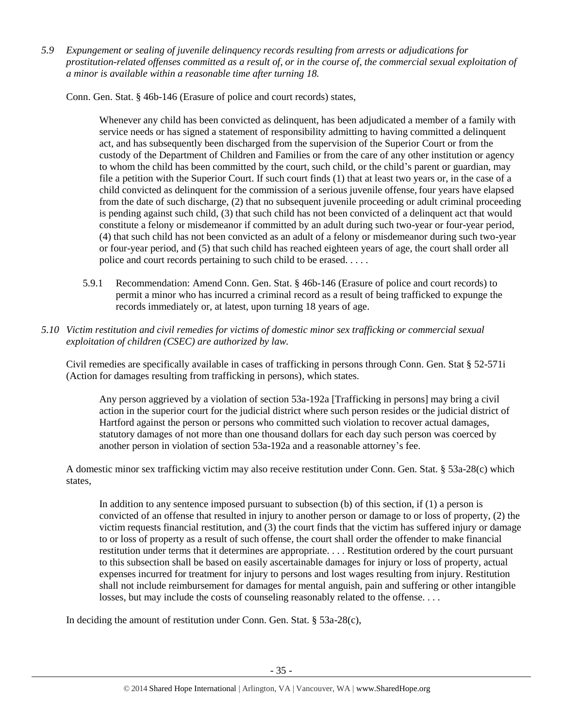*5.9 Expungement or sealing of juvenile delinquency records resulting from arrests or adjudications for prostitution-related offenses committed as a result of, or in the course of, the commercial sexual exploitation of a minor is available within a reasonable time after turning 18.*

Conn. Gen. Stat. § 46b-146 (Erasure of police and court records) states,

> Whenever any child has been convicted as delinquent, has been adjudicated a member of a family with service needs or has signed a statement of responsibility admitting to having committed a delinquent act, and has subsequently been discharged from the supervision of the Superior Court or from the custody of the Department of Children and Families or from the care of any other institution or agency to whom the child has been committed by the court, such child, or the child's parent or guardian, may file a petition with the Superior Court. If such court finds (1) that at least two years or, in the case of a child convicted as delinquent for the commission of a serious juvenile offense, four years have elapsed from the date of such discharge, (2) that no subsequent juvenile proceeding or adult criminal proceeding is pending against such child, (3) that such child has not been convicted of a delinquent act that would constitute a felony or misdemeanor if committed by an adult during such two-year or four-year period, (4) that such child has not been convicted as an adult of a felony or misdemeanor during such two-year or four-year period, and (5) that such child has reached eighteen years of age, the court shall order all police and court records pertaining to such child to be erased. . . . .

5.9.1 Recommendation: Amend Conn. Gen. Stat. § 46b-146 (Erasure of police and court records) to permit a minor who has incurred a criminal record as a result of being trafficked to expunge the records immediately or, at latest, upon turning 18 years of age.

*5.10 Victim restitution and civil remedies for victims of domestic minor sex trafficking or commercial sexual exploitation of children (CSEC) are authorized by law.*

Civil remedies are specifically available in cases of trafficking in persons through Conn. Gen. Stat § 52-571i (Action for damages resulting from trafficking in persons), which states.

> Any person aggrieved by a violation of section 53a-192a [Trafficking in persons] may bring a civil action in the superior court for the judicial district where such person resides or the judicial district of Hartford against the person or persons who committed such violation to recover actual damages, statutory damages of not more than one thousand dollars for each day such person was coerced by another person in violation of section 53a-192a and a reasonable attorney's fee.

A domestic minor sex trafficking victim may also receive restitution under Conn. Gen. Stat. § 53a-28(c) which states,

> In addition to any sentence imposed pursuant to subsection (b) of this section, if (1) a person is convicted of an offense that resulted in injury to another person or damage to or loss of property, (2) the victim requests financial restitution, and (3) the court finds that the victim has suffered injury or damage to or loss of property as a result of such offense, the court shall order the offender to make financial restitution under terms that it determines are appropriate. . . . Restitution ordered by the court pursuant to this subsection shall be based on easily ascertainable damages for injury or loss of property, actual expenses incurred for treatment for injury to persons and lost wages resulting from injury. Restitution shall not include reimbursement for damages for mental anguish, pain and suffering or other intangible losses, but may include the costs of counseling reasonably related to the offense. . . .

In deciding the amount of restitution under Conn. Gen. Stat. § 53a-28(c),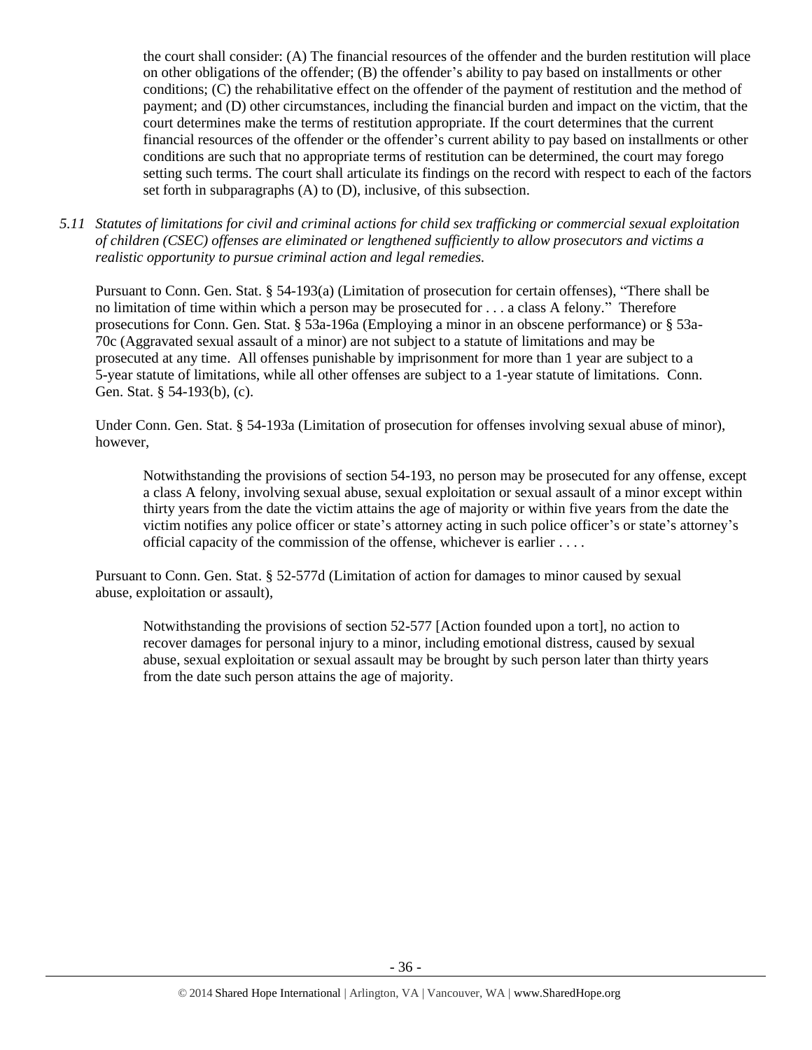the court shall consider: (A) The financial resources of the offender and the burden restitution will place on other obligations of the offender; (B) the offender's ability to pay based on installments or other conditions; (C) the rehabilitative effect on the offender of the payment of restitution and the method of payment; and (D) other circumstances, including the financial burden and impact on the victim, that the court determines make the terms of restitution appropriate. If the court determines that the current financial resources of the offender or the offender's current ability to pay based on installments or other conditions are such that no appropriate terms of restitution can be determined, the court may forego setting such terms. The court shall articulate its findings on the record with respect to each of the factors set forth in subparagraphs (A) to (D), inclusive, of this subsection.

*5.11 Statutes of limitations for civil and criminal actions for child sex trafficking or commercial sexual exploitation of children (CSEC) offenses are eliminated or lengthened sufficiently to allow prosecutors and victims a realistic opportunity to pursue criminal action and legal remedies.*

Pursuant to Conn. Gen. Stat. § 54-193(a) (Limitation of prosecution for certain offenses), "There shall be no limitation of time within which a person may be prosecuted for . . . a class A felony." Therefore prosecutions for Conn. Gen. Stat. § 53a-196a (Employing a minor in an obscene performance) or § 53a-70c (Aggravated sexual assault of a minor) are not subject to a statute of limitations and may be prosecuted at any time. All offenses punishable by imprisonment for more than 1 year are subject to a 5-year statute of limitations, while all other offenses are subject to a 1-year statute of limitations. Conn. Gen. Stat. § 54-193(b), (c).

Under Conn. Gen. Stat. § 54-193a (Limitation of prosecution for offenses involving sexual abuse of minor), however,

> Notwithstanding the provisions of section 54-193, no person may be prosecuted for any offense, except a class A felony, involving sexual abuse, sexual exploitation or sexual assault of a minor except within thirty years from the date the victim attains the age of majority or within five years from the date the victim notifies any police officer or state's attorney acting in such police officer's or state's attorney's official capacity of the commission of the offense, whichever is earlier . . . .

Pursuant to Conn. Gen. Stat. § 52-577d (Limitation of action for damages to minor caused by sexual abuse, exploitation or assault),

> Notwithstanding the provisions of section 52-577 [Action founded upon a tort], no action to recover damages for personal injury to a minor, including emotional distress, caused by sexual abuse, sexual exploitation or sexual assault may be brought by such person later than thirty years from the date such person attains the age of majority.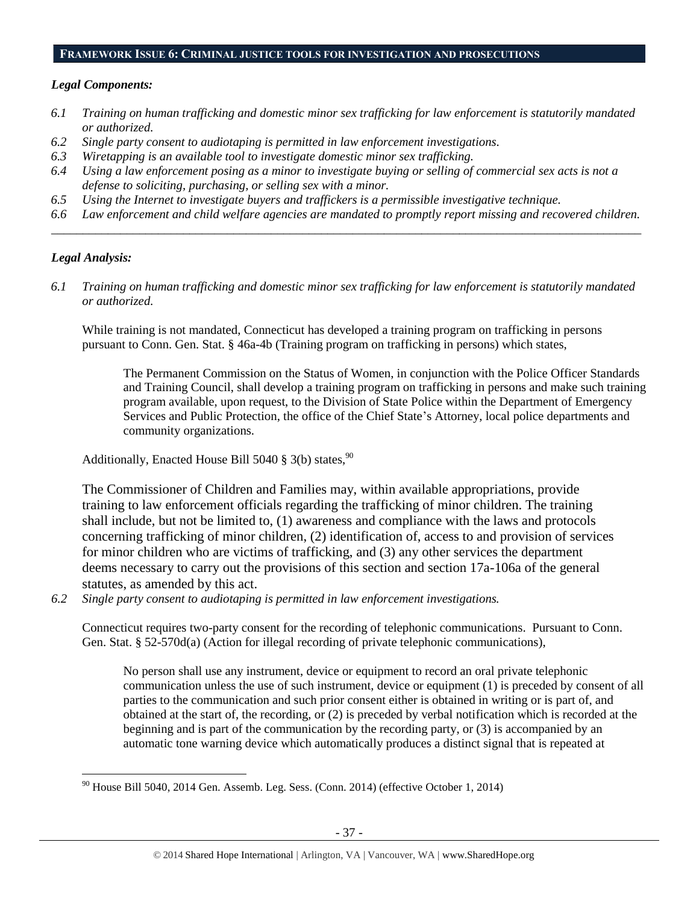## FRAMEWORK ISSUE 6: CRIMINAL JUSTICE TOOLS FOR INVESTIGATION AND PROSECUTIONS

### *Legal Components:*

*6.1 Training on human trafficking and domestic minor sex trafficking for law enforcement is statutorily mandated or authorized.*

*6.2 Single party consent to audiotaping is permitted in law enforcement investigations.*

*6.3 Wiretapping is an available tool to investigate domestic minor sex trafficking.*

*6.4 Using a law enforcement posing as a minor to investigate buying or selling of commercial sex acts is not a defense to soliciting, purchasing, or selling sex with a minor.*

*6.5 Using the Internet to investigate buyers and traffickers is a permissible investigative technique.*

*6.6 Law enforcement and child welfare agencies are mandated to promptly report missing and recovered children.*

---

### *Legal Analysis:*

*6.1 Training on human trafficking and domestic minor sex trafficking for law enforcement is statutorily mandated or authorized.*

While training is not mandated, Connecticut has developed a training program on trafficking in persons pursuant to Conn. Gen. Stat. § 46a-4b (Training program on trafficking in persons) which states,

> The Permanent Commission on the Status of Women, in conjunction with the Police Officer Standards and Training Council, shall develop a training program on trafficking in persons and make such training program available, upon request, to the Division of State Police within the Department of Emergency Services and Public Protection, the office of the Chief State's Attorney, local police departments and community organizations.

Additionally, Enacted House Bill 5040 § 3(b) states,[90]

> The Commissioner of Children and Families may, within available appropriations, provide training to law enforcement officials regarding the trafficking of minor children. The training shall include, but not be limited to, (1) awareness and compliance with the laws and protocols concerning trafficking of minor children, (2) identification of, access to and provision of services for minor children who are victims of trafficking, and (3) any other services the department deems necessary to carry out the provisions of this section and section 17a-106a of the general statutes, as amended by this act.

*6.2 Single party consent to audiotaping is permitted in law enforcement investigations.*

Connecticut requires two-party consent for the recording of telephonic communications. Pursuant to Conn. Gen. Stat. § 52-570d(a) (Action for illegal recording of private telephonic communications),

> No person shall use any instrument, device or equipment to record an oral private telephonic communication unless the use of such instrument, device or equipment (1) is preceded by consent of all parties to the communication and such prior consent either is obtained in writing or is part of, and obtained at the start of, the recording, or (2) is preceded by verbal notification which is recorded at the beginning and is part of the communication by the recording party, or (3) is accompanied by an automatic tone warning device which automatically produces a distinct signal that is repeated at

---

[90] House Bill 5040, 2014 Gen. Assemb. Leg. Sess. (Conn. 2014) (effective October 1, 2014)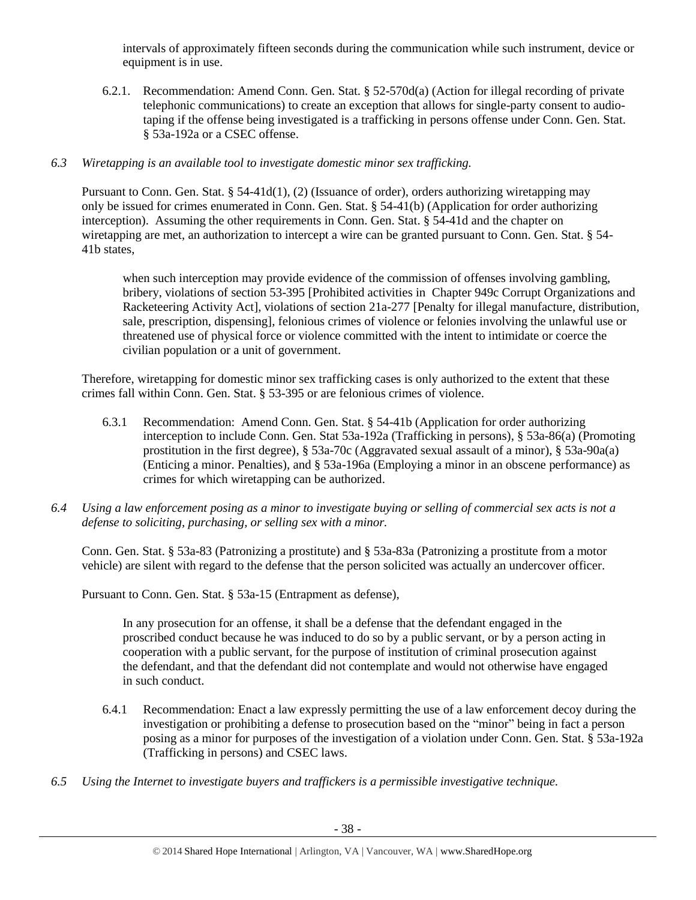intervals of approximately fifteen seconds during the communication while such instrument, device or equipment is in use.

6.2.1. Recommendation: Amend Conn. Gen. Stat. § 52-570d(a) (Action for illegal recording of private telephonic communications) to create an exception that allows for single-party consent to audio-taping if the offense being investigated is a trafficking in persons offense under Conn. Gen. Stat. § 53a-192a or a CSEC offense.

*6.3 Wiretapping is an available tool to investigate domestic minor sex trafficking.*

Pursuant to Conn. Gen. Stat. § 54-41d(1), (2) (Issuance of order), orders authorizing wiretapping may only be issued for crimes enumerated in Conn. Gen. Stat. § 54-41(b) (Application for order authorizing interception). Assuming the other requirements in Conn. Gen. Stat. § 54-41d and the chapter on wiretapping are met, an authorization to intercept a wire can be granted pursuant to Conn. Gen. Stat. § 54-41b states,

> when such interception may provide evidence of the commission of offenses involving gambling, bribery, violations of section 53-395 [Prohibited activities in Chapter 949c Corrupt Organizations and Racketeering Activity Act], violations of section 21a-277 [Penalty for illegal manufacture, distribution, sale, prescription, dispensing], felonious crimes of violence or felonies involving the unlawful use or threatened use of physical force or violence committed with the intent to intimidate or coerce the civilian population or a unit of government.

Therefore, wiretapping for domestic minor sex trafficking cases is only authorized to the extent that these crimes fall within Conn. Gen. Stat. § 53-395 or are felonious crimes of violence.

6.3.1 Recommendation: Amend Conn. Gen. Stat. § 54-41b (Application for order authorizing interception to include Conn. Gen. Stat 53a-192a (Trafficking in persons), § 53a-86(a) (Promoting prostitution in the first degree), § 53a-70c (Aggravated sexual assault of a minor), § 53a-90a(a) (Enticing a minor. Penalties), and § 53a-196a (Employing a minor in an obscene performance) as crimes for which wiretapping can be authorized.

*6.4 Using a law enforcement posing as a minor to investigate buying or selling of commercial sex acts is not a defense to soliciting, purchasing, or selling sex with a minor.*

Conn. Gen. Stat. § 53a-83 (Patronizing a prostitute) and § 53a-83a (Patronizing a prostitute from a motor vehicle) are silent with regard to the defense that the person solicited was actually an undercover officer.

Pursuant to Conn. Gen. Stat. § 53a-15 (Entrapment as defense),

> In any prosecution for an offense, it shall be a defense that the defendant engaged in the proscribed conduct because he was induced to do so by a public servant, or by a person acting in cooperation with a public servant, for the purpose of institution of criminal prosecution against the defendant, and that the defendant did not contemplate and would not otherwise have engaged in such conduct.

6.4.1 Recommendation: Enact a law expressly permitting the use of a law enforcement decoy during the investigation or prohibiting a defense to prosecution based on the "minor" being in fact a person posing as a minor for purposes of the investigation of a violation under Conn. Gen. Stat. § 53a-192a (Trafficking in persons) and CSEC laws.

*6.5 Using the Internet to investigate buyers and traffickers is a permissible investigative technique.*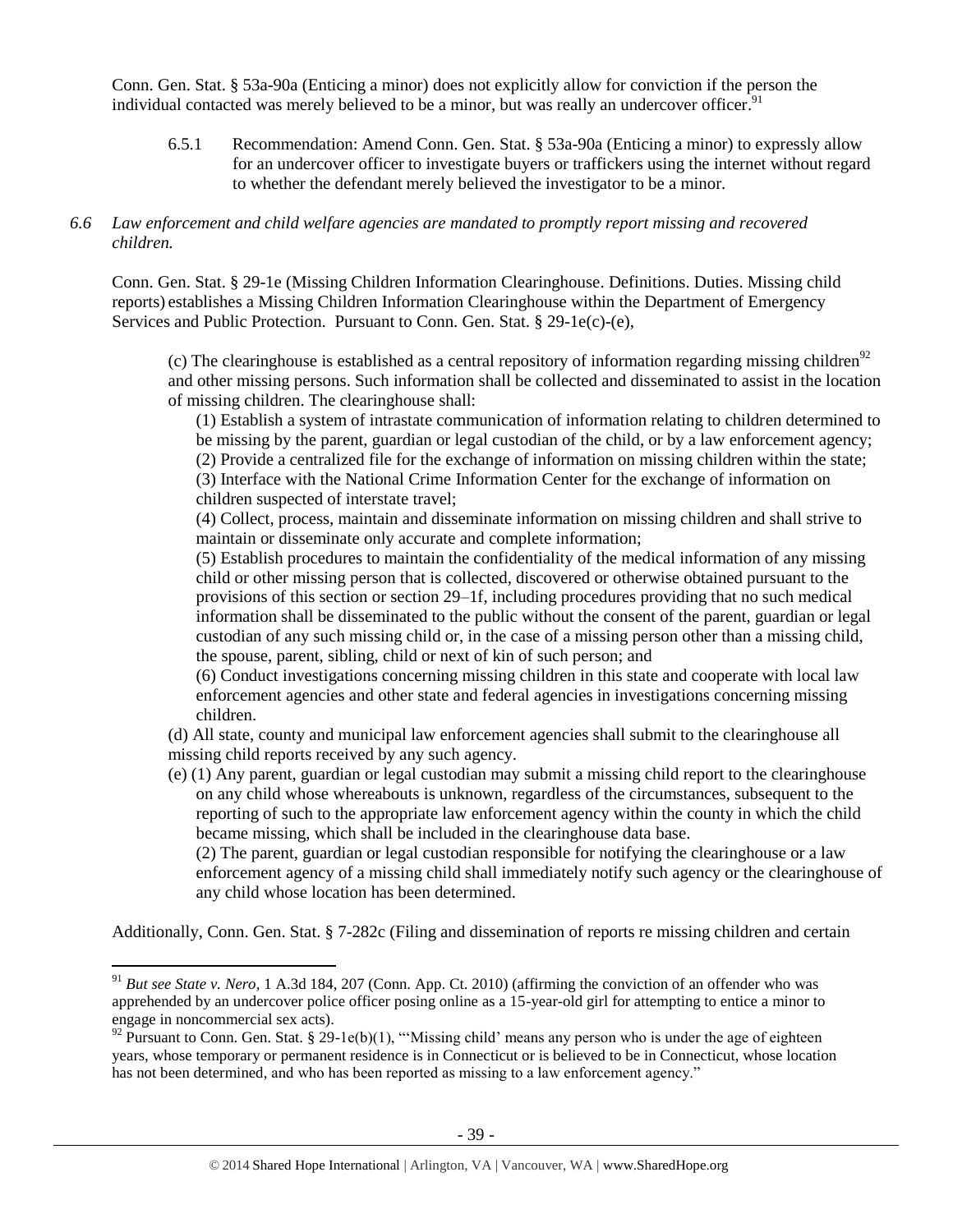Conn. Gen. Stat. § 53a-90a (Enticing a minor) does not explicitly allow for conviction if the person the individual contacted was merely believed to be a minor, but was really an undercover officer.[91]

> 6.5.1 Recommendation: Amend Conn. Gen. Stat. § 53a-90a (Enticing a minor) to expressly allow for an undercover officer to investigate buyers or traffickers using the internet without regard to whether the defendant merely believed the investigator to be a minor.

*6.6 Law enforcement and child welfare agencies are mandated to promptly report missing and recovered children.*

Conn. Gen. Stat. § 29-1e (Missing Children Information Clearinghouse. Definitions. Duties. Missing child reports) establishes a Missing Children Information Clearinghouse within the Department of Emergency Services and Public Protection. Pursuant to Conn. Gen. Stat. § 29-1e(c)-(e),

> (c) The clearinghouse is established as a central repository of information regarding missing children[92] and other missing persons. Such information shall be collected and disseminated to assist in the location of missing children. The clearinghouse shall:
>
> (1) Establish a system of intrastate communication of information relating to children determined to be missing by the parent, guardian or legal custodian of the child, or by a law enforcement agency;
>
> (2) Provide a centralized file for the exchange of information on missing children within the state;
>
> (3) Interface with the National Crime Information Center for the exchange of information on children suspected of interstate travel;
>
> (4) Collect, process, maintain and disseminate information on missing children and shall strive to maintain or disseminate only accurate and complete information;
>
> (5) Establish procedures to maintain the confidentiality of the medical information of any missing child or other missing person that is collected, discovered or otherwise obtained pursuant to the provisions of this section or section 29–1f, including procedures providing that no such medical information shall be disseminated to the public without the consent of the parent, guardian or legal custodian of any such missing child or, in the case of a missing person other than a missing child, the spouse, parent, sibling, child or next of kin of such person; and
>
> (6) Conduct investigations concerning missing children in this state and cooperate with local law enforcement agencies and other state and federal agencies in investigations concerning missing children.
>
> (d) All state, county and municipal law enforcement agencies shall submit to the clearinghouse all missing child reports received by any such agency.
>
> (e) (1) Any parent, guardian or legal custodian may submit a missing child report to the clearinghouse on any child whose whereabouts is unknown, regardless of the circumstances, subsequent to the reporting of such to the appropriate law enforcement agency within the county in which the child became missing, which shall be included in the clearinghouse data base.
>
> (2) The parent, guardian or legal custodian responsible for notifying the clearinghouse or a law enforcement agency of a missing child shall immediately notify such agency or the clearinghouse of any child whose location has been determined.

Additionally, Conn. Gen. Stat. § 7-282c (Filing and dissemination of reports re missing children and certain

---

[91] *But see State v. Nero*, 1 A.3d 184, 207 (Conn. App. Ct. 2010) (affirming the conviction of an offender who was apprehended by an undercover police officer posing online as a 15-year-old girl for attempting to entice a minor to engage in noncommercial sex acts).

[92] Pursuant to Conn. Gen. Stat. § 29-1e(b)(1), "'Missing child' means any person who is under the age of eighteen years, whose temporary or permanent residence is in Connecticut or is believed to be in Connecticut, whose location has not been determined, and who has been reported as missing to a law enforcement agency."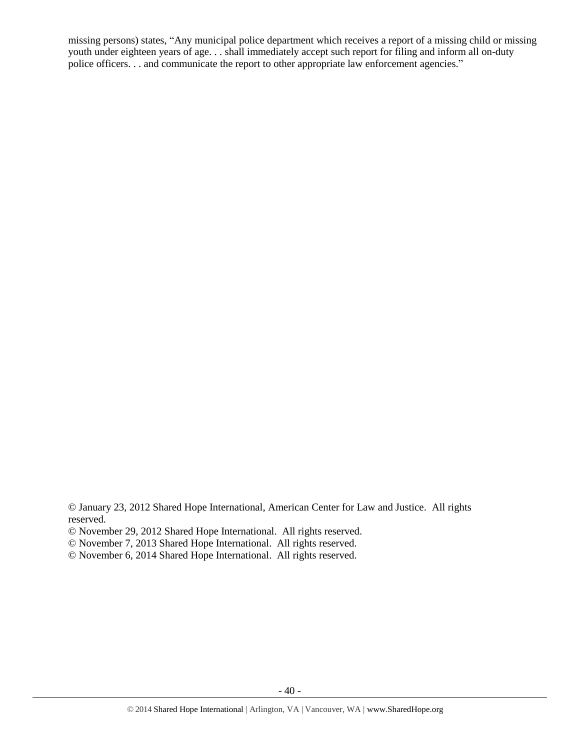missing persons) states, "Any municipal police department which receives a report of a missing child or missing youth under eighteen years of age. . . shall immediately accept such report for filing and inform all on-duty police officers. . . and communicate the report to other appropriate law enforcement agencies."

© January 23, 2012 Shared Hope International, American Center for Law and Justice. All rights reserved.

© November 29, 2012 Shared Hope International. All rights reserved.

© November 7, 2013 Shared Hope International. All rights reserved.

© November 6, 2014 Shared Hope International. All rights reserved.